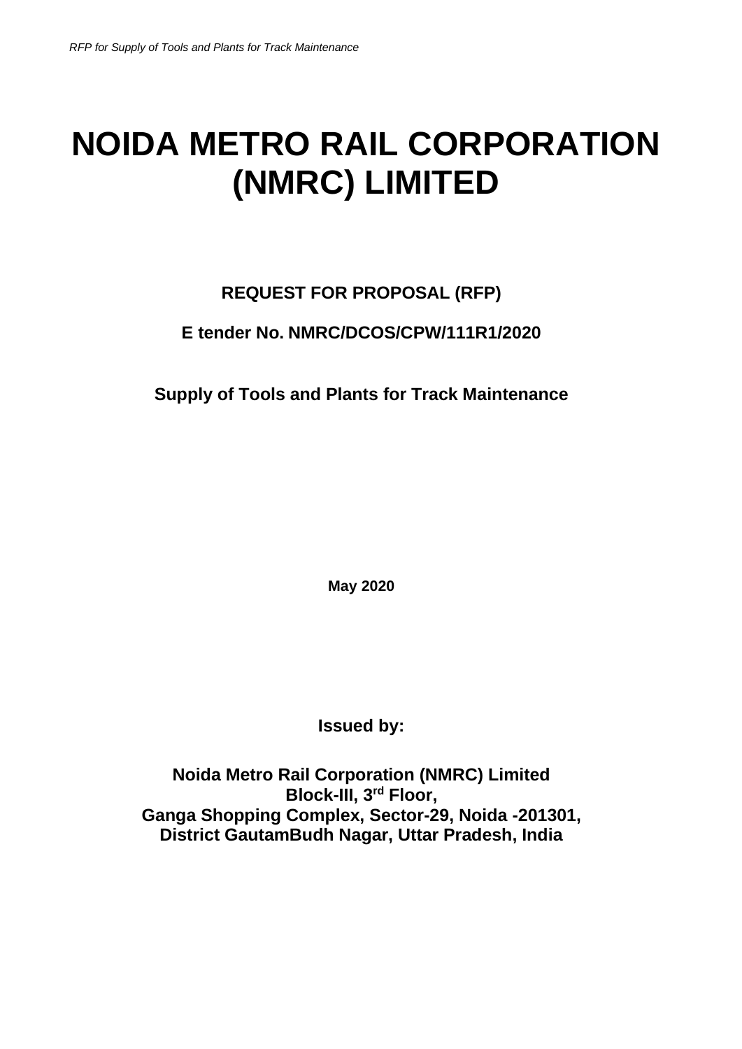# NOIDA METRO RAIL CORPORATION (NMRC) LIMITED

**REQUEST FOR PROPOSAL (RFP)**

**E tender No. NMRC/DCOS/CPW/111R1/2020**

**Supply of Tools and Plants for Track Maintenance**

**May 2020**

**Issued by:**

**Noida Metro Rail Corporation (NMRC) Limited**
**Block-III, 3rd Floor,**
**Ganga Shopping Complex, Sector-29, Noida -201301,**
**District GautamBudh Nagar, Uttar Pradesh, India**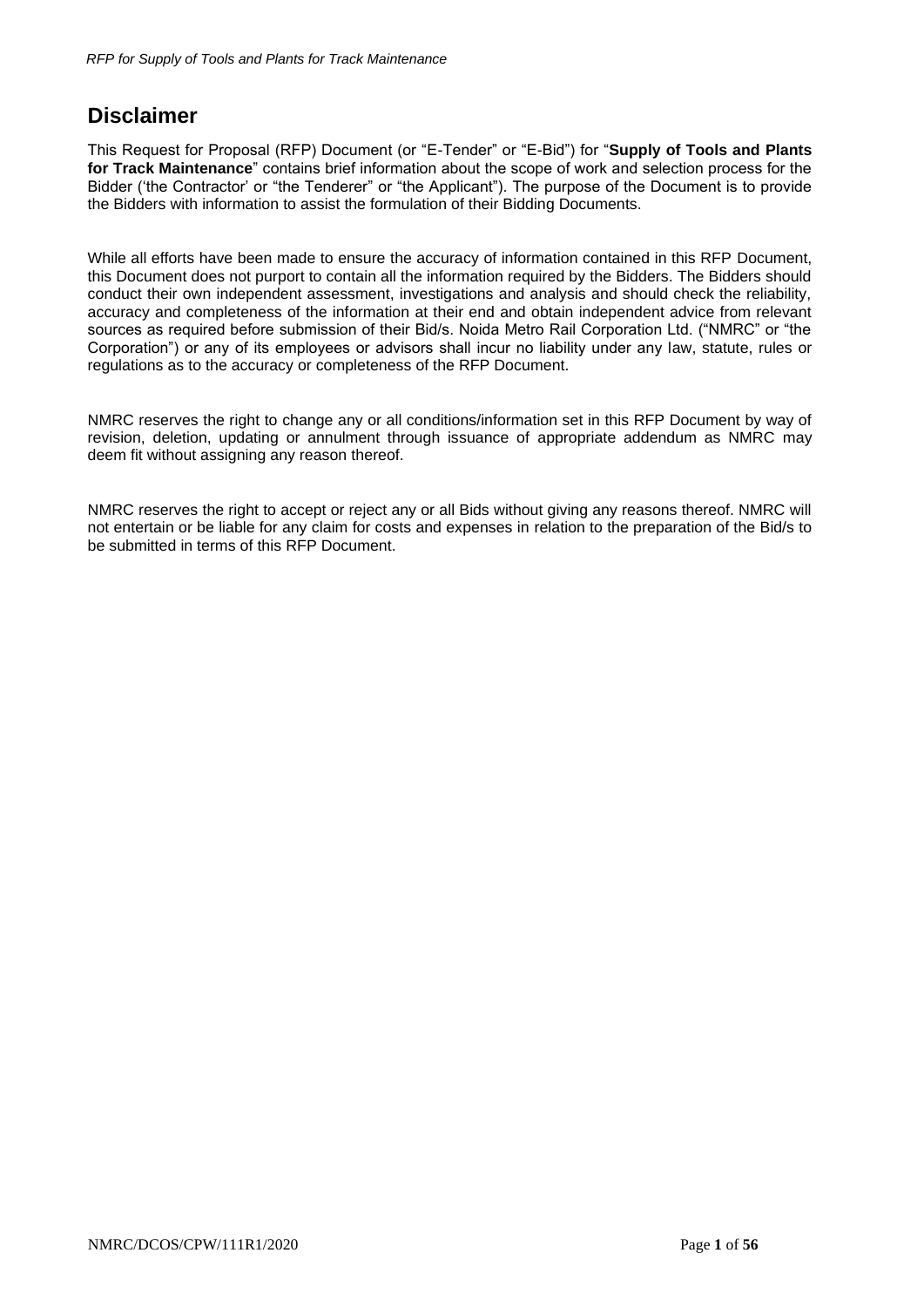# Disclaimer

This Request for Proposal (RFP) Document (or "E-Tender" or "E-Bid") for "**Supply of Tools and Plants for Track Maintenance**" contains brief information about the scope of work and selection process for the Bidder ('the Contractor' or "the Tenderer" or "the Applicant"). The purpose of the Document is to provide the Bidders with information to assist the formulation of their Bidding Documents.

While all efforts have been made to ensure the accuracy of information contained in this RFP Document, this Document does not purport to contain all the information required by the Bidders. The Bidders should conduct their own independent assessment, investigations and analysis and should check the reliability, accuracy and completeness of the information at their end and obtain independent advice from relevant sources as required before submission of their Bid/s. Noida Metro Rail Corporation Ltd. ("NMRC" or "the Corporation") or any of its employees or advisors shall incur no liability under any law, statute, rules or regulations as to the accuracy or completeness of the RFP Document.

NMRC reserves the right to change any or all conditions/information set in this RFP Document by way of revision, deletion, updating or annulment through issuance of appropriate addendum as NMRC may deem fit without assigning any reason thereof.

NMRC reserves the right to accept or reject any or all Bids without giving any reasons thereof. NMRC will not entertain or be liable for any claim for costs and expenses in relation to the preparation of the Bid/s to be submitted in terms of this RFP Document.

NMRC/DCOS/CPW/111R1/2020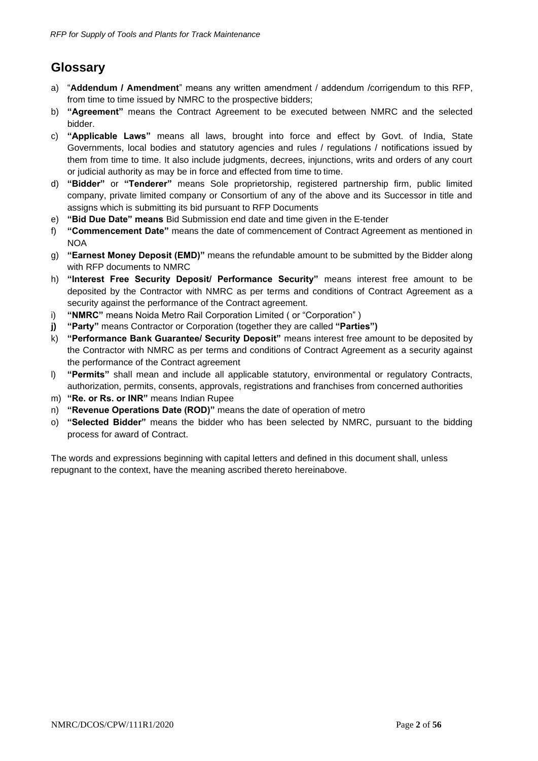## Glossary

a) "**Addendum / Amendment**" means any written amendment / addendum /corrigendum to this RFP, from time to time issued by NMRC to the prospective bidders;

b) **"Agreement"** means the Contract Agreement to be executed between NMRC and the selected bidder.

c) **"Applicable Laws"** means all laws, brought into force and effect by Govt. of India, State Governments, local bodies and statutory agencies and rules / regulations / notifications issued by them from time to time. It also include judgments, decrees, injunctions, writs and orders of any court or judicial authority as may be in force and effected from time to time.

d) **"Bidder"** or **"Tenderer"** means Sole proprietorship, registered partnership firm, public limited company, private limited company or Consortium of any of the above and its Successor in title and assigns which is submitting its bid pursuant to RFP Documents

e) **"Bid Due Date" means** Bid Submission end date and time given in the E-tender

f) **"Commencement Date"** means the date of commencement of Contract Agreement as mentioned in NOA

g) **"Earnest Money Deposit (EMD)"** means the refundable amount to be submitted by the Bidder along with RFP documents to NMRC

h) **"Interest Free Security Deposit/ Performance Security"** means interest free amount to be deposited by the Contractor with NMRC as per terms and conditions of Contract Agreement as a security against the performance of the Contract agreement.

i) **"NMRC"** means Noida Metro Rail Corporation Limited ( or "Corporation" )

**j)** **"Party"** means Contractor or Corporation (together they are called **"Parties")**

k) **"Performance Bank Guarantee/ Security Deposit"** means interest free amount to be deposited by the Contractor with NMRC as per terms and conditions of Contract Agreement as a security against the performance of the Contract agreement

l) **"Permits"** shall mean and include all applicable statutory, environmental or regulatory Contracts, authorization, permits, consents, approvals, registrations and franchises from concerned authorities

m) **"Re. or Rs. or INR"** means Indian Rupee

n) **"Revenue Operations Date (ROD)"** means the date of operation of metro

o) **"Selected Bidder"** means the bidder who has been selected by NMRC, pursuant to the bidding process for award of Contract.

The words and expressions beginning with capital letters and defined in this document shall, unless repugnant to the context, have the meaning ascribed thereto hereinabove.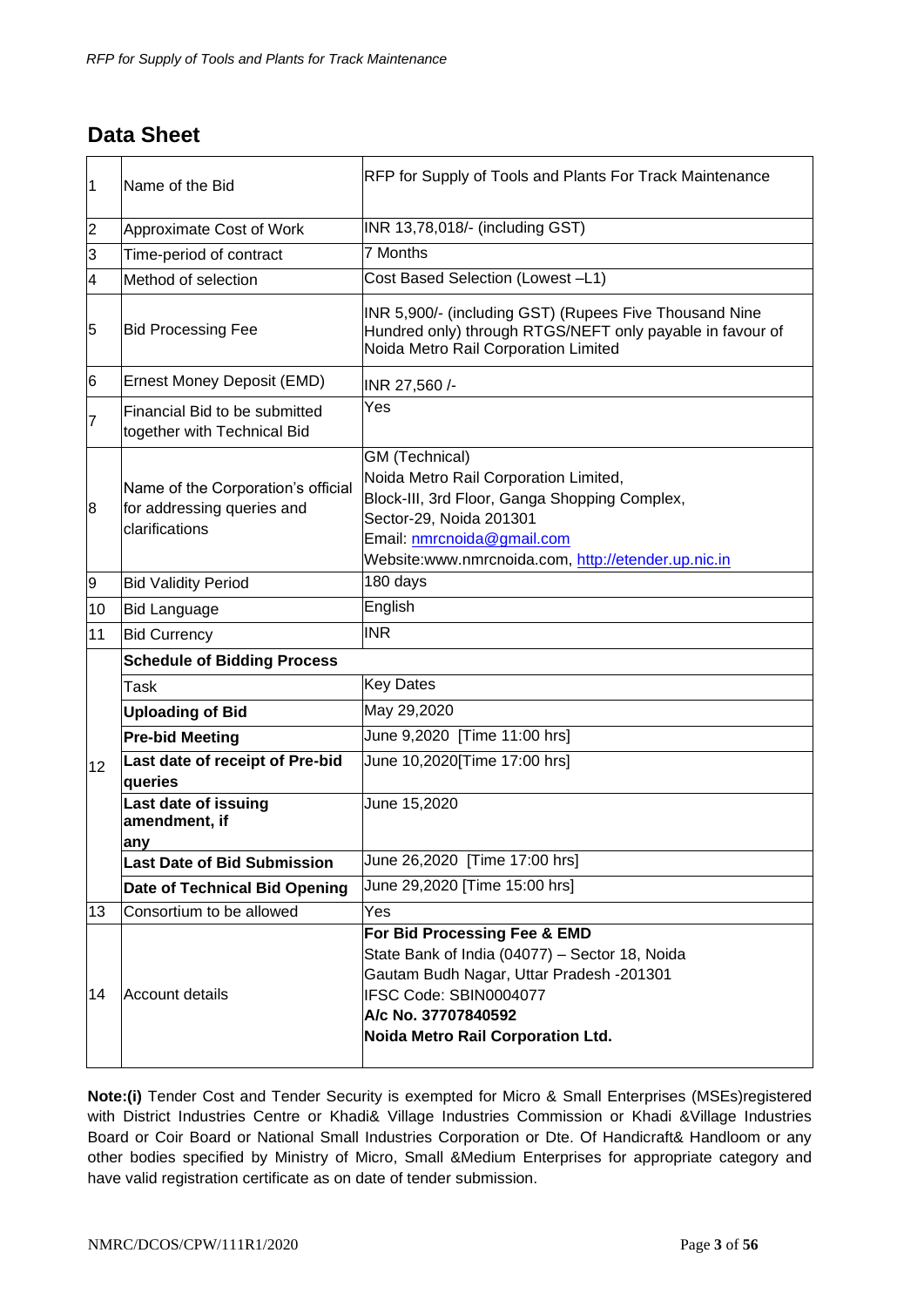## Data Sheet

| 1 | Name of the Bid | RFP for Supply of Tools and Plants For Track Maintenance |
|---|---|---|
| 2 | Approximate Cost of Work | INR 13,78,018/- (including GST) |
| 3 | Time-period of contract | 7 Months |
| 4 | Method of selection | Cost Based Selection (Lowest –L1) |
| 5 | Bid Processing Fee | INR 5,900/- (including GST) (Rupees Five Thousand Nine Hundred only) through RTGS/NEFT only payable in favour of Noida Metro Rail Corporation Limited |
| 6 | Ernest Money Deposit (EMD) | INR 27,560 /- |
| 7 | Financial Bid to be submitted together with Technical Bid | Yes |
| 8 | Name of the Corporation's official for addressing queries and clarifications | GM (Technical)<br>Noida Metro Rail Corporation Limited,<br>Block-III, 3rd Floor, Ganga Shopping Complex,<br>Sector-29, Noida 201301<br>Email: nmrcnoida@gmail.com<br>Website:www.nmrcnoida.com, http://etender.up.nic.in |
| 9 | Bid Validity Period | 180 days |
| 10 | Bid Language | English |
| 11 | Bid Currency | INR |
| 12 | **Schedule of Bidding Process** | |
| | Task | Key Dates |
| | **Uploading of Bid** | May 29,2020 |
| | **Pre-bid Meeting** | June 9,2020 [Time 11:00 hrs] |
| | **Last date of receipt of Pre-bid queries** | June 10,2020[Time 17:00 hrs] |
| | **Last date of issuing amendment, if any** | June 15,2020 |
| | **Last Date of Bid Submission** | June 26,2020 [Time 17:00 hrs] |
| | **Date of Technical Bid Opening** | June 29,2020 [Time 15:00 hrs] |
| 13 | Consortium to be allowed | Yes |
| 14 | Account details | **For Bid Processing Fee & EMD**<br>State Bank of India (04077) – Sector 18, Noida<br>Gautam Budh Nagar, Uttar Pradesh -201301<br>IFSC Code: SBIN0004077<br>**A/c No. 37707840592**<br>**Noida Metro Rail Corporation Ltd.** |

**Note:(i)** Tender Cost and Tender Security is exempted for Micro & Small Enterprises (MSEs)registered with District Industries Centre or Khadi& Village Industries Commission or Khadi &Village Industries Board or Coir Board or National Small Industries Corporation or Dte. Of Handicraft& Handloom or any other bodies specified by Ministry of Micro, Small &Medium Enterprises for appropriate category and have valid registration certificate as on date of tender submission.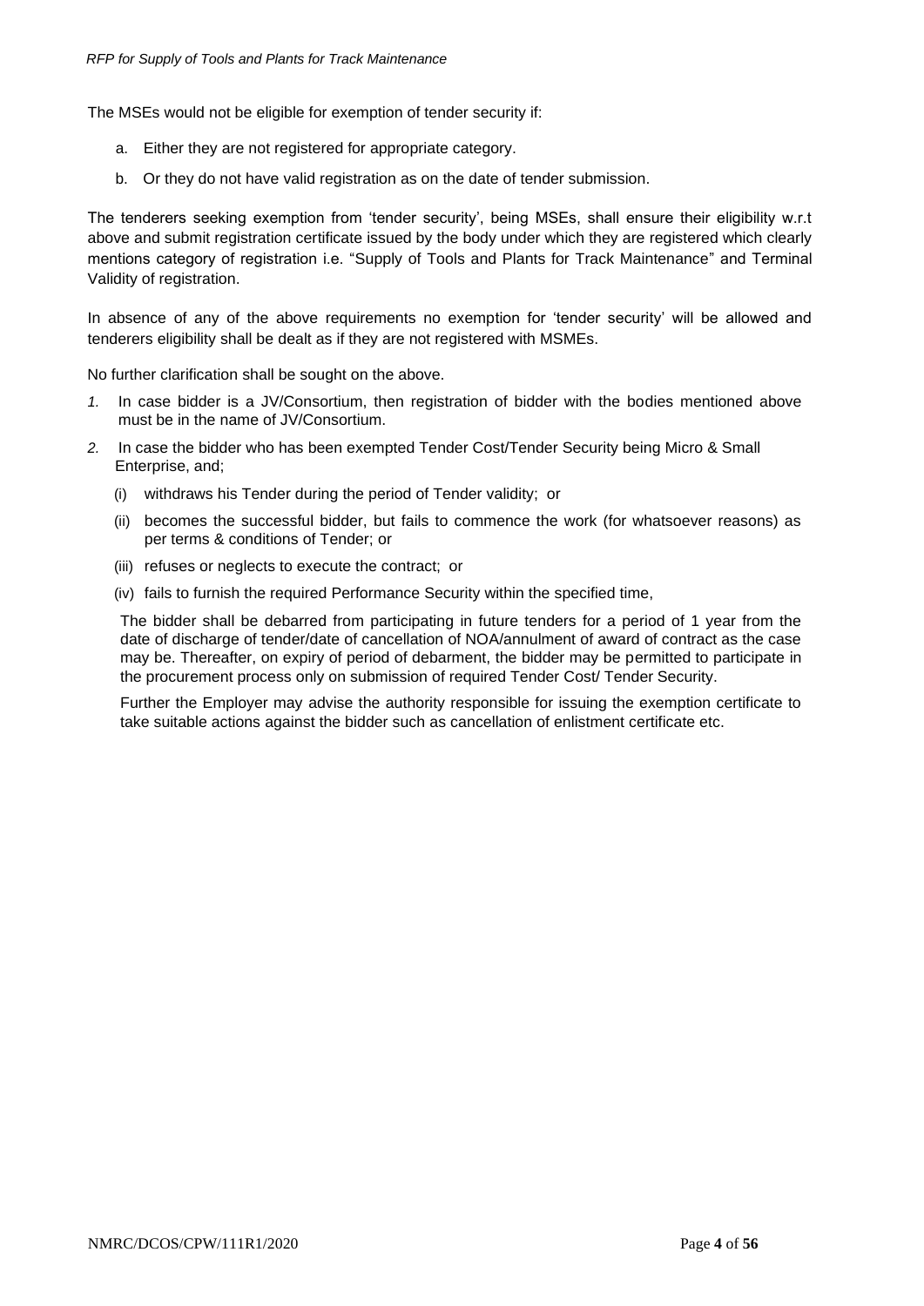The MSEs would not be eligible for exemption of tender security if:

a. Either they are not registered for appropriate category.

b. Or they do not have valid registration as on the date of tender submission.

The tenderers seeking exemption from 'tender security', being MSEs, shall ensure their eligibility w.r.t above and submit registration certificate issued by the body under which they are registered which clearly mentions category of registration i.e. "Supply of Tools and Plants for Track Maintenance" and Terminal Validity of registration.

In absence of any of the above requirements no exemption for 'tender security' will be allowed and tenderers eligibility shall be dealt as if they are not registered with MSMEs.

No further clarification shall be sought on the above.

1. In case bidder is a JV/Consortium, then registration of bidder with the bodies mentioned above must be in the name of JV/Consortium.

2. In case the bidder who has been exempted Tender Cost/Tender Security being Micro & Small Enterprise, and;

   (i) withdraws his Tender during the period of Tender validity; or

   (ii) becomes the successful bidder, but fails to commence the work (for whatsoever reasons) as per terms & conditions of Tender; or

   (iii) refuses or neglects to execute the contract; or

   (iv) fails to furnish the required Performance Security within the specified time,

   The bidder shall be debarred from participating in future tenders for a period of 1 year from the date of discharge of tender/date of cancellation of NOA/annulment of award of contract as the case may be. Thereafter, on expiry of period of debarment, the bidder may be permitted to participate in the procurement process only on submission of required Tender Cost/ Tender Security.

   Further the Employer may advise the authority responsible for issuing the exemption certificate to take suitable actions against the bidder such as cancellation of enlistment certificate etc.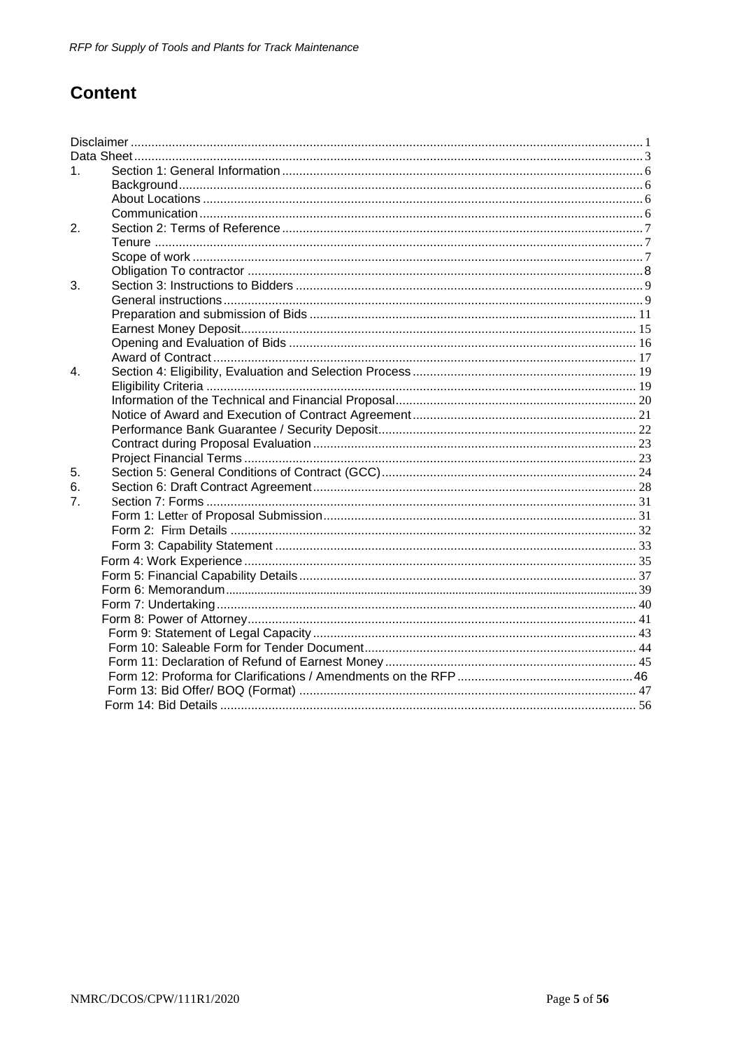# Content

Disclaimer ..... 1
Data Sheet ..... 3

1. Section 1: General Information ..... 6
   - Background ..... 6
   - About Locations ..... 6
   - Communication ..... 6
2. Section 2: Terms of Reference ..... 7
   - Tenure ..... 7
   - Scope of work ..... 7
   - Obligation To contractor ..... 8
3. Section 3: Instructions to Bidders ..... 9
   - General instructions ..... 9
   - Preparation and submission of Bids ..... 11
   - Earnest Money Deposit ..... 15
   - Opening and Evaluation of Bids ..... 16
   - Award of Contract ..... 17
4. Section 4: Eligibility, Evaluation and Selection Process ..... 19
   - Eligibility Criteria ..... 19
   - Information of the Technical and Financial Proposal ..... 20
   - Notice of Award and Execution of Contract Agreement ..... 21
   - Performance Bank Guarantee / Security Deposit ..... 22
   - Contract during Proposal Evaluation ..... 23
   - Project Financial Terms ..... 23
5. Section 5: General Conditions of Contract (GCC) ..... 24
6. Section 6: Draft Contract Agreement ..... 28
7. Section 7: Forms ..... 31
   - Form 1: Letter of Proposal Submission ..... 31
   - Form 2: Firm Details ..... 32
   - Form 3: Capability Statement ..... 33
   - Form 4: Work Experience ..... 35
   - Form 5: Financial Capability Details ..... 37
   - Form 6: Memorandum ..... 39
   - Form 7: Undertaking ..... 40
   - Form 8: Power of Attorney ..... 41
   - Form 9: Statement of Legal Capacity ..... 43
   - Form 10: Saleable Form for Tender Document ..... 44
   - Form 11: Declaration of Refund of Earnest Money ..... 45
   - Form 12: Proforma for Clarifications / Amendments on the RFP ..... 46
   - Form 13: Bid Offer/ BOQ (Format) ..... 47
   - Form 14: Bid Details ..... 56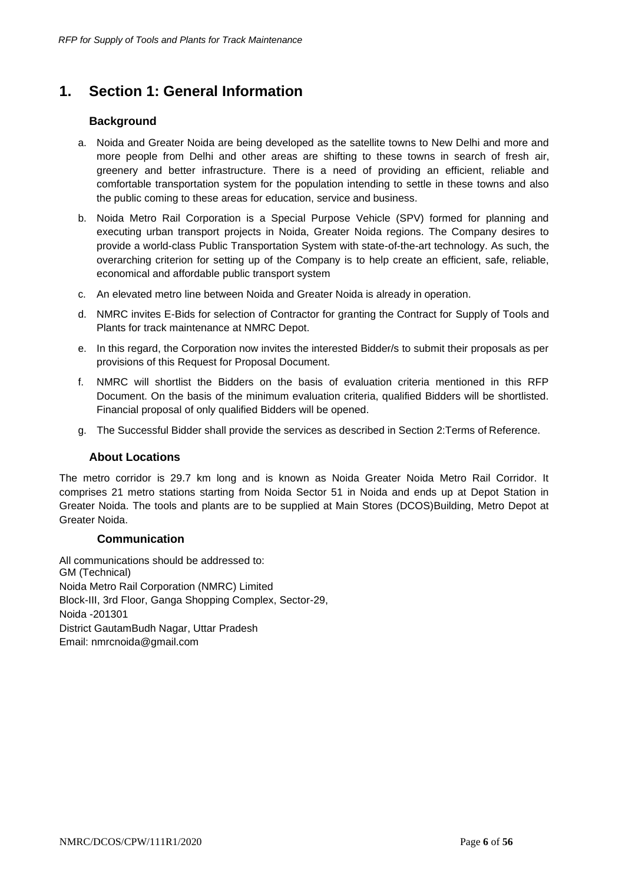# 1. Section 1: General Information

### Background

a. Noida and Greater Noida are being developed as the satellite towns to New Delhi and more and more people from Delhi and other areas are shifting to these towns in search of fresh air, greenery and better infrastructure. There is a need of providing an efficient, reliable and comfortable transportation system for the population intending to settle in these towns and also the public coming to these areas for education, service and business.

b. Noida Metro Rail Corporation is a Special Purpose Vehicle (SPV) formed for planning and executing urban transport projects in Noida, Greater Noida regions. The Company desires to provide a world-class Public Transportation System with state-of-the-art technology. As such, the overarching criterion for setting up of the Company is to help create an efficient, safe, reliable, economical and affordable public transport system

c. An elevated metro line between Noida and Greater Noida is already in operation.

d. NMRC invites E-Bids for selection of Contractor for granting the Contract for Supply of Tools and Plants for track maintenance at NMRC Depot.

e. In this regard, the Corporation now invites the interested Bidder/s to submit their proposals as per provisions of this Request for Proposal Document.

f. NMRC will shortlist the Bidders on the basis of evaluation criteria mentioned in this RFP Document. On the basis of the minimum evaluation criteria, qualified Bidders will be shortlisted. Financial proposal of only qualified Bidders will be opened.

g. The Successful Bidder shall provide the services as described in Section 2:Terms of Reference.

### About Locations

The metro corridor is 29.7 km long and is known as Noida Greater Noida Metro Rail Corridor. It comprises 21 metro stations starting from Noida Sector 51 in Noida and ends up at Depot Station in Greater Noida. The tools and plants are to be supplied at Main Stores (DCOS)Building, Metro Depot at Greater Noida.

### Communication

All communications should be addressed to:
GM (Technical)
Noida Metro Rail Corporation (NMRC) Limited
Block-III, 3rd Floor, Ganga Shopping Complex, Sector-29,
Noida -201301
District GautamBudh Nagar, Uttar Pradesh
Email: nmrcnoida@gmail.com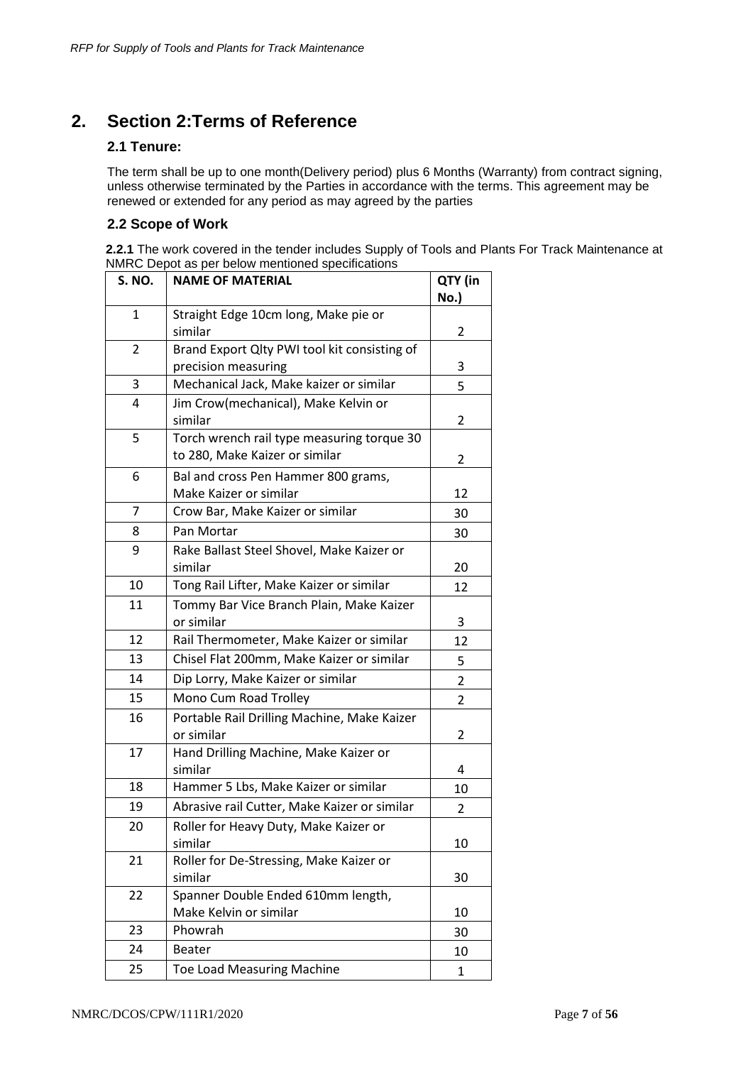# 2. Section 2:Terms of Reference

## 2.1 Tenure:

The term shall be up to one month(Delivery period) plus 6 Months (Warranty) from contract signing, unless otherwise terminated by the Parties in accordance with the terms. This agreement may be renewed or extended for any period as may agreed by the parties

## 2.2 Scope of Work

**2.2.1** The work covered in the tender includes Supply of Tools and Plants For Track Maintenance at NMRC Depot as per below mentioned specifications

| S. NO. | NAME OF MATERIAL | QTY (in No.) |
|---|---|---|
| 1 | Straight Edge 10cm long, Make pie or similar | 2 |
| 2 | Brand Export Qlty PWI tool kit consisting of precision measuring | 3 |
| 3 | Mechanical Jack, Make kaizer or similar | 5 |
| 4 | Jim Crow(mechanical), Make Kelvin or similar | 2 |
| 5 | Torch wrench rail type measuring torque 30 to 280, Make Kaizer or similar | 2 |
| 6 | Bal and cross Pen Hammer 800 grams, Make Kaizer or similar | 12 |
| 7 | Crow Bar, Make Kaizer or similar | 30 |
| 8 | Pan Mortar | 30 |
| 9 | Rake Ballast Steel Shovel, Make Kaizer or similar | 20 |
| 10 | Tong Rail Lifter, Make Kaizer or similar | 12 |
| 11 | Tommy Bar Vice Branch Plain, Make Kaizer or similar | 3 |
| 12 | Rail Thermometer, Make Kaizer or similar | 12 |
| 13 | Chisel Flat 200mm, Make Kaizer or similar | 5 |
| 14 | Dip Lorry, Make Kaizer or similar | 2 |
| 15 | Mono Cum Road Trolley | 2 |
| 16 | Portable Rail Drilling Machine, Make Kaizer or similar | 2 |
| 17 | Hand Drilling Machine, Make Kaizer or similar | 4 |
| 18 | Hammer 5 Lbs, Make Kaizer or similar | 10 |
| 19 | Abrasive rail Cutter, Make Kaizer or similar | 2 |
| 20 | Roller for Heavy Duty, Make Kaizer or similar | 10 |
| 21 | Roller for De-Stressing, Make Kaizer or similar | 30 |
| 22 | Spanner Double Ended 610mm length, Make Kelvin or similar | 10 |
| 23 | Phowrah | 30 |
| 24 | Beater | 10 |
| 25 | Toe Load Measuring Machine | 1 |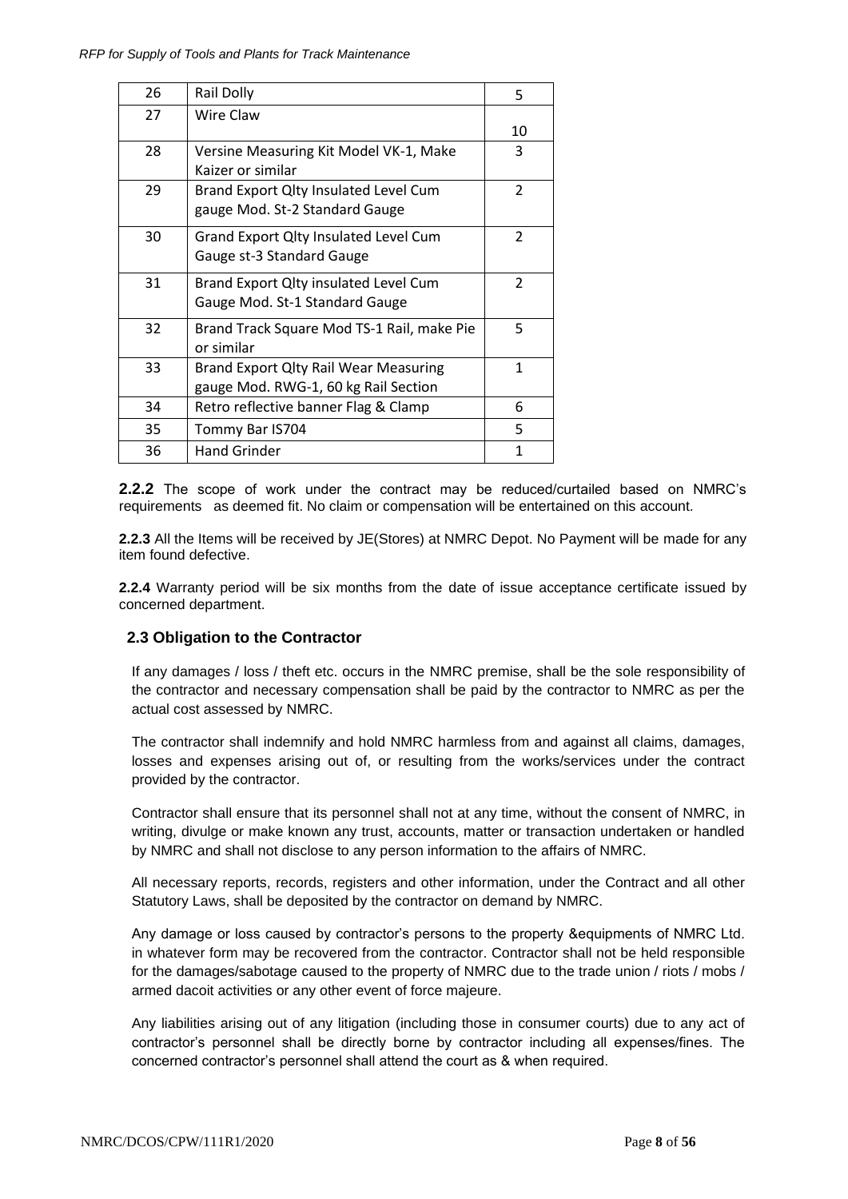| 26 | Rail Dolly | 5 |
|---|---|---|
| 27 | Wire Claw | 10 |
| 28 | Versine Measuring Kit Model VK-1, Make Kaizer or similar | 3 |
| 29 | Brand Export Qlty Insulated Level Cum gauge Mod. St-2 Standard Gauge | 2 |
| 30 | Grand Export Qlty Insulated Level Cum Gauge st-3 Standard Gauge | 2 |
| 31 | Brand Export Qlty insulated Level Cum Gauge Mod. St-1 Standard Gauge | 2 |
| 32 | Brand Track Square Mod TS-1 Rail, make Pie or similar | 5 |
| 33 | Brand Export Qlty Rail Wear Measuring gauge Mod. RWG-1, 60 kg Rail Section | 1 |
| 34 | Retro reflective banner Flag & Clamp | 6 |
| 35 | Tommy Bar IS704 | 5 |
| 36 | Hand Grinder | 1 |

**2.2.2** The scope of work under the contract may be reduced/curtailed based on NMRC's requirements as deemed fit. No claim or compensation will be entertained on this account.

**2.2.3** All the Items will be received by JE(Stores) at NMRC Depot. No Payment will be made for any item found defective.

**2.2.4** Warranty period will be six months from the date of issue acceptance certificate issued by concerned department.

### 2.3 Obligation to the Contractor

If any damages / loss / theft etc. occurs in the NMRC premise, shall be the sole responsibility of the contractor and necessary compensation shall be paid by the contractor to NMRC as per the actual cost assessed by NMRC.

The contractor shall indemnify and hold NMRC harmless from and against all claims, damages, losses and expenses arising out of, or resulting from the works/services under the contract provided by the contractor.

Contractor shall ensure that its personnel shall not at any time, without the consent of NMRC, in writing, divulge or make known any trust, accounts, matter or transaction undertaken or handled by NMRC and shall not disclose to any person information to the affairs of NMRC.

All necessary reports, records, registers and other information, under the Contract and all other Statutory Laws, shall be deposited by the contractor on demand by NMRC.

Any damage or loss caused by contractor's persons to the property &equipments of NMRC Ltd. in whatever form may be recovered from the contractor. Contractor shall not be held responsible for the damages/sabotage caused to the property of NMRC due to the trade union / riots / mobs / armed dacoit activities or any other event of force majeure.

Any liabilities arising out of any litigation (including those in consumer courts) due to any act of contractor's personnel shall be directly borne by contractor including all expenses/fines. The concerned contractor's personnel shall attend the court as & when required.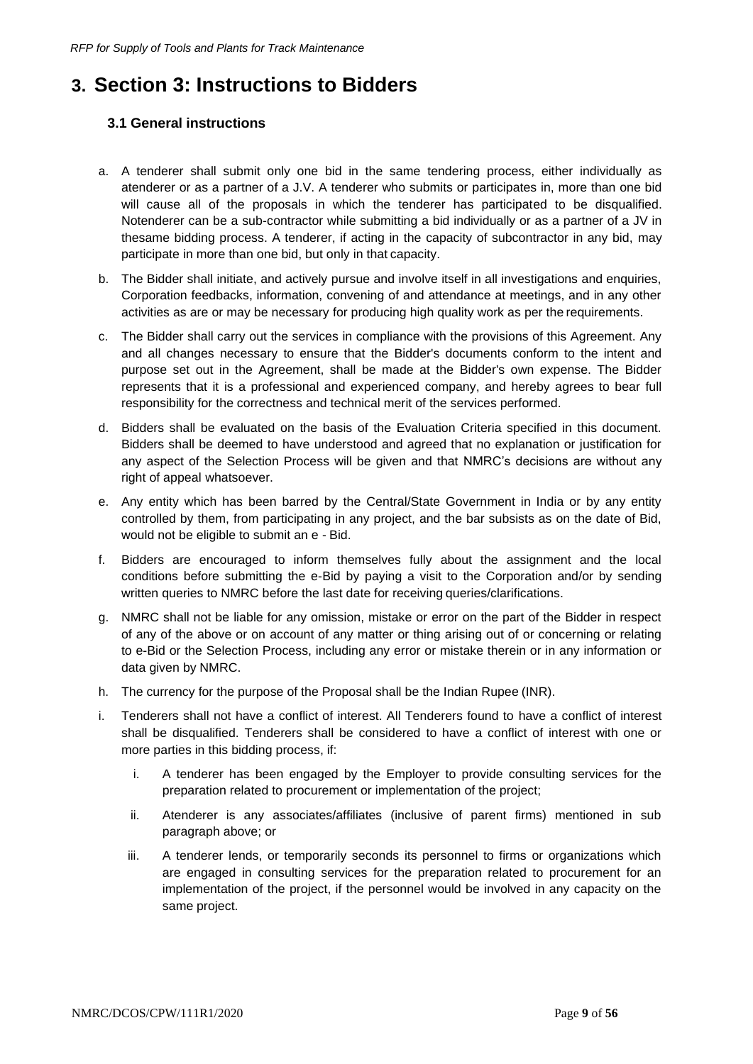// Running header and footer omitted

# 3. Section 3: Instructions to Bidders

## 3.1 General instructions

a. A tenderer shall submit only one bid in the same tendering process, either individually as atenderer or as a partner of a J.V. A tenderer who submits or participates in, more than one bid will cause all of the proposals in which the tenderer has participated to be disqualified. Notenderer can be a sub-contractor while submitting a bid individually or as a partner of a JV in thesame bidding process. A tenderer, if acting in the capacity of subcontractor in any bid, may participate in more than one bid, but only in that capacity.

b. The Bidder shall initiate, and actively pursue and involve itself in all investigations and enquiries, Corporation feedbacks, information, convening of and attendance at meetings, and in any other activities as are or may be necessary for producing high quality work as per the requirements.

c. The Bidder shall carry out the services in compliance with the provisions of this Agreement. Any and all changes necessary to ensure that the Bidder's documents conform to the intent and purpose set out in the Agreement, shall be made at the Bidder's own expense. The Bidder represents that it is a professional and experienced company, and hereby agrees to bear full responsibility for the correctness and technical merit of the services performed.

d. Bidders shall be evaluated on the basis of the Evaluation Criteria specified in this document. Bidders shall be deemed to have understood and agreed that no explanation or justification for any aspect of the Selection Process will be given and that NMRC's decisions are without any right of appeal whatsoever.

e. Any entity which has been barred by the Central/State Government in India or by any entity controlled by them, from participating in any project, and the bar subsists as on the date of Bid, would not be eligible to submit an e - Bid.

f. Bidders are encouraged to inform themselves fully about the assignment and the local conditions before submitting the e-Bid by paying a visit to the Corporation and/or by sending written queries to NMRC before the last date for receiving queries/clarifications.

g. NMRC shall not be liable for any omission, mistake or error on the part of the Bidder in respect of any of the above or on account of any matter or thing arising out of or concerning or relating to e-Bid or the Selection Process, including any error or mistake therein or in any information or data given by NMRC.

h. The currency for the purpose of the Proposal shall be the Indian Rupee (INR).

i. Tenderers shall not have a conflict of interest. All Tenderers found to have a conflict of interest shall be disqualified. Tenderers shall be considered to have a conflict of interest with one or more parties in this bidding process, if:

   i. A tenderer has been engaged by the Employer to provide consulting services for the preparation related to procurement or implementation of the project;

   ii. Atenderer is any associates/affiliates (inclusive of parent firms) mentioned in sub paragraph above; or

   iii. A tenderer lends, or temporarily seconds its personnel to firms or organizations which are engaged in consulting services for the preparation related to procurement for an implementation of the project, if the personnel would be involved in any capacity on the same project.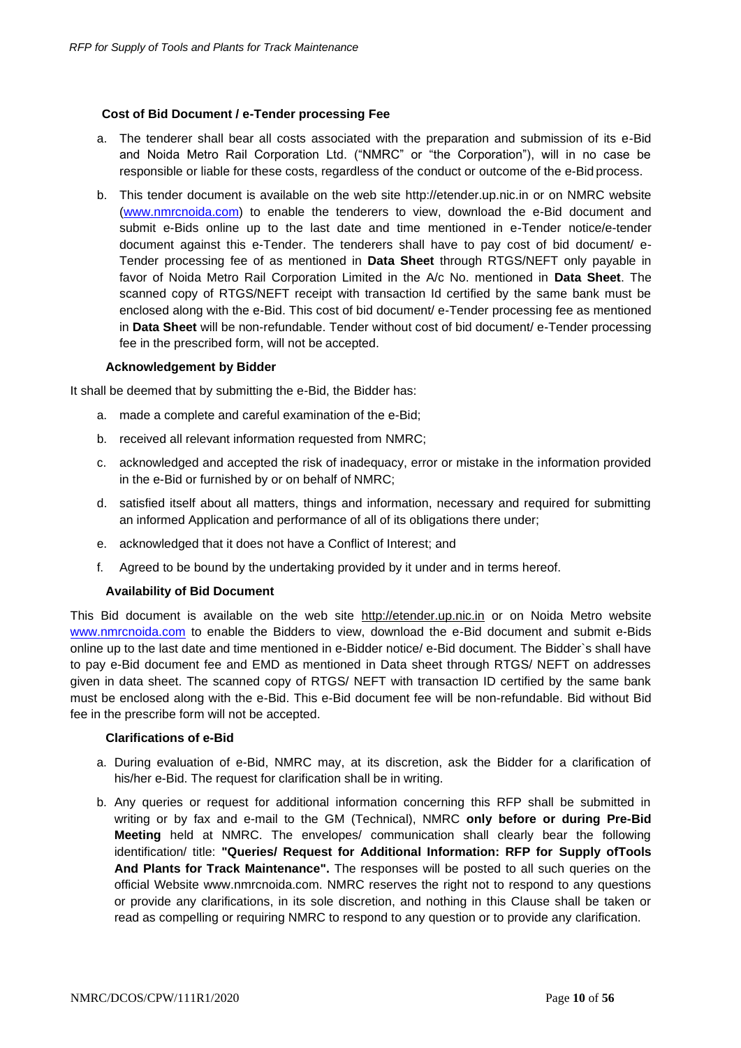### Cost of Bid Document / e-Tender processing Fee

a. The tenderer shall bear all costs associated with the preparation and submission of its e-Bid and Noida Metro Rail Corporation Ltd. ("NMRC" or "the Corporation"), will in no case be responsible or liable for these costs, regardless of the conduct or outcome of the e-Bid process.

b. This tender document is available on the web site http://etender.up.nic.in or on NMRC website (www.nmrcnoida.com) to enable the tenderers to view, download the e-Bid document and submit e-Bids online up to the last date and time mentioned in e-Tender notice/e-tender document against this e-Tender. The tenderers shall have to pay cost of bid document/ e-Tender processing fee of as mentioned in **Data Sheet** through RTGS/NEFT only payable in favor of Noida Metro Rail Corporation Limited in the A/c No. mentioned in **Data Sheet**. The scanned copy of RTGS/NEFT receipt with transaction Id certified by the same bank must be enclosed along with the e-Bid. This cost of bid document/ e-Tender processing fee as mentioned in **Data Sheet** will be non-refundable. Tender without cost of bid document/ e-Tender processing fee in the prescribed form, will not be accepted.

### Acknowledgement by Bidder

It shall be deemed that by submitting the e-Bid, the Bidder has:

a. made a complete and careful examination of the e-Bid;

b. received all relevant information requested from NMRC;

c. acknowledged and accepted the risk of inadequacy, error or mistake in the information provided in the e-Bid or furnished by or on behalf of NMRC;

d. satisfied itself about all matters, things and information, necessary and required for submitting an informed Application and performance of all of its obligations there under;

e. acknowledged that it does not have a Conflict of Interest; and

f. Agreed to be bound by the undertaking provided by it under and in terms hereof.

### Availability of Bid Document

This Bid document is available on the web site http://etender.up.nic.in or on Noida Metro website www.nmrcnoida.com to enable the Bidders to view, download the e-Bid document and submit e-Bids online up to the last date and time mentioned in e-Bidder notice/ e-Bid document. The Bidder`s shall have to pay e-Bid document fee and EMD as mentioned in Data sheet through RTGS/ NEFT on addresses given in data sheet. The scanned copy of RTGS/ NEFT with transaction ID certified by the same bank must be enclosed along with the e-Bid. This e-Bid document fee will be non-refundable. Bid without Bid fee in the prescribe form will not be accepted.

### Clarifications of e-Bid

a. During evaluation of e-Bid, NMRC may, at its discretion, ask the Bidder for a clarification of his/her e-Bid. The request for clarification shall be in writing.

b. Any queries or request for additional information concerning this RFP shall be submitted in writing or by fax and e-mail to the GM (Technical), NMRC **only before or during Pre-Bid Meeting** held at NMRC. The envelopes/ communication shall clearly bear the following identification/ title: **"Queries/ Request for Additional Information: RFP for Supply ofTools And Plants for Track Maintenance".** The responses will be posted to all such queries on the official Website www.nmrcnoida.com. NMRC reserves the right not to respond to any questions or provide any clarifications, in its sole discretion, and nothing in this Clause shall be taken or read as compelling or requiring NMRC to respond to any question or to provide any clarification.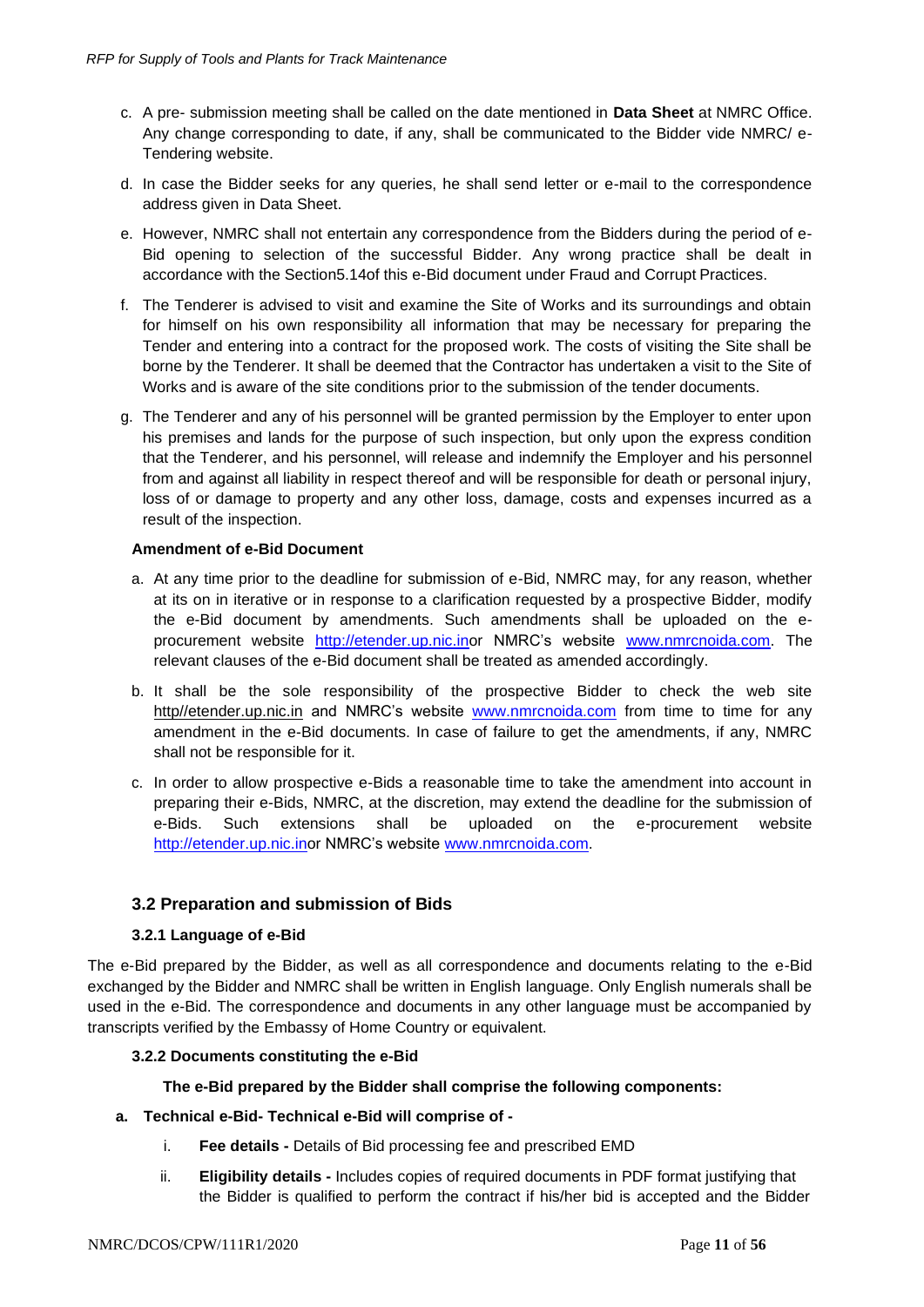c. A pre- submission meeting shall be called on the date mentioned in **Data Sheet** at NMRC Office. Any change corresponding to date, if any, shall be communicated to the Bidder vide NMRC/ e-Tendering website.

d. In case the Bidder seeks for any queries, he shall send letter or e-mail to the correspondence address given in Data Sheet.

e. However, NMRC shall not entertain any correspondence from the Bidders during the period of e-Bid opening to selection of the successful Bidder. Any wrong practice shall be dealt in accordance with the Section5.14of this e-Bid document under Fraud and Corrupt Practices.

f. The Tenderer is advised to visit and examine the Site of Works and its surroundings and obtain for himself on his own responsibility all information that may be necessary for preparing the Tender and entering into a contract for the proposed work. The costs of visiting the Site shall be borne by the Tenderer. It shall be deemed that the Contractor has undertaken a visit to the Site of Works and is aware of the site conditions prior to the submission of the tender documents.

g. The Tenderer and any of his personnel will be granted permission by the Employer to enter upon his premises and lands for the purpose of such inspection, but only upon the express condition that the Tenderer, and his personnel, will release and indemnify the Employer and his personnel from and against all liability in respect thereof and will be responsible for death or personal injury, loss of or damage to property and any other loss, damage, costs and expenses incurred as a result of the inspection.

**Amendment of e-Bid Document**

a. At any time prior to the deadline for submission of e-Bid, NMRC may, for any reason, whether at its on in iterative or in response to a clarification requested by a prospective Bidder, modify the e-Bid document by amendments. Such amendments shall be uploaded on the e-procurement website http://etender.up.nic.inor NMRC's website www.nmrcnoida.com. The relevant clauses of the e-Bid document shall be treated as amended accordingly.

b. It shall be the sole responsibility of the prospective Bidder to check the web site http//etender.up.nic.in and NMRC's website www.nmrcnoida.com from time to time for any amendment in the e-Bid documents. In case of failure to get the amendments, if any, NMRC shall not be responsible for it.

c. In order to allow prospective e-Bids a reasonable time to take the amendment into account in preparing their e-Bids, NMRC, at the discretion, may extend the deadline for the submission of e-Bids. Such extensions shall be uploaded on the e-procurement website http://etender.up.nic.inor NMRC's website www.nmrcnoida.com.

## 3.2 Preparation and submission of Bids

### 3.2.1 Language of e-Bid

The e-Bid prepared by the Bidder, as well as all correspondence and documents relating to the e-Bid exchanged by the Bidder and NMRC shall be written in English language. Only English numerals shall be used in the e-Bid. The correspondence and documents in any other language must be accompanied by transcripts verified by the Embassy of Home Country or equivalent.

### 3.2.2 Documents constituting the e-Bid

**The e-Bid prepared by the Bidder shall comprise the following components:**

**a. Technical e-Bid- Technical e-Bid will comprise of -**

i. **Fee details -** Details of Bid processing fee and prescribed EMD

ii. **Eligibility details -** Includes copies of required documents in PDF format justifying that the Bidder is qualified to perform the contract if his/her bid is accepted and the Bidder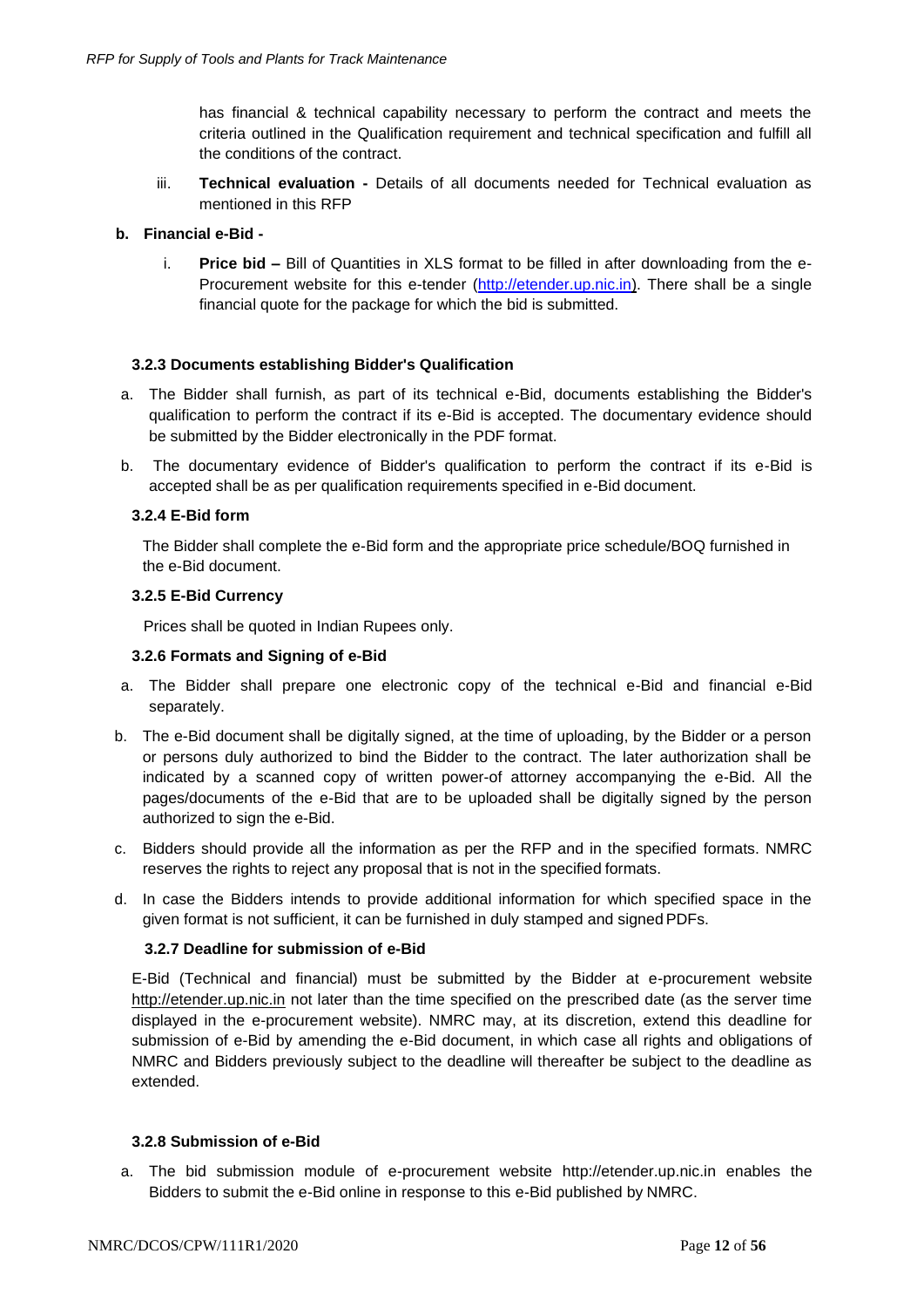has financial & technical capability necessary to perform the contract and meets the criteria outlined in the Qualification requirement and technical specification and fulfill all the conditions of the contract.

iii. **Technical evaluation -** Details of all documents needed for Technical evaluation as mentioned in this RFP

**b. Financial e-Bid -**

i. **Price bid –** Bill of Quantities in XLS format to be filled in after downloading from the e-Procurement website for this e-tender (http://etender.up.nic.in). There shall be a single financial quote for the package for which the bid is submitted.

### 3.2.3 Documents establishing Bidder's Qualification

a. The Bidder shall furnish, as part of its technical e-Bid, documents establishing the Bidder's qualification to perform the contract if its e-Bid is accepted. The documentary evidence should be submitted by the Bidder electronically in the PDF format.

b. The documentary evidence of Bidder's qualification to perform the contract if its e-Bid is accepted shall be as per qualification requirements specified in e-Bid document.

### 3.2.4 E-Bid form

The Bidder shall complete the e-Bid form and the appropriate price schedule/BOQ furnished in the e-Bid document.

### 3.2.5 E-Bid Currency

Prices shall be quoted in Indian Rupees only.

### 3.2.6 Formats and Signing of e-Bid

a. The Bidder shall prepare one electronic copy of the technical e-Bid and financial e-Bid separately.

b. The e-Bid document shall be digitally signed, at the time of uploading, by the Bidder or a person or persons duly authorized to bind the Bidder to the contract. The later authorization shall be indicated by a scanned copy of written power-of attorney accompanying the e-Bid. All the pages/documents of the e-Bid that are to be uploaded shall be digitally signed by the person authorized to sign the e-Bid.

c. Bidders should provide all the information as per the RFP and in the specified formats. NMRC reserves the rights to reject any proposal that is not in the specified formats.

d. In case the Bidders intends to provide additional information for which specified space in the given format is not sufficient, it can be furnished in duly stamped and signed PDFs.

### 3.2.7 Deadline for submission of e-Bid

E-Bid (Technical and financial) must be submitted by the Bidder at e-procurement website http://etender.up.nic.in not later than the time specified on the prescribed date (as the server time displayed in the e-procurement website). NMRC may, at its discretion, extend this deadline for submission of e-Bid by amending the e-Bid document, in which case all rights and obligations of NMRC and Bidders previously subject to the deadline will thereafter be subject to the deadline as extended.

### 3.2.8 Submission of e-Bid

a. The bid submission module of e-procurement website http://etender.up.nic.in enables the Bidders to submit the e-Bid online in response to this e-Bid published by NMRC.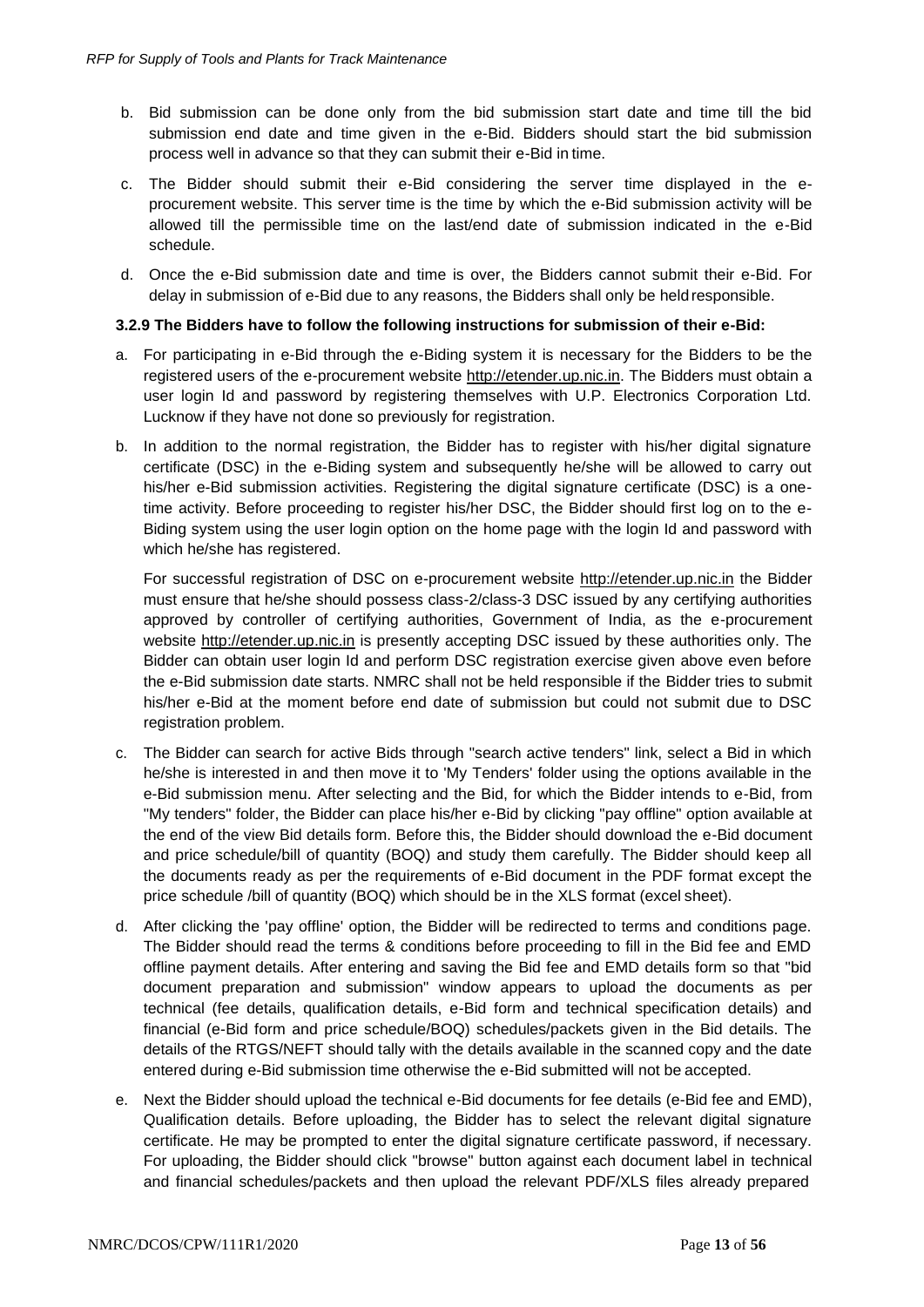b. Bid submission can be done only from the bid submission start date and time till the bid submission end date and time given in the e-Bid. Bidders should start the bid submission process well in advance so that they can submit their e-Bid in time.

c. The Bidder should submit their e-Bid considering the server time displayed in the e-procurement website. This server time is the time by which the e-Bid submission activity will be allowed till the permissible time on the last/end date of submission indicated in the e-Bid schedule.

d. Once the e-Bid submission date and time is over, the Bidders cannot submit their e-Bid. For delay in submission of e-Bid due to any reasons, the Bidders shall only be held responsible.

**3.2.9 The Bidders have to follow the following instructions for submission of their e-Bid:**

a. For participating in e-Bid through the e-Biding system it is necessary for the Bidders to be the registered users of the e-procurement website http://etender.up.nic.in. The Bidders must obtain a user login Id and password by registering themselves with U.P. Electronics Corporation Ltd. Lucknow if they have not done so previously for registration.

b. In addition to the normal registration, the Bidder has to register with his/her digital signature certificate (DSC) in the e-Biding system and subsequently he/she will be allowed to carry out his/her e-Bid submission activities. Registering the digital signature certificate (DSC) is a one-time activity. Before proceeding to register his/her DSC, the Bidder should first log on to the e-Biding system using the user login option on the home page with the login Id and password with which he/she has registered.

   For successful registration of DSC on e-procurement website http://etender.up.nic.in the Bidder must ensure that he/she should possess class-2/class-3 DSC issued by any certifying authorities approved by controller of certifying authorities, Government of India, as the e-procurement website http://etender.up.nic.in is presently accepting DSC issued by these authorities only. The Bidder can obtain user login Id and perform DSC registration exercise given above even before the e-Bid submission date starts. NMRC shall not be held responsible if the Bidder tries to submit his/her e-Bid at the moment before end date of submission but could not submit due to DSC registration problem.

c. The Bidder can search for active Bids through "search active tenders" link, select a Bid in which he/she is interested in and then move it to 'My Tenders' folder using the options available in the e-Bid submission menu. After selecting and the Bid, for which the Bidder intends to e-Bid, from "My tenders" folder, the Bidder can place his/her e-Bid by clicking "pay offline" option available at the end of the view Bid details form. Before this, the Bidder should download the e-Bid document and price schedule/bill of quantity (BOQ) and study them carefully. The Bidder should keep all the documents ready as per the requirements of e-Bid document in the PDF format except the price schedule /bill of quantity (BOQ) which should be in the XLS format (excel sheet).

d. After clicking the 'pay offline' option, the Bidder will be redirected to terms and conditions page. The Bidder should read the terms & conditions before proceeding to fill in the Bid fee and EMD offline payment details. After entering and saving the Bid fee and EMD details form so that "bid document preparation and submission" window appears to upload the documents as per technical (fee details, qualification details, e-Bid form and technical specification details) and financial (e-Bid form and price schedule/BOQ) schedules/packets given in the Bid details. The details of the RTGS/NEFT should tally with the details available in the scanned copy and the date entered during e-Bid submission time otherwise the e-Bid submitted will not be accepted.

e. Next the Bidder should upload the technical e-Bid documents for fee details (e-Bid fee and EMD), Qualification details. Before uploading, the Bidder has to select the relevant digital signature certificate. He may be prompted to enter the digital signature certificate password, if necessary. For uploading, the Bidder should click "browse" button against each document label in technical and financial schedules/packets and then upload the relevant PDF/XLS files already prepared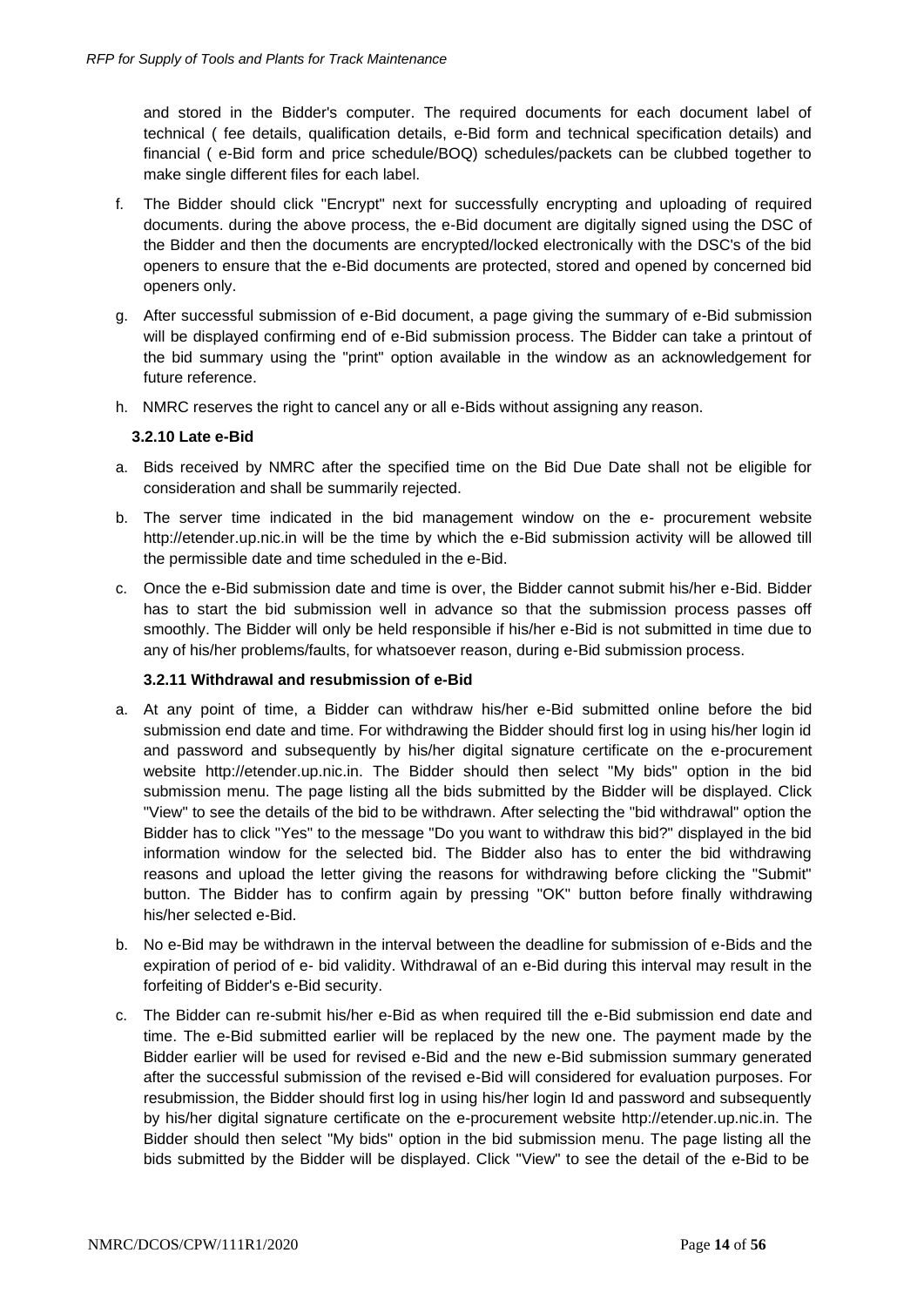and stored in the Bidder's computer. The required documents for each document label of technical ( fee details, qualification details, e-Bid form and technical specification details) and financial ( e-Bid form and price schedule/BOQ) schedules/packets can be clubbed together to make single different files for each label.

f. The Bidder should click "Encrypt" next for successfully encrypting and uploading of required documents. during the above process, the e-Bid document are digitally signed using the DSC of the Bidder and then the documents are encrypted/locked electronically with the DSC's of the bid openers to ensure that the e-Bid documents are protected, stored and opened by concerned bid openers only.

g. After successful submission of e-Bid document, a page giving the summary of e-Bid submission will be displayed confirming end of e-Bid submission process. The Bidder can take a printout of the bid summary using the "print" option available in the window as an acknowledgement for future reference.

h. NMRC reserves the right to cancel any or all e-Bids without assigning any reason.

**3.2.10 Late e-Bid**

a. Bids received by NMRC after the specified time on the Bid Due Date shall not be eligible for consideration and shall be summarily rejected.

b. The server time indicated in the bid management window on the e- procurement website http://etender.up.nic.in will be the time by which the e-Bid submission activity will be allowed till the permissible date and time scheduled in the e-Bid.

c. Once the e-Bid submission date and time is over, the Bidder cannot submit his/her e-Bid. Bidder has to start the bid submission well in advance so that the submission process passes off smoothly. The Bidder will only be held responsible if his/her e-Bid is not submitted in time due to any of his/her problems/faults, for whatsoever reason, during e-Bid submission process.

**3.2.11 Withdrawal and resubmission of e-Bid**

a. At any point of time, a Bidder can withdraw his/her e-Bid submitted online before the bid submission end date and time. For withdrawing the Bidder should first log in using his/her login id and password and subsequently by his/her digital signature certificate on the e-procurement website http://etender.up.nic.in. The Bidder should then select "My bids" option in the bid submission menu. The page listing all the bids submitted by the Bidder will be displayed. Click "View" to see the details of the bid to be withdrawn. After selecting the "bid withdrawal" option the Bidder has to click "Yes" to the message "Do you want to withdraw this bid?" displayed in the bid information window for the selected bid. The Bidder also has to enter the bid withdrawing reasons and upload the letter giving the reasons for withdrawing before clicking the "Submit" button. The Bidder has to confirm again by pressing "OK" button before finally withdrawing his/her selected e-Bid.

b. No e-Bid may be withdrawn in the interval between the deadline for submission of e-Bids and the expiration of period of e- bid validity. Withdrawal of an e-Bid during this interval may result in the forfeiting of Bidder's e-Bid security.

c. The Bidder can re-submit his/her e-Bid as when required till the e-Bid submission end date and time. The e-Bid submitted earlier will be replaced by the new one. The payment made by the Bidder earlier will be used for revised e-Bid and the new e-Bid submission summary generated after the successful submission of the revised e-Bid will considered for evaluation purposes. For resubmission, the Bidder should first log in using his/her login Id and password and subsequently by his/her digital signature certificate on the e-procurement website http://etender.up.nic.in. The Bidder should then select "My bids" option in the bid submission menu. The page listing all the bids submitted by the Bidder will be displayed. Click "View" to see the detail of the e-Bid to be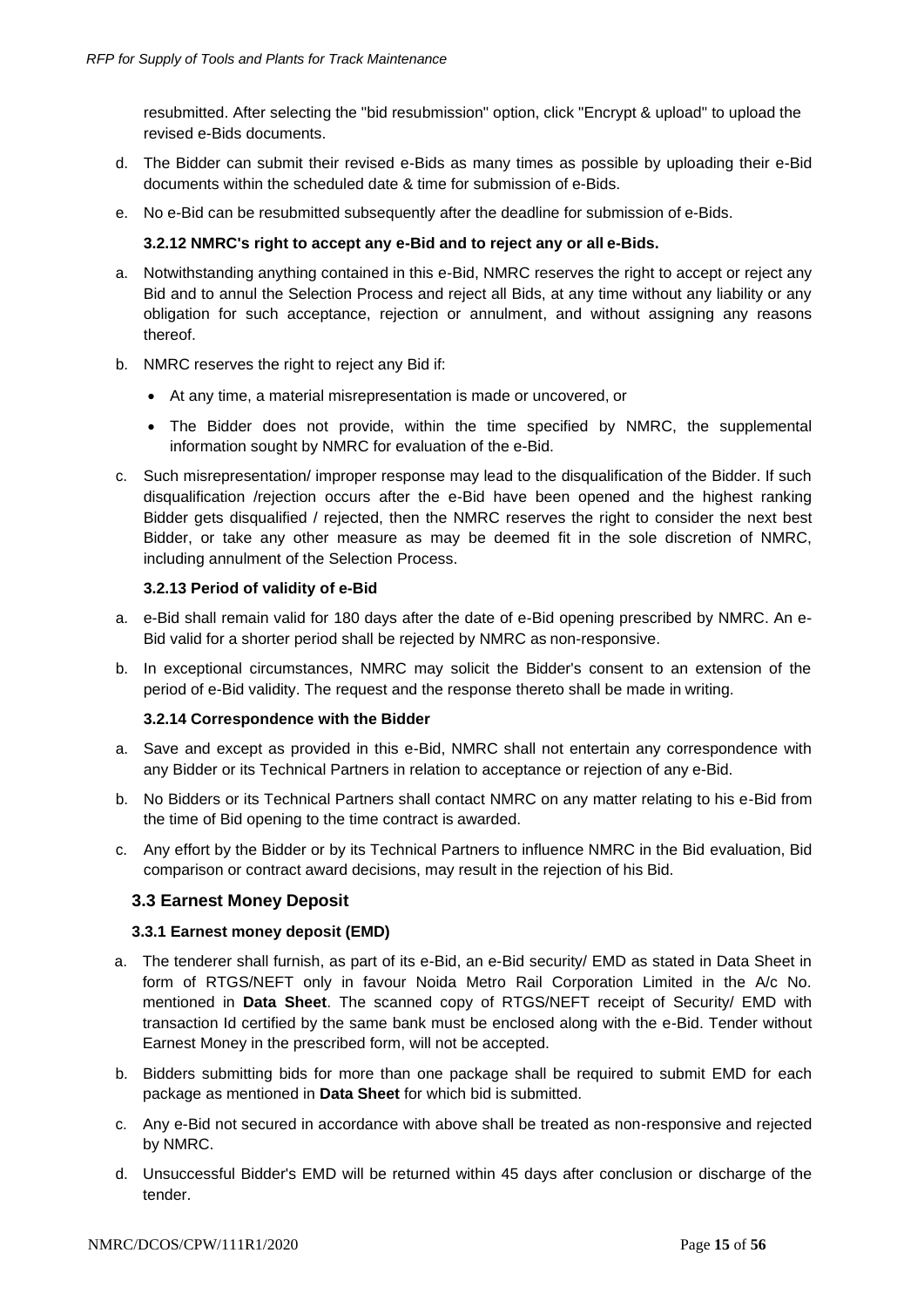resubmitted. After selecting the "bid resubmission" option, click "Encrypt & upload" to upload the revised e-Bids documents.

d. The Bidder can submit their revised e-Bids as many times as possible by uploading their e-Bid documents within the scheduled date & time for submission of e-Bids.

e. No e-Bid can be resubmitted subsequently after the deadline for submission of e-Bids.

#### 3.2.12 NMRC's right to accept any e-Bid and to reject any or all e-Bids.

a. Notwithstanding anything contained in this e-Bid, NMRC reserves the right to accept or reject any Bid and to annul the Selection Process and reject all Bids, at any time without any liability or any obligation for such acceptance, rejection or annulment, and without assigning any reasons thereof.

b. NMRC reserves the right to reject any Bid if:

- At any time, a material misrepresentation is made or uncovered, or
- The Bidder does not provide, within the time specified by NMRC, the supplemental information sought by NMRC for evaluation of the e-Bid.

c. Such misrepresentation/ improper response may lead to the disqualification of the Bidder. If such disqualification /rejection occurs after the e-Bid have been opened and the highest ranking Bidder gets disqualified / rejected, then the NMRC reserves the right to consider the next best Bidder, or take any other measure as may be deemed fit in the sole discretion of NMRC, including annulment of the Selection Process.

#### 3.2.13 Period of validity of e-Bid

a. e-Bid shall remain valid for 180 days after the date of e-Bid opening prescribed by NMRC. An e-Bid valid for a shorter period shall be rejected by NMRC as non-responsive.

b. In exceptional circumstances, NMRC may solicit the Bidder's consent to an extension of the period of e-Bid validity. The request and the response thereto shall be made in writing.

#### 3.2.14 Correspondence with the Bidder

a. Save and except as provided in this e-Bid, NMRC shall not entertain any correspondence with any Bidder or its Technical Partners in relation to acceptance or rejection of any e-Bid.

b. No Bidders or its Technical Partners shall contact NMRC on any matter relating to his e-Bid from the time of Bid opening to the time contract is awarded.

c. Any effort by the Bidder or by its Technical Partners to influence NMRC in the Bid evaluation, Bid comparison or contract award decisions, may result in the rejection of his Bid.

### 3.3 Earnest Money Deposit

#### 3.3.1 Earnest money deposit (EMD)

a. The tenderer shall furnish, as part of its e-Bid, an e-Bid security/ EMD as stated in Data Sheet in form of RTGS/NEFT only in favour Noida Metro Rail Corporation Limited in the A/c No. mentioned in **Data Sheet**. The scanned copy of RTGS/NEFT receipt of Security/ EMD with transaction Id certified by the same bank must be enclosed along with the e-Bid. Tender without Earnest Money in the prescribed form, will not be accepted.

b. Bidders submitting bids for more than one package shall be required to submit EMD for each package as mentioned in **Data Sheet** for which bid is submitted.

c. Any e-Bid not secured in accordance with above shall be treated as non-responsive and rejected by NMRC.

d. Unsuccessful Bidder's EMD will be returned within 45 days after conclusion or discharge of the tender.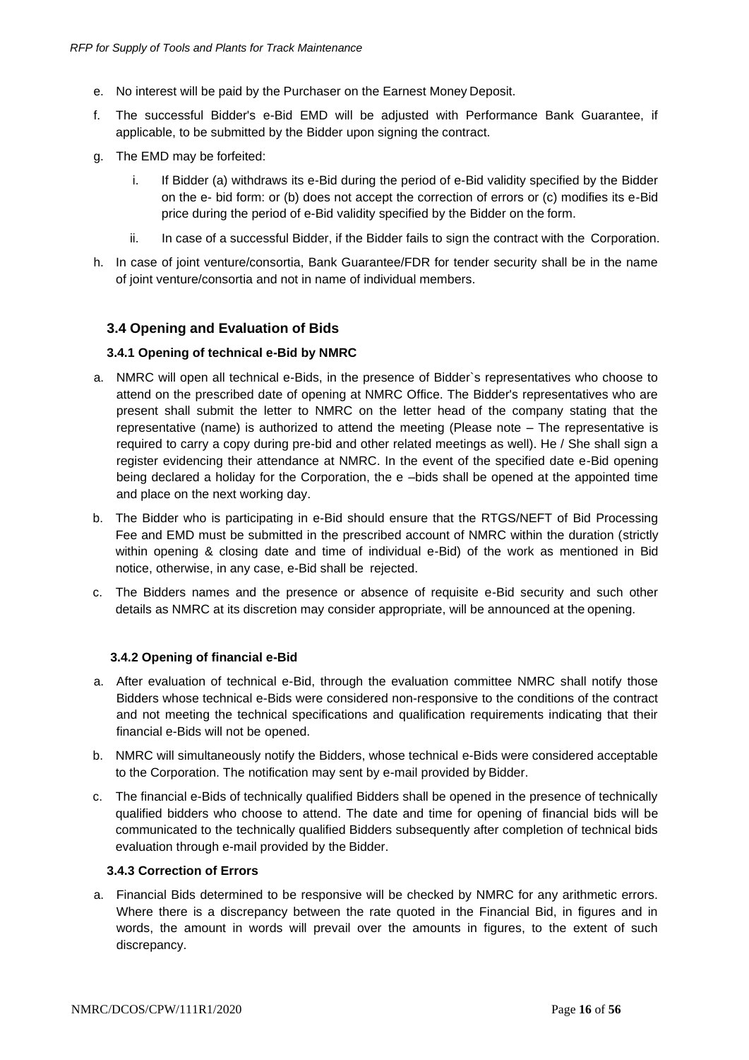e. No interest will be paid by the Purchaser on the Earnest Money Deposit.

f. The successful Bidder's e-Bid EMD will be adjusted with Performance Bank Guarantee, if applicable, to be submitted by the Bidder upon signing the contract.

g. The EMD may be forfeited:

   i. If Bidder (a) withdraws its e-Bid during the period of e-Bid validity specified by the Bidder on the e- bid form: or (b) does not accept the correction of errors or (c) modifies its e-Bid price during the period of e-Bid validity specified by the Bidder on the form.

   ii. In case of a successful Bidder, if the Bidder fails to sign the contract with the Corporation.

h. In case of joint venture/consortia, Bank Guarantee/FDR for tender security shall be in the name of joint venture/consortia and not in name of individual members.

### 3.4 Opening and Evaluation of Bids

#### 3.4.1 Opening of technical e-Bid by NMRC

a. NMRC will open all technical e-Bids, in the presence of Bidder`s representatives who choose to attend on the prescribed date of opening at NMRC Office. The Bidder's representatives who are present shall submit the letter to NMRC on the letter head of the company stating that the representative (name) is authorized to attend the meeting (Please note – The representative is required to carry a copy during pre-bid and other related meetings as well). He / She shall sign a register evidencing their attendance at NMRC. In the event of the specified date e-Bid opening being declared a holiday for the Corporation, the e –bids shall be opened at the appointed time and place on the next working day.

b. The Bidder who is participating in e-Bid should ensure that the RTGS/NEFT of Bid Processing Fee and EMD must be submitted in the prescribed account of NMRC within the duration (strictly within opening & closing date and time of individual e-Bid) of the work as mentioned in Bid notice, otherwise, in any case, e-Bid shall be rejected.

c. The Bidders names and the presence or absence of requisite e-Bid security and such other details as NMRC at its discretion may consider appropriate, will be announced at the opening.

#### 3.4.2 Opening of financial e-Bid

a. After evaluation of technical e-Bid, through the evaluation committee NMRC shall notify those Bidders whose technical e-Bids were considered non-responsive to the conditions of the contract and not meeting the technical specifications and qualification requirements indicating that their financial e-Bids will not be opened.

b. NMRC will simultaneously notify the Bidders, whose technical e-Bids were considered acceptable to the Corporation. The notification may sent by e-mail provided by Bidder.

c. The financial e-Bids of technically qualified Bidders shall be opened in the presence of technically qualified bidders who choose to attend. The date and time for opening of financial bids will be communicated to the technically qualified Bidders subsequently after completion of technical bids evaluation through e-mail provided by the Bidder.

#### 3.4.3 Correction of Errors

a. Financial Bids determined to be responsive will be checked by NMRC for any arithmetic errors. Where there is a discrepancy between the rate quoted in the Financial Bid, in figures and in words, the amount in words will prevail over the amounts in figures, to the extent of such discrepancy.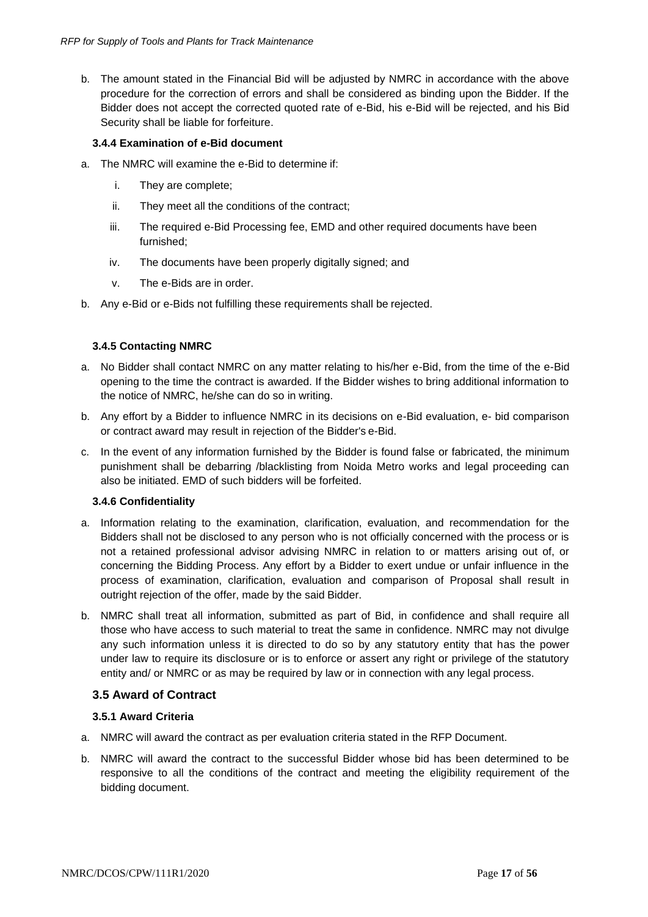b. The amount stated in the Financial Bid will be adjusted by NMRC in accordance with the above procedure for the correction of errors and shall be considered as binding upon the Bidder. If the Bidder does not accept the corrected quoted rate of e-Bid, his e-Bid will be rejected, and his Bid Security shall be liable for forfeiture.

#### 3.4.4 Examination of e-Bid document

a. The NMRC will examine the e-Bid to determine if:

   i. They are complete;

   ii. They meet all the conditions of the contract;

   iii. The required e-Bid Processing fee, EMD and other required documents have been furnished;

   iv. The documents have been properly digitally signed; and

   v. The e-Bids are in order.

b. Any e-Bid or e-Bids not fulfilling these requirements shall be rejected.

#### 3.4.5 Contacting NMRC

a. No Bidder shall contact NMRC on any matter relating to his/her e-Bid, from the time of the e-Bid opening to the time the contract is awarded. If the Bidder wishes to bring additional information to the notice of NMRC, he/she can do so in writing.

b. Any effort by a Bidder to influence NMRC in its decisions on e-Bid evaluation, e- bid comparison or contract award may result in rejection of the Bidder's e-Bid.

c. In the event of any information furnished by the Bidder is found false or fabricated, the minimum punishment shall be debarring /blacklisting from Noida Metro works and legal proceeding can also be initiated. EMD of such bidders will be forfeited.

#### 3.4.6 Confidentiality

a. Information relating to the examination, clarification, evaluation, and recommendation for the Bidders shall not be disclosed to any person who is not officially concerned with the process or is not a retained professional advisor advising NMRC in relation to or matters arising out of, or concerning the Bidding Process. Any effort by a Bidder to exert undue or unfair influence in the process of examination, clarification, evaluation and comparison of Proposal shall result in outright rejection of the offer, made by the said Bidder.

b. NMRC shall treat all information, submitted as part of Bid, in confidence and shall require all those who have access to such material to treat the same in confidence. NMRC may not divulge any such information unless it is directed to do so by any statutory entity that has the power under law to require its disclosure or is to enforce or assert any right or privilege of the statutory entity and/ or NMRC or as may be required by law or in connection with any legal process.

### 3.5 Award of Contract

#### 3.5.1 Award Criteria

a. NMRC will award the contract as per evaluation criteria stated in the RFP Document.

b. NMRC will award the contract to the successful Bidder whose bid has been determined to be responsive to all the conditions of the contract and meeting the eligibility requirement of the bidding document.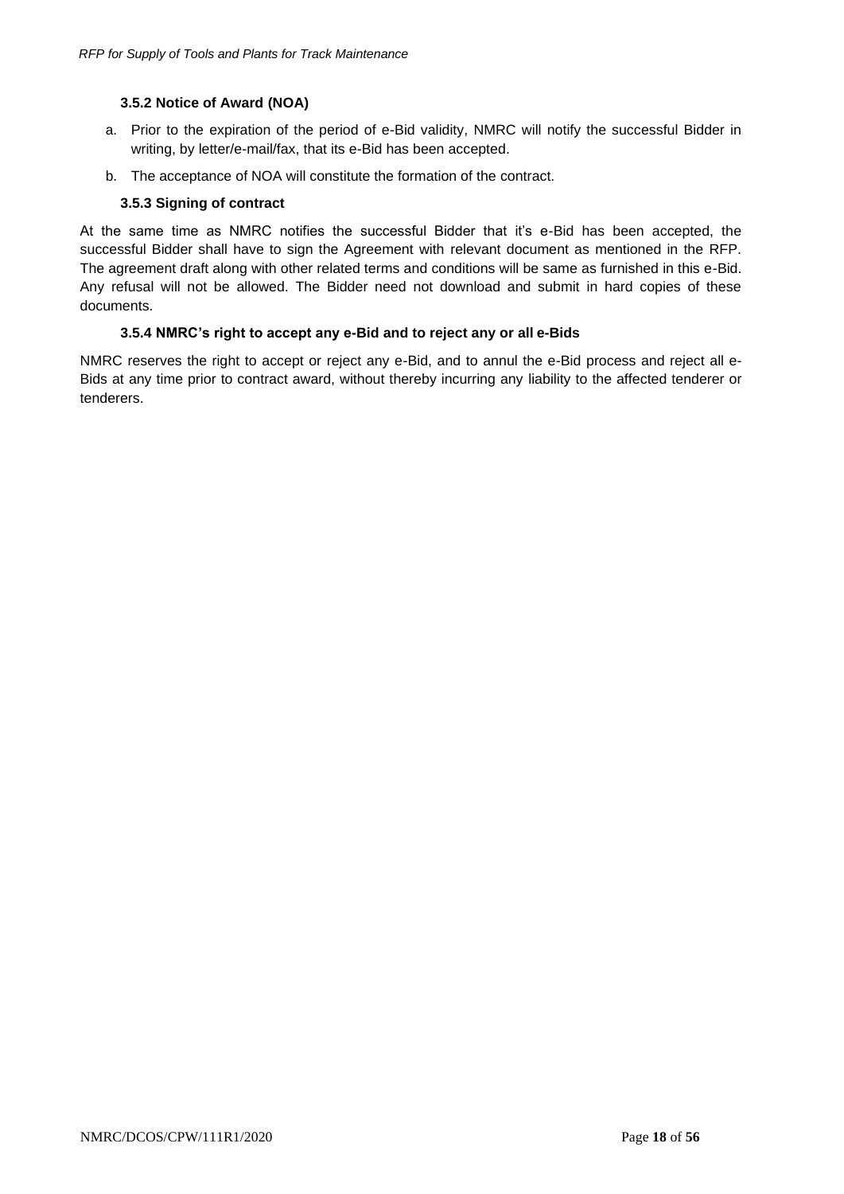### 3.5.2 Notice of Award (NOA)

a. Prior to the expiration of the period of e-Bid validity, NMRC will notify the successful Bidder in writing, by letter/e-mail/fax, that its e-Bid has been accepted.

b. The acceptance of NOA will constitute the formation of the contract.

### 3.5.3 Signing of contract

At the same time as NMRC notifies the successful Bidder that it's e-Bid has been accepted, the successful Bidder shall have to sign the Agreement with relevant document as mentioned in the RFP. The agreement draft along with other related terms and conditions will be same as furnished in this e-Bid. Any refusal will not be allowed. The Bidder need not download and submit in hard copies of these documents.

### 3.5.4 NMRC's right to accept any e-Bid and to reject any or all e-Bids

NMRC reserves the right to accept or reject any e-Bid, and to annul the e-Bid process and reject all e-Bids at any time prior to contract award, without thereby incurring any liability to the affected tenderer or tenderers.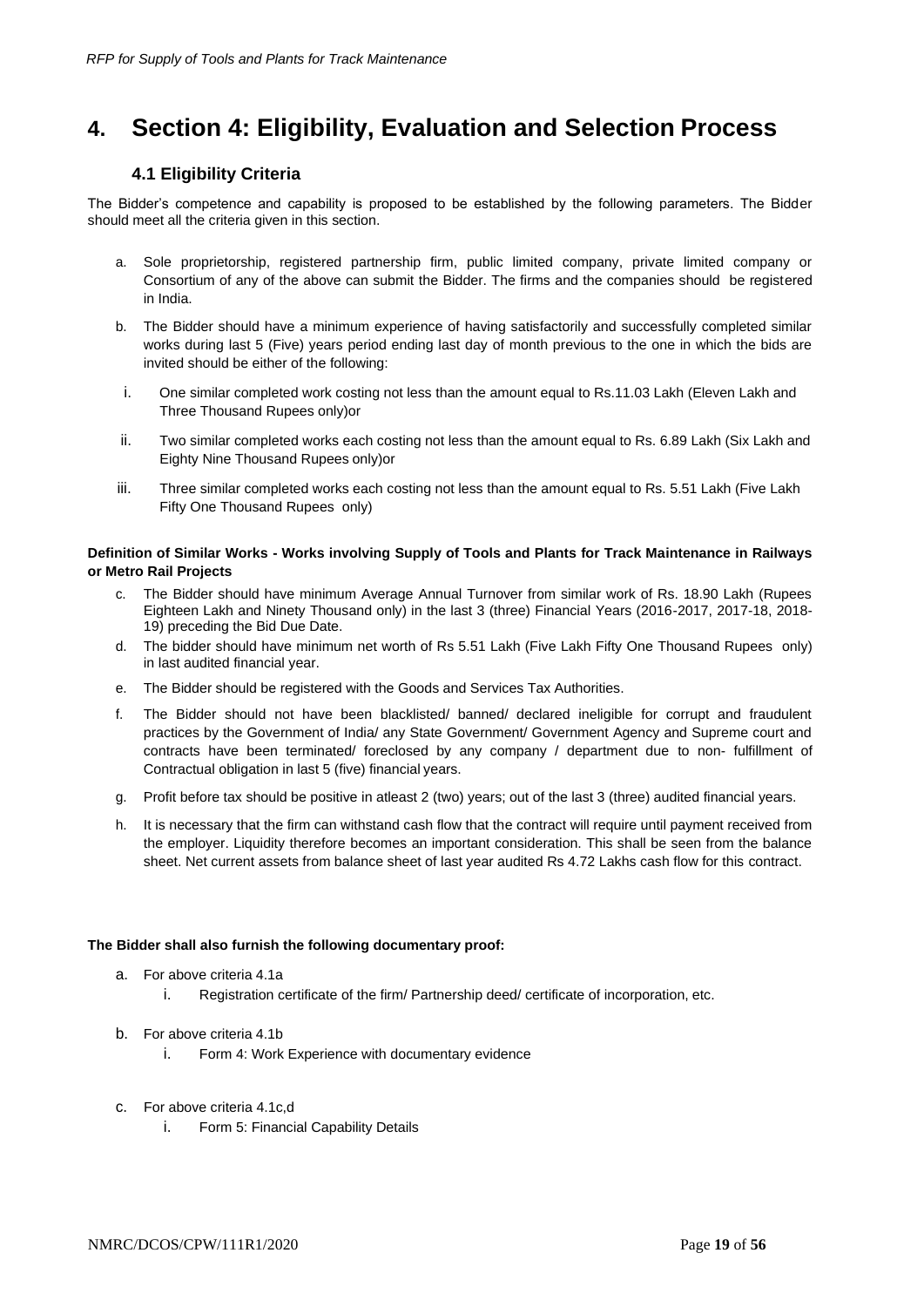# 4. Section 4: Eligibility, Evaluation and Selection Process

## 4.1 Eligibility Criteria

The Bidder's competence and capability is proposed to be established by the following parameters. The Bidder should meet all the criteria given in this section.

a. Sole proprietorship, registered partnership firm, public limited company, private limited company or Consortium of any of the above can submit the Bidder. The firms and the companies should be registered in India.

b. The Bidder should have a minimum experience of having satisfactorily and successfully completed similar works during last 5 (Five) years period ending last day of month previous to the one in which the bids are invited should be either of the following:

   i. One similar completed work costing not less than the amount equal to Rs.11.03 Lakh (Eleven Lakh and Three Thousand Rupees only)or

   ii. Two similar completed works each costing not less than the amount equal to Rs. 6.89 Lakh (Six Lakh and Eighty Nine Thousand Rupees only)or

   iii. Three similar completed works each costing not less than the amount equal to Rs. 5.51 Lakh (Five Lakh Fifty One Thousand Rupees only)

**Definition of Similar Works - Works involving Supply of Tools and Plants for Track Maintenance in Railways or Metro Rail Projects**

c. The Bidder should have minimum Average Annual Turnover from similar work of Rs. 18.90 Lakh (Rupees Eighteen Lakh and Ninety Thousand only) in the last 3 (three) Financial Years (2016-2017, 2017-18, 2018-19) preceding the Bid Due Date.

d. The bidder should have minimum net worth of Rs 5.51 Lakh (Five Lakh Fifty One Thousand Rupees only) in last audited financial year.

e. The Bidder should be registered with the Goods and Services Tax Authorities.

f. The Bidder should not have been blacklisted/ banned/ declared ineligible for corrupt and fraudulent practices by the Government of India/ any State Government/ Government Agency and Supreme court and contracts have been terminated/ foreclosed by any company / department due to non- fulfillment of Contractual obligation in last 5 (five) financial years.

g. Profit before tax should be positive in atleast 2 (two) years; out of the last 3 (three) audited financial years.

h. It is necessary that the firm can withstand cash flow that the contract will require until payment received from the employer. Liquidity therefore becomes an important consideration. This shall be seen from the balance sheet. Net current assets from balance sheet of last year audited Rs 4.72 Lakhs cash flow for this contract.

**The Bidder shall also furnish the following documentary proof:**

a. For above criteria 4.1a
   i. Registration certificate of the firm/ Partnership deed/ certificate of incorporation, etc.

b. For above criteria 4.1b
   i. Form 4: Work Experience with documentary evidence

c. For above criteria 4.1c,d
   i. Form 5: Financial Capability Details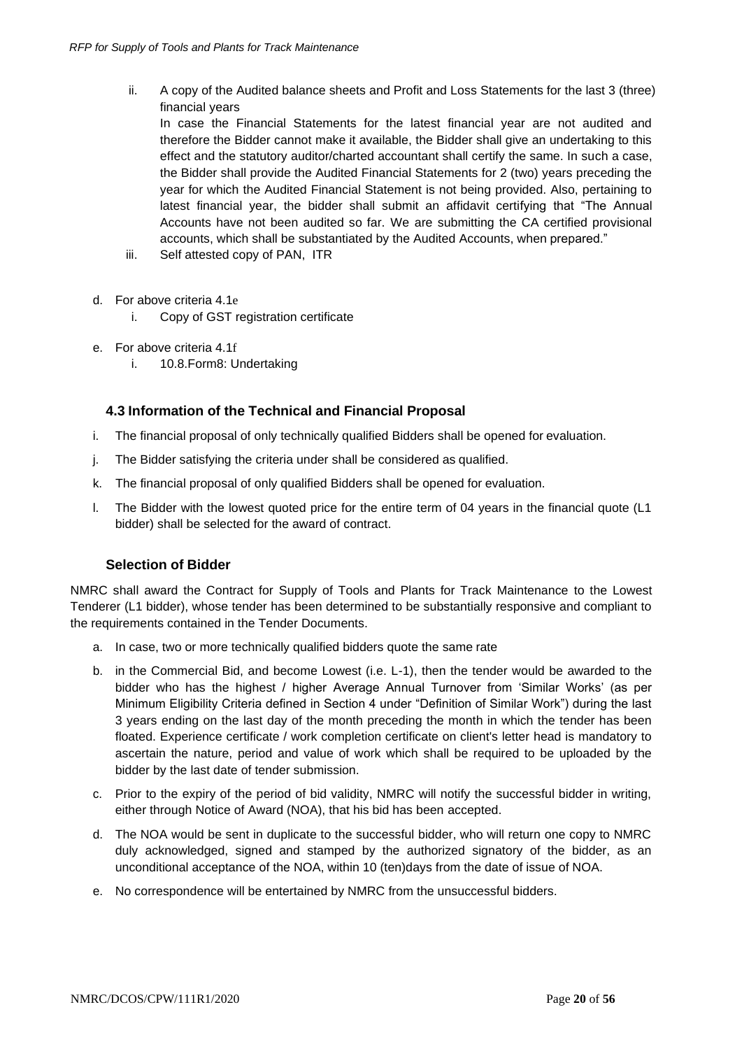ii. A copy of the Audited balance sheets and Profit and Loss Statements for the last 3 (three) financial years

    In case the Financial Statements for the latest financial year are not audited and therefore the Bidder cannot make it available, the Bidder shall give an undertaking to this effect and the statutory auditor/charted accountant shall certify the same. In such a case, the Bidder shall provide the Audited Financial Statements for 2 (two) years preceding the year for which the Audited Financial Statement is not being provided. Also, pertaining to latest financial year, the bidder shall submit an affidavit certifying that "The Annual Accounts have not been audited so far. We are submitting the CA certified provisional accounts, which shall be substantiated by the Audited Accounts, when prepared."

iii. Self attested copy of PAN, ITR

d. For above criteria 4.1e
    i. Copy of GST registration certificate

e. For above criteria 4.1f
    i. 10.8.Form8: Undertaking

### 4.3 Information of the Technical and Financial Proposal

i. The financial proposal of only technically qualified Bidders shall be opened for evaluation.

j. The Bidder satisfying the criteria under shall be considered as qualified.

k. The financial proposal of only qualified Bidders shall be opened for evaluation.

l. The Bidder with the lowest quoted price for the entire term of 04 years in the financial quote (L1 bidder) shall be selected for the award of contract.

### Selection of Bidder

NMRC shall award the Contract for Supply of Tools and Plants for Track Maintenance to the Lowest Tenderer (L1 bidder), whose tender has been determined to be substantially responsive and compliant to the requirements contained in the Tender Documents.

a. In case, two or more technically qualified bidders quote the same rate

b. in the Commercial Bid, and become Lowest (i.e. L-1), then the tender would be awarded to the bidder who has the highest / higher Average Annual Turnover from 'Similar Works' (as per Minimum Eligibility Criteria defined in Section 4 under "Definition of Similar Work") during the last 3 years ending on the last day of the month preceding the month in which the tender has been floated. Experience certificate / work completion certificate on client's letter head is mandatory to ascertain the nature, period and value of work which shall be required to be uploaded by the bidder by the last date of tender submission.

c. Prior to the expiry of the period of bid validity, NMRC will notify the successful bidder in writing, either through Notice of Award (NOA), that his bid has been accepted.

d. The NOA would be sent in duplicate to the successful bidder, who will return one copy to NMRC duly acknowledged, signed and stamped by the authorized signatory of the bidder, as an unconditional acceptance of the NOA, within 10 (ten)days from the date of issue of NOA.

e. No correspondence will be entertained by NMRC from the unsuccessful bidders.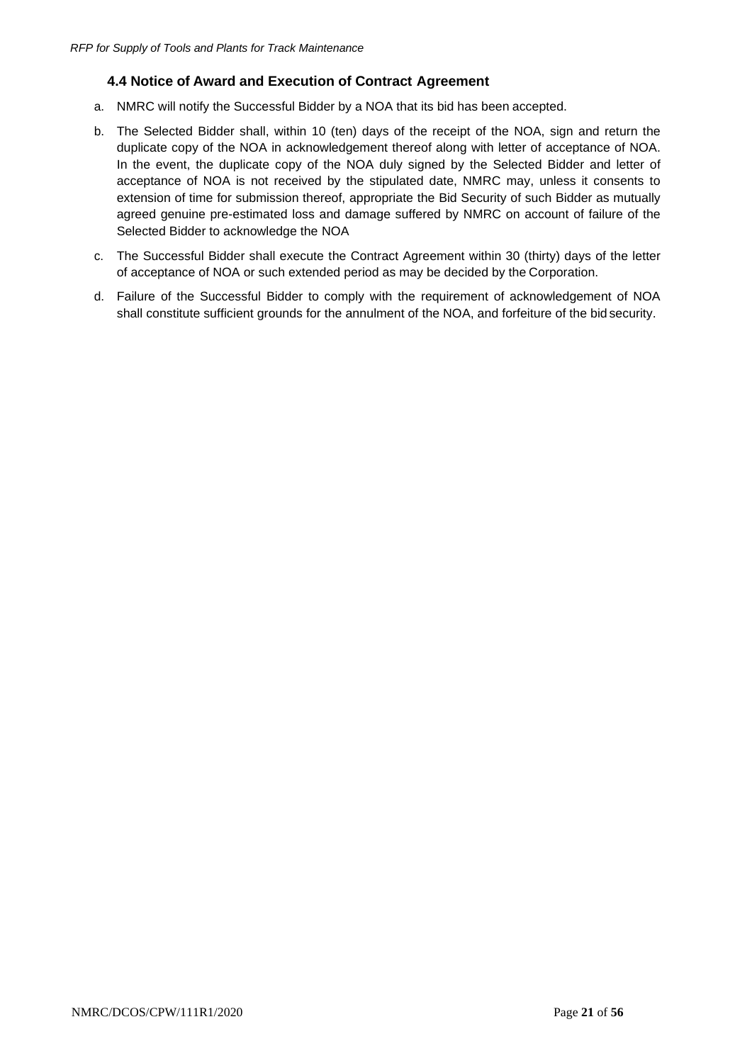### 4.4 Notice of Award and Execution of Contract Agreement

a. NMRC will notify the Successful Bidder by a NOA that its bid has been accepted.

b. The Selected Bidder shall, within 10 (ten) days of the receipt of the NOA, sign and return the duplicate copy of the NOA in acknowledgement thereof along with letter of acceptance of NOA. In the event, the duplicate copy of the NOA duly signed by the Selected Bidder and letter of acceptance of NOA is not received by the stipulated date, NMRC may, unless it consents to extension of time for submission thereof, appropriate the Bid Security of such Bidder as mutually agreed genuine pre-estimated loss and damage suffered by NMRC on account of failure of the Selected Bidder to acknowledge the NOA

c. The Successful Bidder shall execute the Contract Agreement within 30 (thirty) days of the letter of acceptance of NOA or such extended period as may be decided by the Corporation.

d. Failure of the Successful Bidder to comply with the requirement of acknowledgement of NOA shall constitute sufficient grounds for the annulment of the NOA, and forfeiture of the bid security.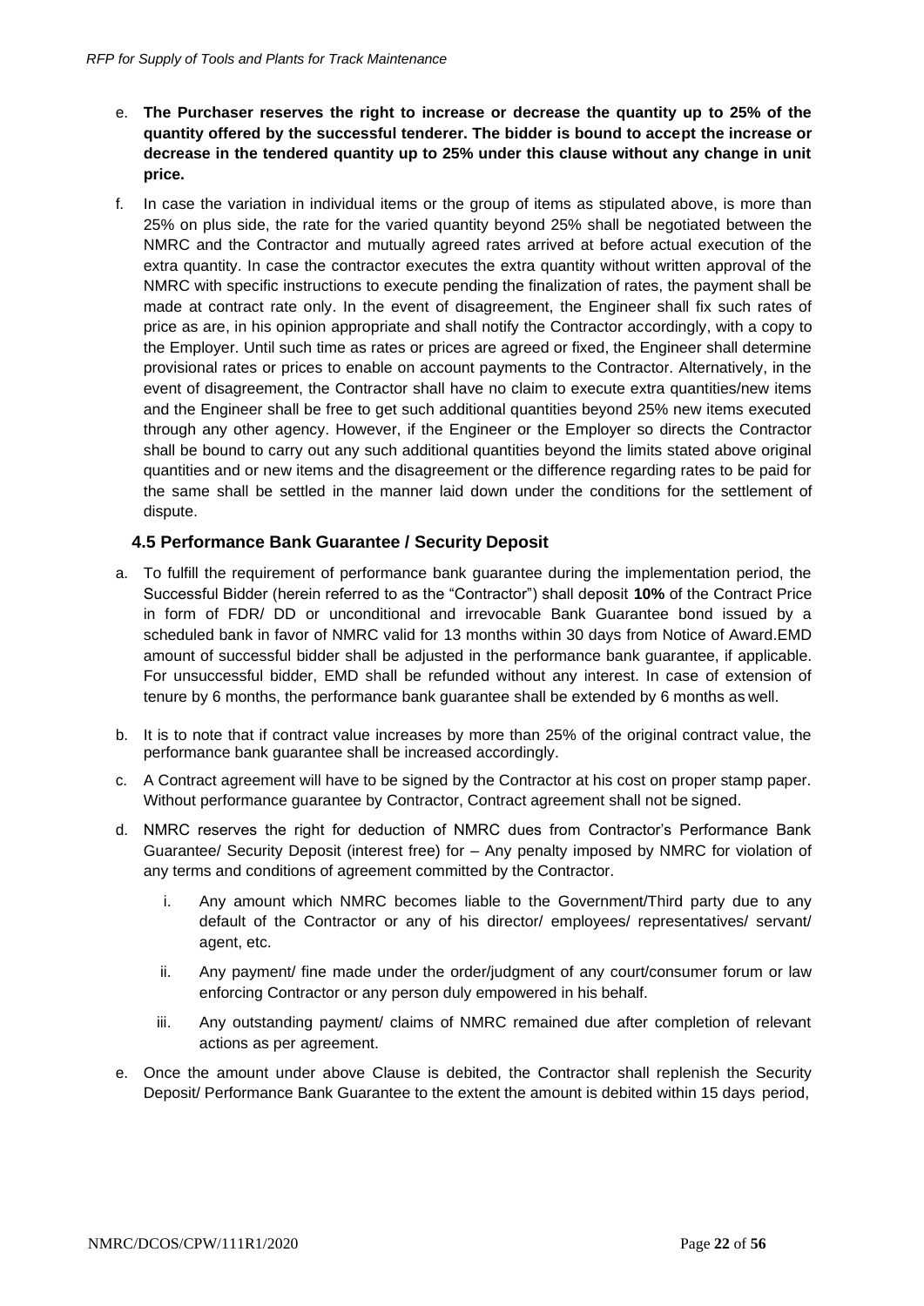e. **The Purchaser reserves the right to increase or decrease the quantity up to 25% of the quantity offered by the successful tenderer. The bidder is bound to accept the increase or decrease in the tendered quantity up to 25% under this clause without any change in unit price.**

f. In case the variation in individual items or the group of items as stipulated above, is more than 25% on plus side, the rate for the varied quantity beyond 25% shall be negotiated between the NMRC and the Contractor and mutually agreed rates arrived at before actual execution of the extra quantity. In case the contractor executes the extra quantity without written approval of the NMRC with specific instructions to execute pending the finalization of rates, the payment shall be made at contract rate only. In the event of disagreement, the Engineer shall fix such rates of price as are, in his opinion appropriate and shall notify the Contractor accordingly, with a copy to the Employer. Until such time as rates or prices are agreed or fixed, the Engineer shall determine provisional rates or prices to enable on account payments to the Contractor. Alternatively, in the event of disagreement, the Contractor shall have no claim to execute extra quantities/new items and the Engineer shall be free to get such additional quantities beyond 25% new items executed through any other agency. However, if the Engineer or the Employer so directs the Contractor shall be bound to carry out any such additional quantities beyond the limits stated above original quantities and or new items and the disagreement or the difference regarding rates to be paid for the same shall be settled in the manner laid down under the conditions for the settlement of dispute.

### 4.5 Performance Bank Guarantee / Security Deposit

a. To fulfill the requirement of performance bank guarantee during the implementation period, the Successful Bidder (herein referred to as the "Contractor") shall deposit **10%** of the Contract Price in form of FDR/ DD or unconditional and irrevocable Bank Guarantee bond issued by a scheduled bank in favor of NMRC valid for 13 months within 30 days from Notice of Award.EMD amount of successful bidder shall be adjusted in the performance bank guarantee, if applicable. For unsuccessful bidder, EMD shall be refunded without any interest. In case of extension of tenure by 6 months, the performance bank guarantee shall be extended by 6 months as well.

b. It is to note that if contract value increases by more than 25% of the original contract value, the performance bank guarantee shall be increased accordingly.

c. A Contract agreement will have to be signed by the Contractor at his cost on proper stamp paper. Without performance guarantee by Contractor, Contract agreement shall not be signed.

d. NMRC reserves the right for deduction of NMRC dues from Contractor's Performance Bank Guarantee/ Security Deposit (interest free) for – Any penalty imposed by NMRC for violation of any terms and conditions of agreement committed by the Contractor.

   i. Any amount which NMRC becomes liable to the Government/Third party due to any default of the Contractor or any of his director/ employees/ representatives/ servant/ agent, etc.

   ii. Any payment/ fine made under the order/judgment of any court/consumer forum or law enforcing Contractor or any person duly empowered in his behalf.

   iii. Any outstanding payment/ claims of NMRC remained due after completion of relevant actions as per agreement.

e. Once the amount under above Clause is debited, the Contractor shall replenish the Security Deposit/ Performance Bank Guarantee to the extent the amount is debited within 15 days period,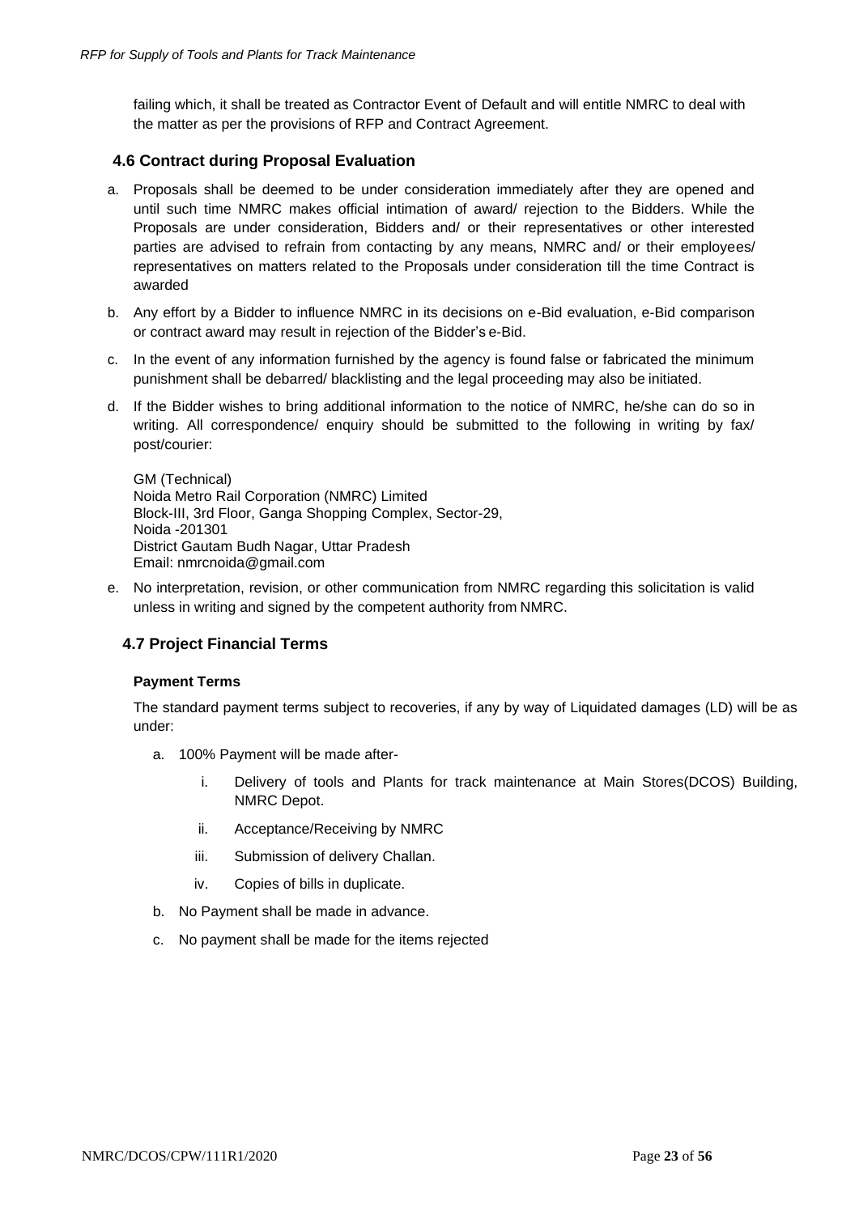failing which, it shall be treated as Contractor Event of Default and will entitle NMRC to deal with the matter as per the provisions of RFP and Contract Agreement.

## 4.6 Contract during Proposal Evaluation

a. Proposals shall be deemed to be under consideration immediately after they are opened and until such time NMRC makes official intimation of award/ rejection to the Bidders. While the Proposals are under consideration, Bidders and/ or their representatives or other interested parties are advised to refrain from contacting by any means, NMRC and/ or their employees/ representatives on matters related to the Proposals under consideration till the time Contract is awarded

b. Any effort by a Bidder to influence NMRC in its decisions on e-Bid evaluation, e-Bid comparison or contract award may result in rejection of the Bidder's e-Bid.

c. In the event of any information furnished by the agency is found false or fabricated the minimum punishment shall be debarred/ blacklisting and the legal proceeding may also be initiated.

d. If the Bidder wishes to bring additional information to the notice of NMRC, he/she can do so in writing. All correspondence/ enquiry should be submitted to the following in writing by fax/ post/courier:

   GM (Technical)
   Noida Metro Rail Corporation (NMRC) Limited
   Block-III, 3rd Floor, Ganga Shopping Complex, Sector-29,
   Noida -201301
   District Gautam Budh Nagar, Uttar Pradesh
   Email: nmrcnoida@gmail.com

e. No interpretation, revision, or other communication from NMRC regarding this solicitation is valid unless in writing and signed by the competent authority from NMRC.

## 4.7 Project Financial Terms

### Payment Terms

The standard payment terms subject to recoveries, if any by way of Liquidated damages (LD) will be as under:

a. 100% Payment will be made after-
   i. Delivery of tools and Plants for track maintenance at Main Stores(DCOS) Building, NMRC Depot.
   ii. Acceptance/Receiving by NMRC
   iii. Submission of delivery Challan.
   iv. Copies of bills in duplicate.

b. No Payment shall be made in advance.

c. No payment shall be made for the items rejected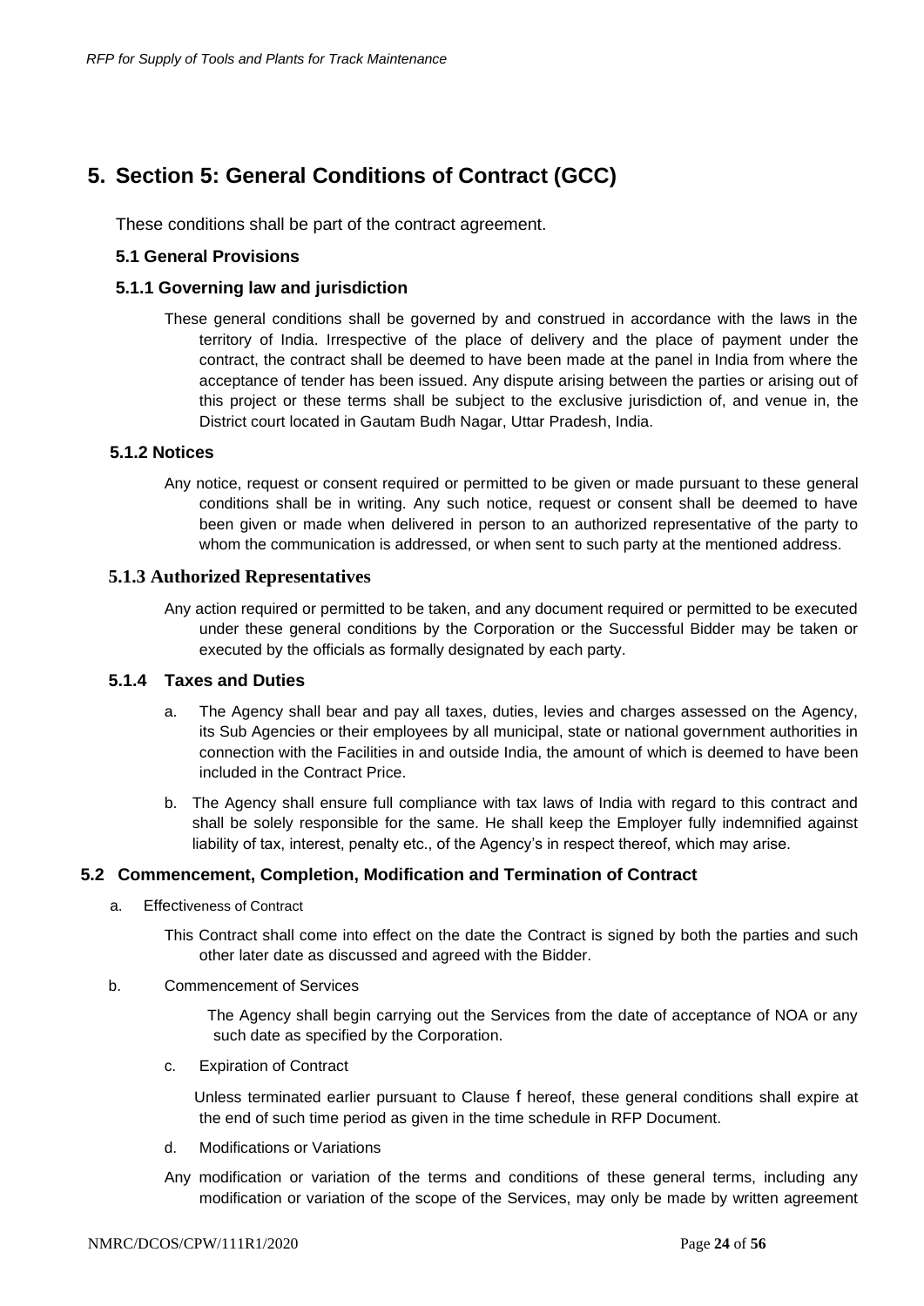# 5. Section 5: General Conditions of Contract (GCC)

These conditions shall be part of the contract agreement.

### 5.1 General Provisions

### 5.1.1 Governing law and jurisdiction

These general conditions shall be governed by and construed in accordance with the laws in the territory of India. Irrespective of the place of delivery and the place of payment under the contract, the contract shall be deemed to have been made at the panel in India from where the acceptance of tender has been issued. Any dispute arising between the parties or arising out of this project or these terms shall be subject to the exclusive jurisdiction of, and venue in, the District court located in Gautam Budh Nagar, Uttar Pradesh, India.

### 5.1.2 Notices

Any notice, request or consent required or permitted to be given or made pursuant to these general conditions shall be in writing. Any such notice, request or consent shall be deemed to have been given or made when delivered in person to an authorized representative of the party to whom the communication is addressed, or when sent to such party at the mentioned address.

### 5.1.3 Authorized Representatives

Any action required or permitted to be taken, and any document required or permitted to be executed under these general conditions by the Corporation or the Successful Bidder may be taken or executed by the officials as formally designated by each party.

### 5.1.4 Taxes and Duties

a. The Agency shall bear and pay all taxes, duties, levies and charges assessed on the Agency, its Sub Agencies or their employees by all municipal, state or national government authorities in connection with the Facilities in and outside India, the amount of which is deemed to have been included in the Contract Price.

b. The Agency shall ensure full compliance with tax laws of India with regard to this contract and shall be solely responsible for the same. He shall keep the Employer fully indemnified against liability of tax, interest, penalty etc., of the Agency's in respect thereof, which may arise.

### 5.2 Commencement, Completion, Modification and Termination of Contract

a. Effectiveness of Contract

This Contract shall come into effect on the date the Contract is signed by both the parties and such other later date as discussed and agreed with the Bidder.

b. Commencement of Services

The Agency shall begin carrying out the Services from the date of acceptance of NOA or any such date as specified by the Corporation.

c. Expiration of Contract

Unless terminated earlier pursuant to Clause f hereof, these general conditions shall expire at the end of such time period as given in the time schedule in RFP Document.

d. Modifications or Variations

Any modification or variation of the terms and conditions of these general terms, including any modification or variation of the scope of the Services, may only be made by written agreement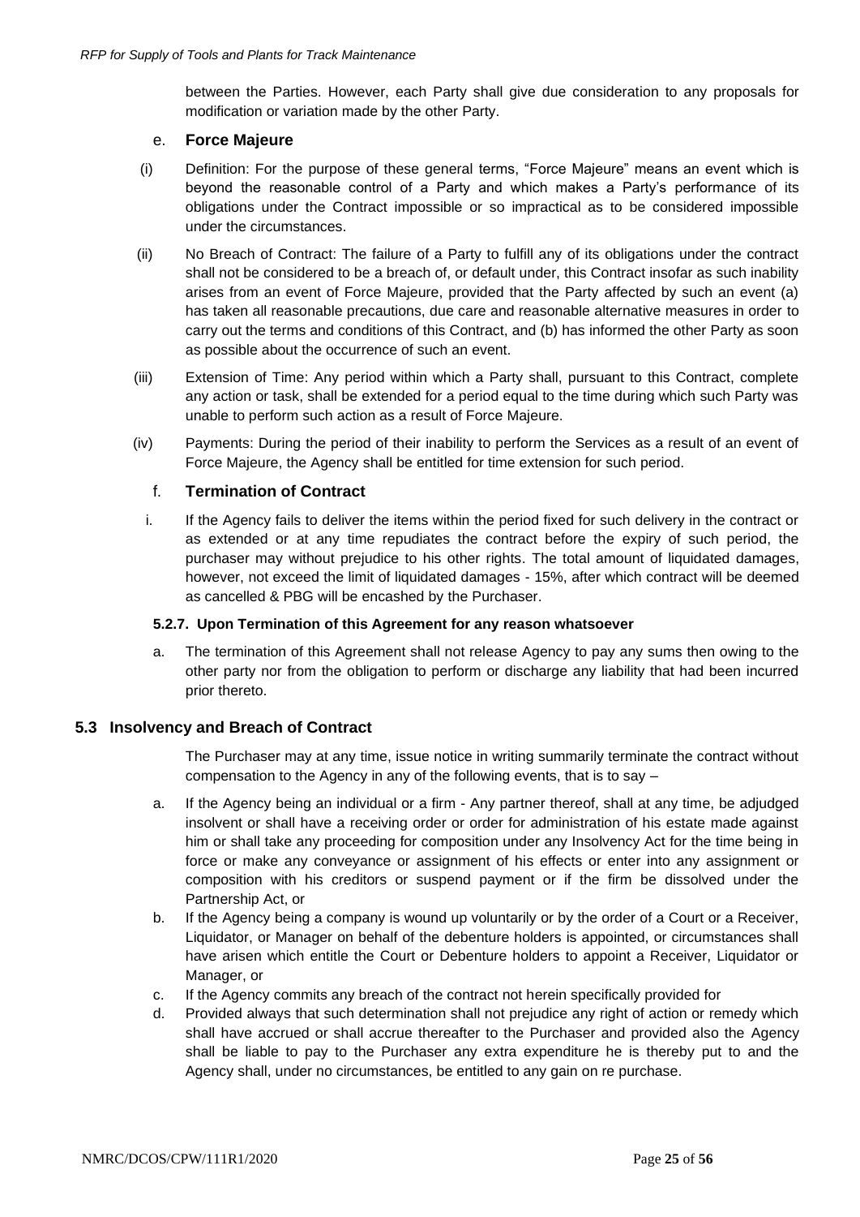between the Parties. However, each Party shall give due consideration to any proposals for modification or variation made by the other Party.

e. **Force Majeure**

(i) Definition: For the purpose of these general terms, "Force Majeure" means an event which is beyond the reasonable control of a Party and which makes a Party's performance of its obligations under the Contract impossible or so impractical as to be considered impossible under the circumstances.

(ii) No Breach of Contract: The failure of a Party to fulfill any of its obligations under the contract shall not be considered to be a breach of, or default under, this Contract insofar as such inability arises from an event of Force Majeure, provided that the Party affected by such an event (a) has taken all reasonable precautions, due care and reasonable alternative measures in order to carry out the terms and conditions of this Contract, and (b) has informed the other Party as soon as possible about the occurrence of such an event.

(iii) Extension of Time: Any period within which a Party shall, pursuant to this Contract, complete any action or task, shall be extended for a period equal to the time during which such Party was unable to perform such action as a result of Force Majeure.

(iv) Payments: During the period of their inability to perform the Services as a result of an event of Force Majeure, the Agency shall be entitled for time extension for such period.

f. **Termination of Contract**

i. If the Agency fails to deliver the items within the period fixed for such delivery in the contract or as extended or at any time repudiates the contract before the expiry of such period, the purchaser may without prejudice to his other rights. The total amount of liquidated damages, however, not exceed the limit of liquidated damages - 15%, after which contract will be deemed as cancelled & PBG will be encashed by the Purchaser.

**5.2.7. Upon Termination of this Agreement for any reason whatsoever**

a. The termination of this Agreement shall not release Agency to pay any sums then owing to the other party nor from the obligation to perform or discharge any liability that had been incurred prior thereto.

### 5.3 Insolvency and Breach of Contract

The Purchaser may at any time, issue notice in writing summarily terminate the contract without compensation to the Agency in any of the following events, that is to say –

a. If the Agency being an individual or a firm - Any partner thereof, shall at any time, be adjudged insolvent or shall have a receiving order or order for administration of his estate made against him or shall take any proceeding for composition under any Insolvency Act for the time being in force or make any conveyance or assignment of his effects or enter into any assignment or composition with his creditors or suspend payment or if the firm be dissolved under the Partnership Act, or

b. If the Agency being a company is wound up voluntarily or by the order of a Court or a Receiver, Liquidator, or Manager on behalf of the debenture holders is appointed, or circumstances shall have arisen which entitle the Court or Debenture holders to appoint a Receiver, Liquidator or Manager, or

c. If the Agency commits any breach of the contract not herein specifically provided for

d. Provided always that such determination shall not prejudice any right of action or remedy which shall have accrued or shall accrue thereafter to the Purchaser and provided also the Agency shall be liable to pay to the Purchaser any extra expenditure he is thereby put to and the Agency shall, under no circumstances, be entitled to any gain on re purchase.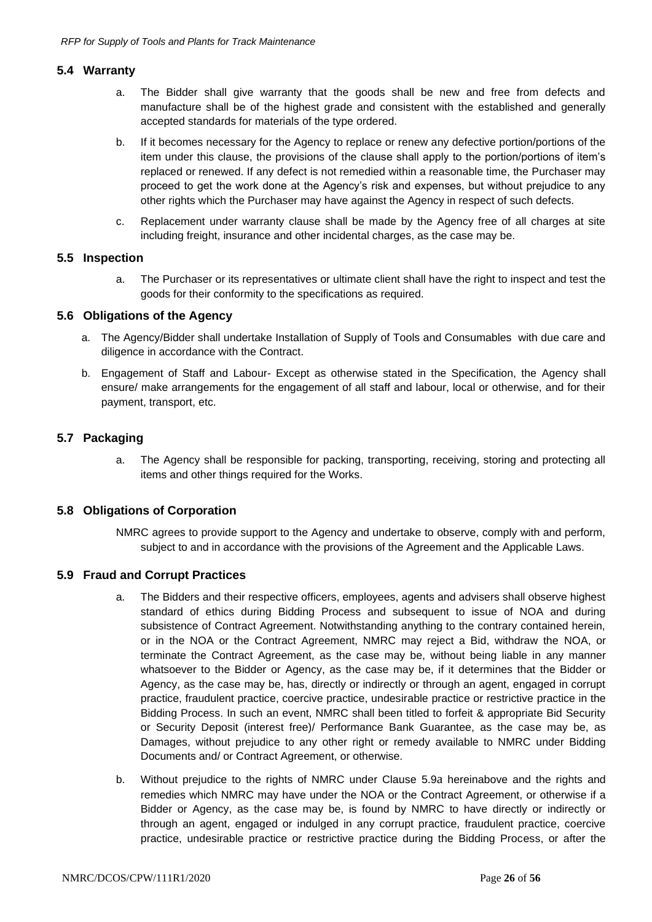### 5.4 Warranty

a. The Bidder shall give warranty that the goods shall be new and free from defects and manufacture shall be of the highest grade and consistent with the established and generally accepted standards for materials of the type ordered.

b. If it becomes necessary for the Agency to replace or renew any defective portion/portions of the item under this clause, the provisions of the clause shall apply to the portion/portions of item's replaced or renewed. If any defect is not remedied within a reasonable time, the Purchaser may proceed to get the work done at the Agency's risk and expenses, but without prejudice to any other rights which the Purchaser may have against the Agency in respect of such defects.

c. Replacement under warranty clause shall be made by the Agency free of all charges at site including freight, insurance and other incidental charges, as the case may be.

### 5.5 Inspection

a. The Purchaser or its representatives or ultimate client shall have the right to inspect and test the goods for their conformity to the specifications as required.

### 5.6 Obligations of the Agency

a. The Agency/Bidder shall undertake Installation of Supply of Tools and Consumables with due care and diligence in accordance with the Contract.

b. Engagement of Staff and Labour- Except as otherwise stated in the Specification, the Agency shall ensure/ make arrangements for the engagement of all staff and labour, local or otherwise, and for their payment, transport, etc.

### 5.7 Packaging

a. The Agency shall be responsible for packing, transporting, receiving, storing and protecting all items and other things required for the Works.

### 5.8 Obligations of Corporation

NMRC agrees to provide support to the Agency and undertake to observe, comply with and perform, subject to and in accordance with the provisions of the Agreement and the Applicable Laws.

### 5.9 Fraud and Corrupt Practices

a. The Bidders and their respective officers, employees, agents and advisers shall observe highest standard of ethics during Bidding Process and subsequent to issue of NOA and during subsistence of Contract Agreement. Notwithstanding anything to the contrary contained herein, or in the NOA or the Contract Agreement, NMRC may reject a Bid, withdraw the NOA, or terminate the Contract Agreement, as the case may be, without being liable in any manner whatsoever to the Bidder or Agency, as the case may be, if it determines that the Bidder or Agency, as the case may be, has, directly or indirectly or through an agent, engaged in corrupt practice, fraudulent practice, coercive practice, undesirable practice or restrictive practice in the Bidding Process. In such an event, NMRC shall been titled to forfeit & appropriate Bid Security or Security Deposit (interest free)/ Performance Bank Guarantee, as the case may be, as Damages, without prejudice to any other right or remedy available to NMRC under Bidding Documents and/ or Contract Agreement, or otherwise.

b. Without prejudice to the rights of NMRC under Clause 5.9a hereinabove and the rights and remedies which NMRC may have under the NOA or the Contract Agreement, or otherwise if a Bidder or Agency, as the case may be, is found by NMRC to have directly or indirectly or through an agent, engaged or indulged in any corrupt practice, fraudulent practice, coercive practice, undesirable practice or restrictive practice during the Bidding Process, or after the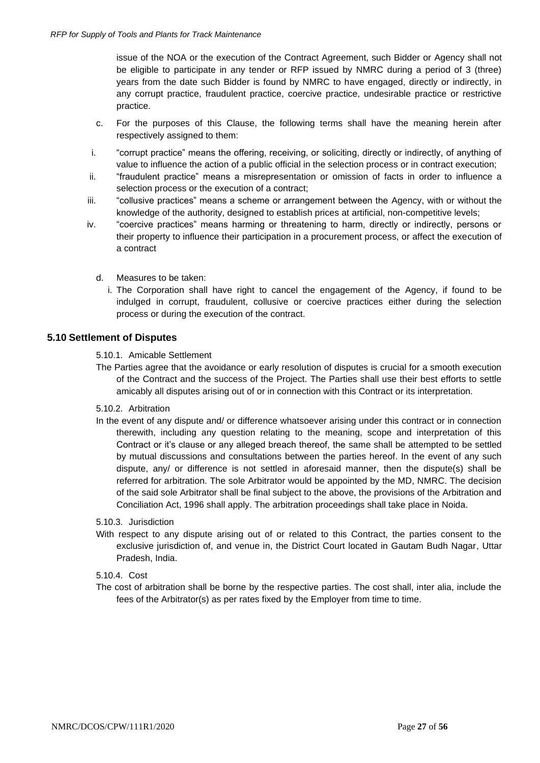issue of the NOA or the execution of the Contract Agreement, such Bidder or Agency shall not be eligible to participate in any tender or RFP issued by NMRC during a period of 3 (three) years from the date such Bidder is found by NMRC to have engaged, directly or indirectly, in any corrupt practice, fraudulent practice, coercive practice, undesirable practice or restrictive practice.

c. For the purposes of this Clause, the following terms shall have the meaning herein after respectively assigned to them:

i. "corrupt practice" means the offering, receiving, or soliciting, directly or indirectly, of anything of value to influence the action of a public official in the selection process or in contract execution;

ii. "fraudulent practice" means a misrepresentation or omission of facts in order to influence a selection process or the execution of a contract;

iii. "collusive practices" means a scheme or arrangement between the Agency, with or without the knowledge of the authority, designed to establish prices at artificial, non-competitive levels;

iv. "coercive practices" means harming or threatening to harm, directly or indirectly, persons or their property to influence their participation in a procurement process, or affect the execution of a contract

d. Measures to be taken:

i. The Corporation shall have right to cancel the engagement of the Agency, if found to be indulged in corrupt, fraudulent, collusive or coercive practices either during the selection process or during the execution of the contract.

## 5.10 Settlement of Disputes

5.10.1. Amicable Settlement

The Parties agree that the avoidance or early resolution of disputes is crucial for a smooth execution of the Contract and the success of the Project. The Parties shall use their best efforts to settle amicably all disputes arising out of or in connection with this Contract or its interpretation.

5.10.2. Arbitration

In the event of any dispute and/ or difference whatsoever arising under this contract or in connection therewith, including any question relating to the meaning, scope and interpretation of this Contract or it's clause or any alleged breach thereof, the same shall be attempted to be settled by mutual discussions and consultations between the parties hereof. In the event of any such dispute, any/ or difference is not settled in aforesaid manner, then the dispute(s) shall be referred for arbitration. The sole Arbitrator would be appointed by the MD, NMRC. The decision of the said sole Arbitrator shall be final subject to the above, the provisions of the Arbitration and Conciliation Act, 1996 shall apply. The arbitration proceedings shall take place in Noida.

5.10.3. Jurisdiction

With respect to any dispute arising out of or related to this Contract, the parties consent to the exclusive jurisdiction of, and venue in, the District Court located in Gautam Budh Nagar, Uttar Pradesh, India.

5.10.4. Cost

The cost of arbitration shall be borne by the respective parties. The cost shall, inter alia, include the fees of the Arbitrator(s) as per rates fixed by the Employer from time to time.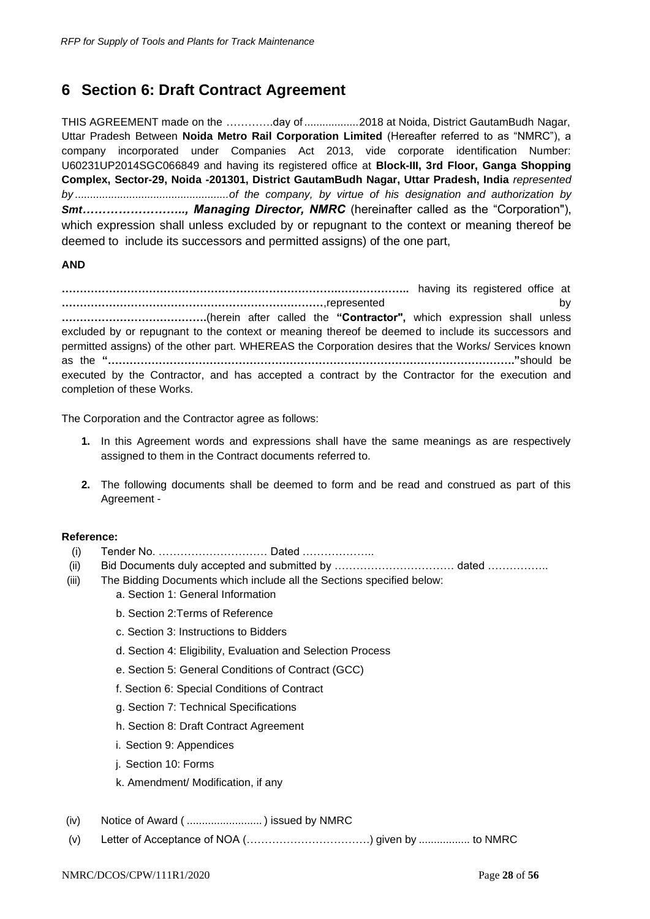# 6 Section 6: Draft Contract Agreement

THIS AGREEMENT made on the ………….day of ..................2018 at Noida, District GautamBudh Nagar, Uttar Pradesh Between **Noida Metro Rail Corporation Limited** (Hereafter referred to as "NMRC"), a company incorporated under Companies Act 2013, vide corporate identification Number: U60231UP2014SGC066849 and having its registered office at **Block-III, 3rd Floor, Ganga Shopping Complex, Sector-29, Noida -201301, District GautamBudh Nagar, Uttar Pradesh, India** *represented by ..................................................of the company, by virtue of his designation and authorization by* ***Smt…………………….., Managing Director, NMRC*** (hereinafter called as the "Corporation"), which expression shall unless excluded by or repugnant to the context or meaning thereof be deemed to include its successors and permitted assigns) of the one part,

**AND**

**………………………………………………………………………………..** having its registered office at **………………………………………………………………**,represented by **………………………………….**(herein after called the **"Contractor",** which expression shall unless excluded by or repugnant to the context or meaning thereof be deemed to include its successors and permitted assigns) of the other part. WHEREAS the Corporation desires that the Works/ Services known as the **"………………………………………………………………………………………………."**should be executed by the Contractor, and has accepted a contract by the Contractor for the execution and completion of these Works.

The Corporation and the Contractor agree as follows:

1. In this Agreement words and expressions shall have the same meanings as are respectively assigned to them in the Contract documents referred to.

2. The following documents shall be deemed to form and be read and construed as part of this Agreement -

**Reference:**

(i) Tender No. ………………………… Dated ………………..

(ii) Bid Documents duly accepted and submitted by …………………………… dated ……………..

(iii) The Bidding Documents which include all the Sections specified below:

a. Section 1: General Information

b. Section 2:Terms of Reference

c. Section 3: Instructions to Bidders

d. Section 4: Eligibility, Evaluation and Selection Process

e. Section 5: General Conditions of Contract (GCC)

f. Section 6: Special Conditions of Contract

g. Section 7: Technical Specifications

h. Section 8: Draft Contract Agreement

i. Section 9: Appendices

j. Section 10: Forms

k. Amendment/ Modification, if any

(iv) Notice of Award ( ......................... ) issued by NMRC

(v) Letter of Acceptance of NOA (……………………………) given by ................. to NMRC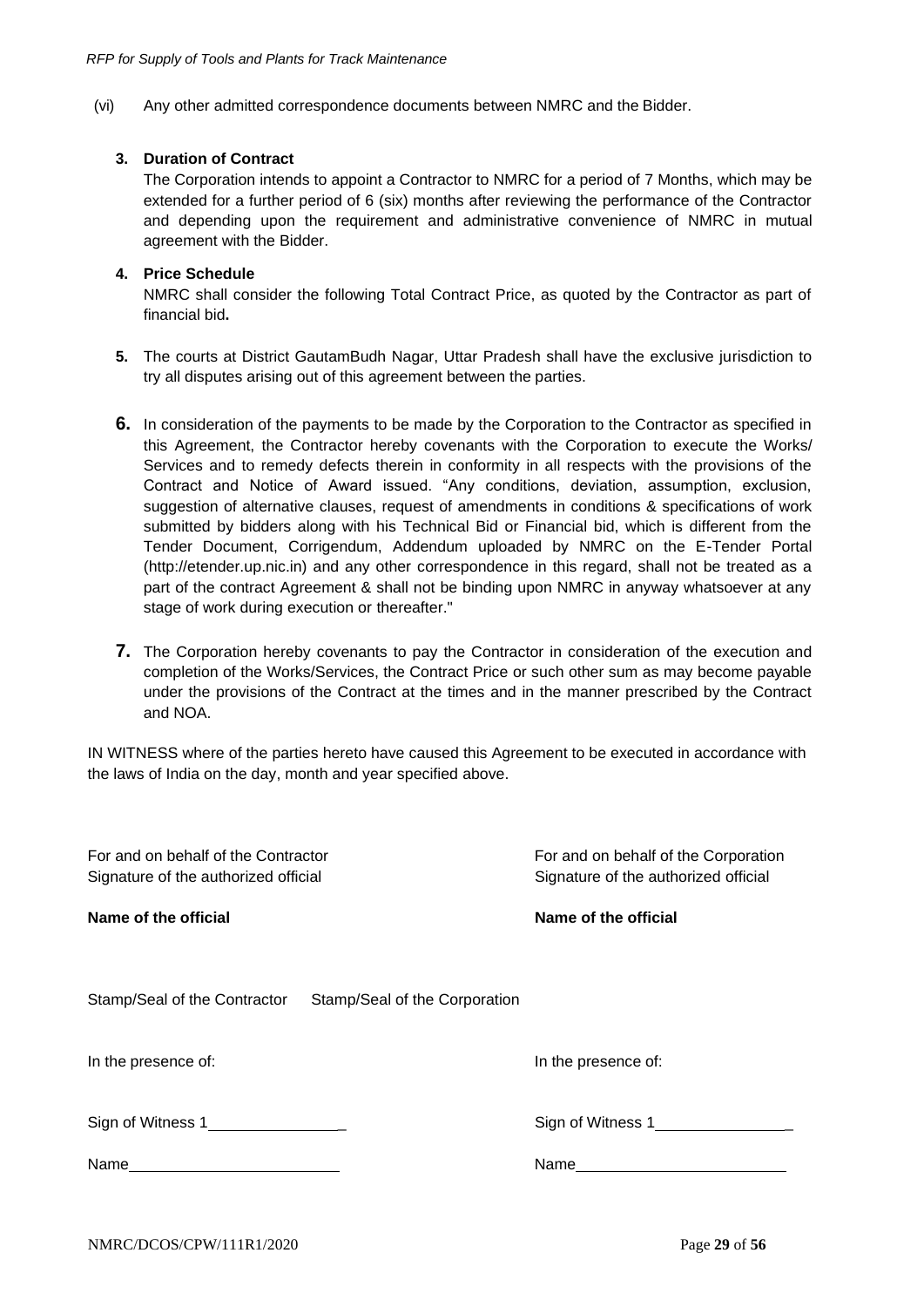(vi) Any other admitted correspondence documents between NMRC and the Bidder.

**3. Duration of Contract**

The Corporation intends to appoint a Contractor to NMRC for a period of 7 Months, which may be extended for a further period of 6 (six) months after reviewing the performance of the Contractor and depending upon the requirement and administrative convenience of NMRC in mutual agreement with the Bidder.

**4. Price Schedule**

NMRC shall consider the following Total Contract Price, as quoted by the Contractor as part of financial bid**.**

**5.** The courts at District GautamBudh Nagar, Uttar Pradesh shall have the exclusive jurisdiction to try all disputes arising out of this agreement between the parties.

**6.** In consideration of the payments to be made by the Corporation to the Contractor as specified in this Agreement, the Contractor hereby covenants with the Corporation to execute the Works/ Services and to remedy defects therein in conformity in all respects with the provisions of the Contract and Notice of Award issued. "Any conditions, deviation, assumption, exclusion, suggestion of alternative clauses, request of amendments in conditions & specifications of work submitted by bidders along with his Technical Bid or Financial bid, which is different from the Tender Document, Corrigendum, Addendum uploaded by NMRC on the E-Tender Portal (http://etender.up.nic.in) and any other correspondence in this regard, shall not be treated as a part of the contract Agreement & shall not be binding upon NMRC in anyway whatsoever at any stage of work during execution or thereafter."

**7.** The Corporation hereby covenants to pay the Contractor in consideration of the execution and completion of the Works/Services, the Contract Price or such other sum as may become payable under the provisions of the Contract at the times and in the manner prescribed by the Contract and NOA.

IN WITNESS where of the parties hereto have caused this Agreement to be executed in accordance with the laws of India on the day, month and year specified above.

For and on behalf of the Contractor
Signature of the authorized official

**Name of the official**

For and on behalf of the Corporation
Signature of the authorized official

**Name of the official**

Stamp/Seal of the Contractor

Stamp/Seal of the Corporation

In the presence of:

Sign of Witness 1________________

Name________________________

In the presence of:

Sign of Witness 1________________

Name________________________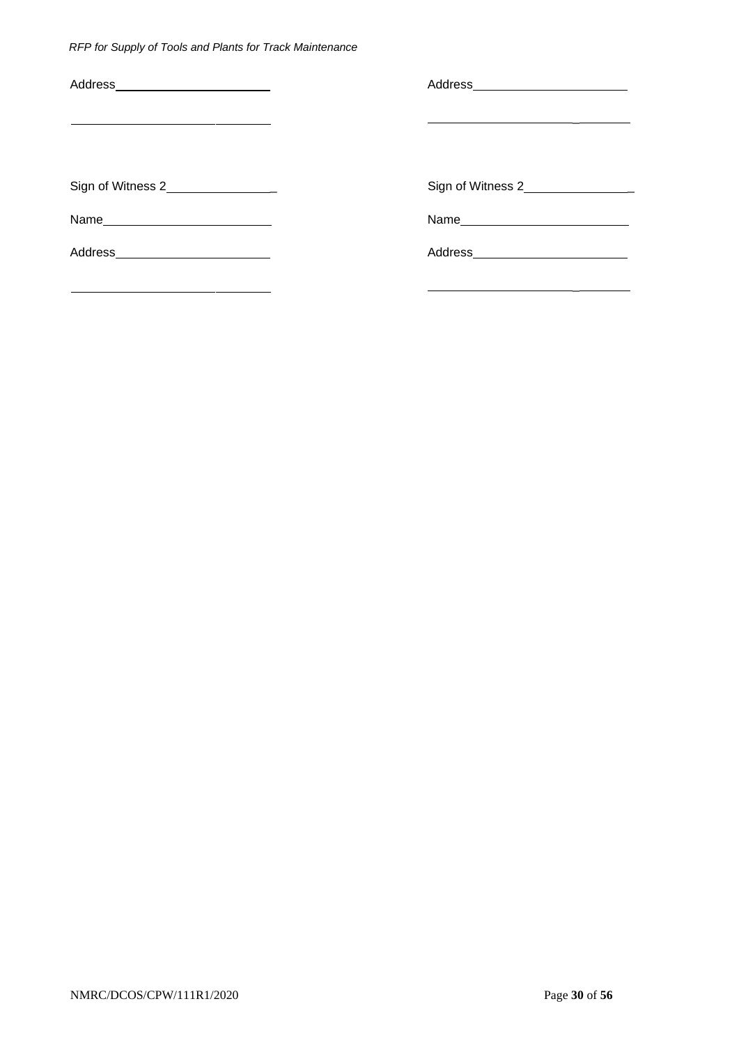| | |
|---|---|
| Address________________________ | Address________________________ |
| ________________________________ | ________________________________ |
| Sign of Witness 2________________ | Sign of Witness 2________________ |
| Name__________________________ | Name__________________________ |
| Address________________________ | Address________________________ |
| ________________________________ | ________________________________ |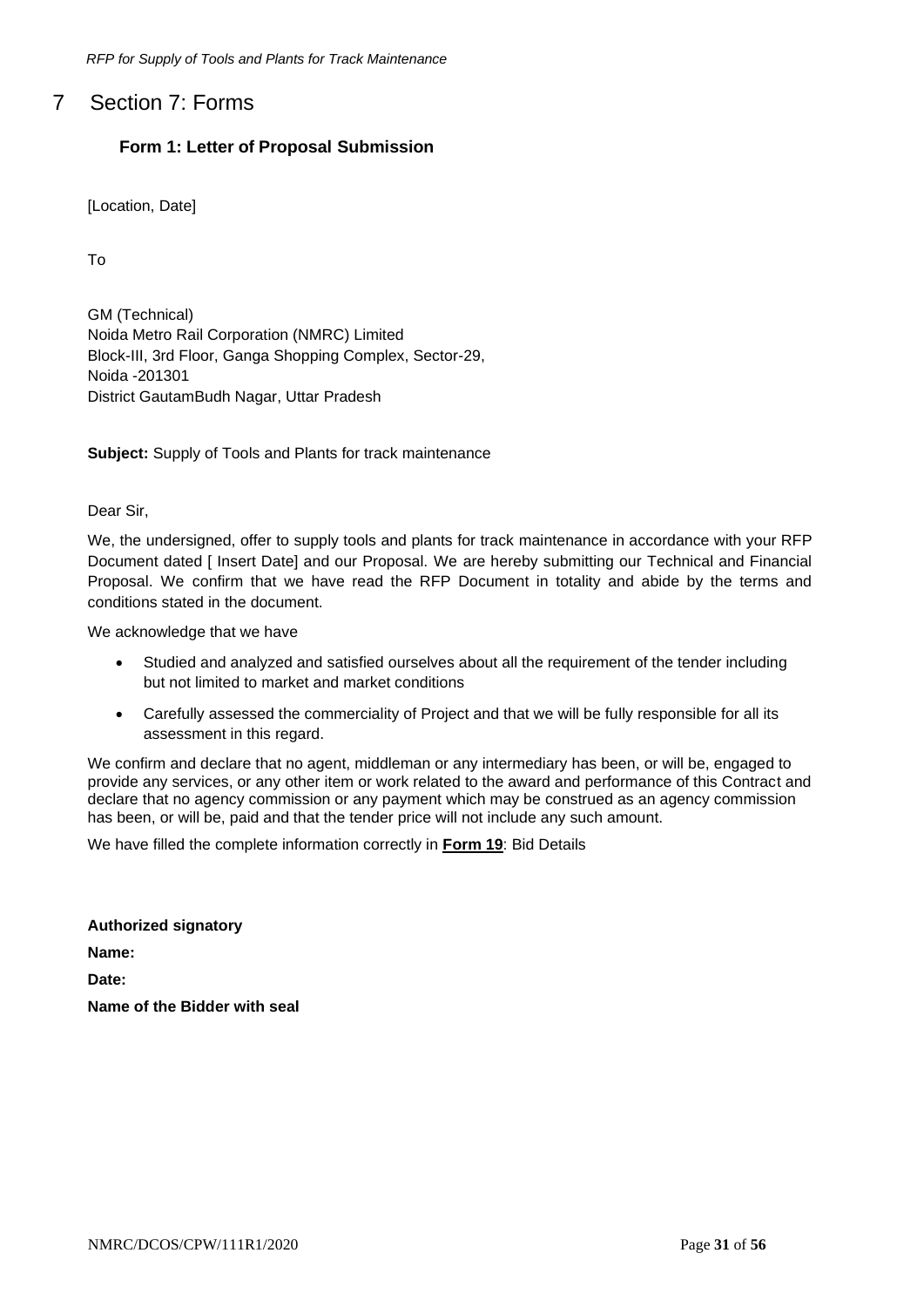# 7 Section 7: Forms

## Form 1: Letter of Proposal Submission

[Location, Date]

To

GM (Technical)
Noida Metro Rail Corporation (NMRC) Limited
Block-III, 3rd Floor, Ganga Shopping Complex, Sector-29,
Noida -201301
District GautamBudh Nagar, Uttar Pradesh

**Subject:** Supply of Tools and Plants for track maintenance

Dear Sir,

We, the undersigned, offer to supply tools and plants for track maintenance in accordance with your RFP Document dated [ Insert Date] and our Proposal. We are hereby submitting our Technical and Financial Proposal. We confirm that we have read the RFP Document in totality and abide by the terms and conditions stated in the document.

We acknowledge that we have

- Studied and analyzed and satisfied ourselves about all the requirement of the tender including but not limited to market and market conditions
- Carefully assessed the commerciality of Project and that we will be fully responsible for all its assessment in this regard.

We confirm and declare that no agent, middleman or any intermediary has been, or will be, engaged to provide any services, or any other item or work related to the award and performance of this Contract and declare that no agency commission or any payment which may be construed as an agency commission has been, or will be, paid and that the tender price will not include any such amount.

We have filled the complete information correctly in **Form 19**: Bid Details

**Authorized signatory**

**Name:**

**Date:**

**Name of the Bidder with seal**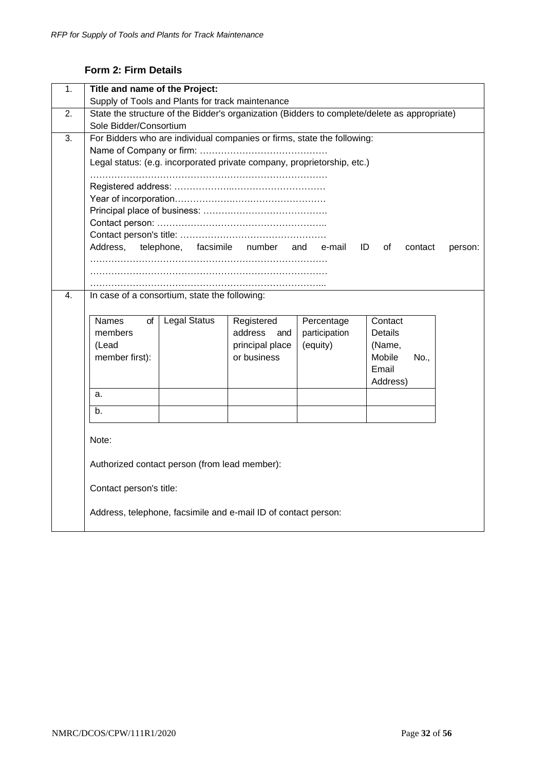### Form 2: Firm Details

| | |
|---|---|
| 1. | **Title and name of the Project:**<br>Supply of Tools and Plants for track maintenance |
| 2. | State the structure of the Bidder's organization (Bidders to complete/delete as appropriate)<br>Sole Bidder/Consortium |
| 3. | For Bidders who are individual companies or firms, state the following:<br>Name of Company or firm: ……………………………………<br>Legal status: (e.g. incorporated private company, proprietorship, etc.)<br>……………………………………………………………………<br>Registered address: ……………….…………………………<br>Year of incorporation……………….…………………………<br>Principal place of business: ……….………………………….<br>Contact person: ………………………………………………..<br>Contact person's title: …………………………………………<br>Address, telephone, facsimile number and e-mail ID of contact person:<br>……………………………………………………………………<br>……………………………………………………………………<br>…………………………………………………………………... |
| 4. | In case of a consortium, state the following:<br><br>(see table below)<br><br>Note:<br><br>Authorized contact person (from lead member):<br><br>Contact person's title:<br><br>Address, telephone, facsimile and e-mail ID of contact person: |

| Names of members (Lead member first): | Legal Status | Registered address and principal place or business | Percentage participation (equity) | Contact Details (Name, Mobile No., Email Address) |
|---|---|---|---|---|
| a. | | | | |
| b. | | | | |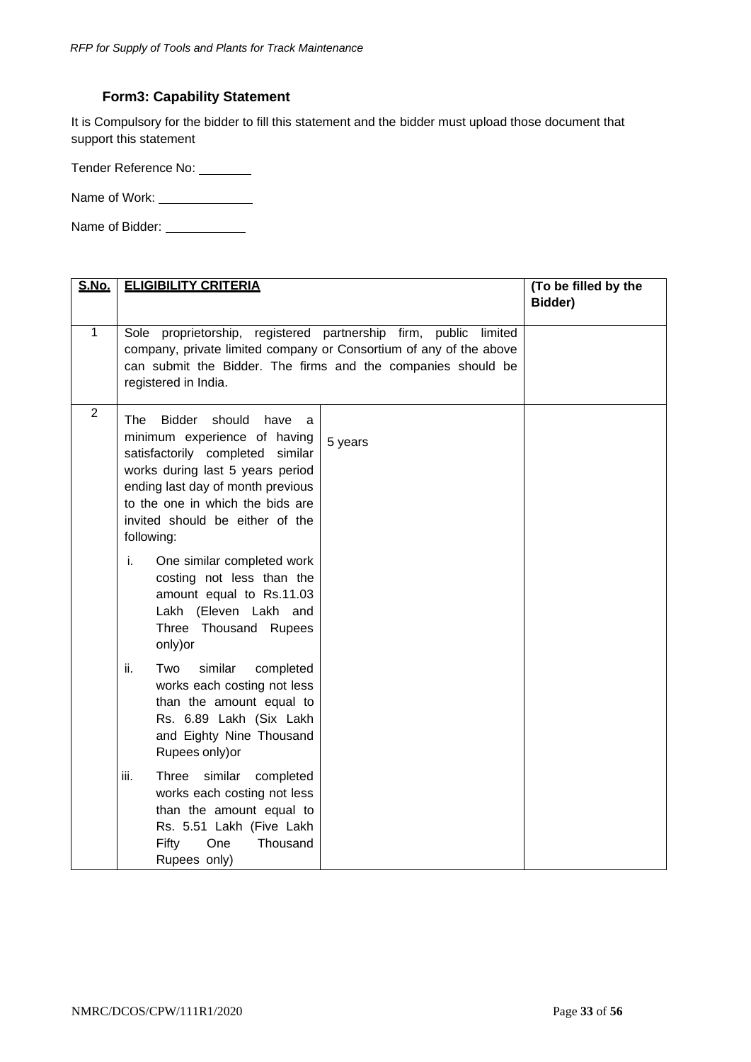### Form3: Capability Statement

It is Compulsory for the bidder to fill this statement and the bidder must upload those document that support this statement

Tender Reference No: ________

Name of Work: ______________

Name of Bidder: ____________

| S.No. | ELIGIBILITY CRITERIA | | (To be filled by the Bidder) |
|---|---|---|---|
| 1 | Sole proprietorship, registered partnership firm, public limited company, private limited company or Consortium of any of the above can submit the Bidder. The firms and the companies should be registered in India. | | |
| 2 | The Bidder should have a minimum experience of having satisfactorily completed similar works during last 5 years period ending last day of month previous to the one in which the bids are invited should be either of the following:<br>i. One similar completed work costing not less than the amount equal to Rs.11.03 Lakh (Eleven Lakh and Three Thousand Rupees only)or<br>ii. Two similar completed works each costing not less than the amount equal to Rs. 6.89 Lakh (Six Lakh and Eighty Nine Thousand Rupees only)or<br>iii. Three similar completed works each costing not less than the amount equal to Rs. 5.51 Lakh (Five Lakh Fifty One Thousand Rupees only) | 5 years | |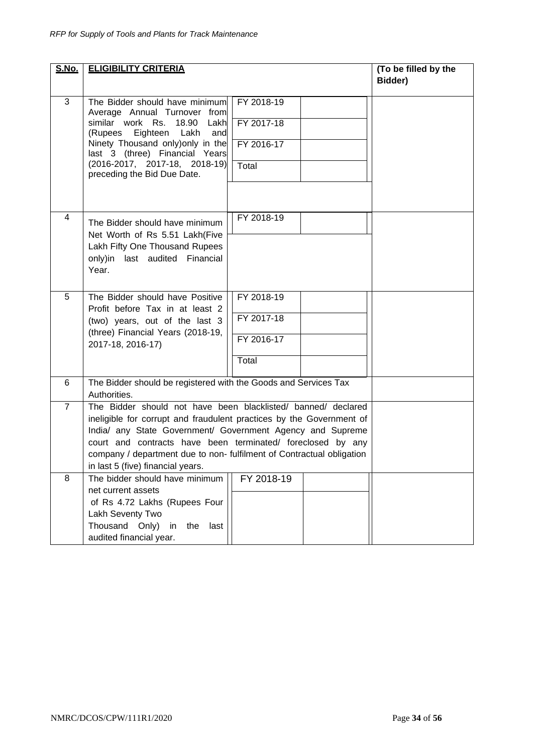| S.No. | ELIGIBILITY CRITERIA | | | (To be filled by the Bidder) |
|---|---|---|---|---|
| 3 | The Bidder should have minimum Average Annual Turnover from similar work Rs. 18.90 Lakh (Rupees Eighteen Lakh and Ninety Thousand only)only in the last 3 (three) Financial Years (2016-2017, 2017-18, 2018-19) preceding the Bid Due Date. | FY 2018-19 | | |
| | | FY 2017-18 | | |
| | | FY 2016-17 | | |
| | | Total | | |
| 4 | The Bidder should have minimum Net Worth of Rs 5.51 Lakh(Five Lakh Fifty One Thousand Rupees only)in last audited Financial Year. | FY 2018-19 | | |
| 5 | The Bidder should have Positive Profit before Tax in at least 2 (two) years, out of the last 3 (three) Financial Years (2018-19, 2017-18, 2016-17) | FY 2018-19 | | |
| | | FY 2017-18 | | |
| | | FY 2016-17 | | |
| | | Total | | |
| 6 | The Bidder should be registered with the Goods and Services Tax Authorities. | | | |
| 7 | The Bidder should not have been blacklisted/ banned/ declared ineligible for corrupt and fraudulent practices by the Government of India/ any State Government/ Government Agency and Supreme court and contracts have been terminated/ foreclosed by any company / department due to non- fulfilment of Contractual obligation in last 5 (five) financial years. | | | |
| 8 | The bidder should have minimum net current assets of Rs 4.72 Lakhs (Rupees Four Lakh Seventy Two Thousand Only) in the last audited financial year. | FY 2018-19 | | |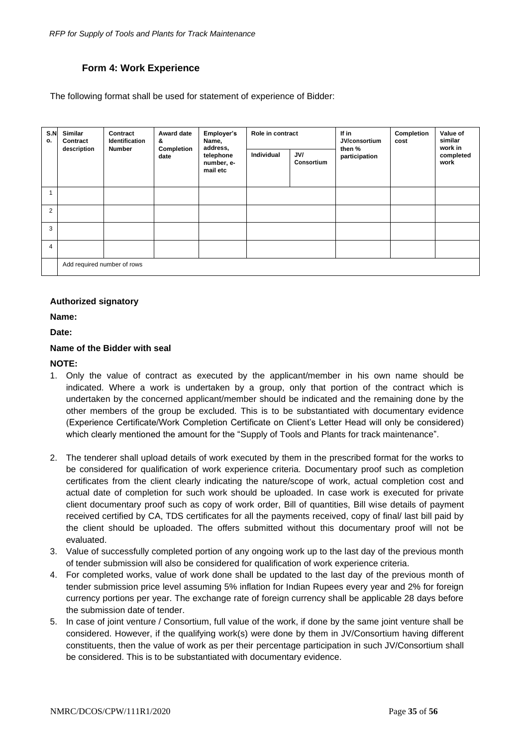## Form 4: Work Experience

The following format shall be used for statement of experience of Bidder:

| S.No. | Similar Contract description | Contract Identification Number | Award date & Completion date | Employer's Name, address, telephone number, e-mail etc | Role in contract | | If in JV/consortium then % participation | Completion cost | Value of similar work in completed work |
|---|---|---|---|---|---|---|---|---|---|
| | | | | | Individual | JV/ Consortium | | | |
| 1 | | | | | | | | | |
| 2 | | | | | | | | | |
| 3 | | | | | | | | | |
| 4 | | | | | | | | | |
| | Add required number of rows | | | | | | | | |

**Authorized signatory**

**Name:**

**Date:**

**Name of the Bidder with seal**

**NOTE:**

1. Only the value of contract as executed by the applicant/member in his own name should be indicated. Where a work is undertaken by a group, only that portion of the contract which is undertaken by the concerned applicant/member should be indicated and the remaining done by the other members of the group be excluded. This is to be substantiated with documentary evidence (Experience Certificate/Work Completion Certificate on Client's Letter Head will only be considered) which clearly mentioned the amount for the "Supply of Tools and Plants for track maintenance".
2. The tenderer shall upload details of work executed by them in the prescribed format for the works to be considered for qualification of work experience criteria. Documentary proof such as completion certificates from the client clearly indicating the nature/scope of work, actual completion cost and actual date of completion for such work should be uploaded. In case work is executed for private client documentary proof such as copy of work order, Bill of quantities, Bill wise details of payment received certified by CA, TDS certificates for all the payments received, copy of final/ last bill paid by the client should be uploaded. The offers submitted without this documentary proof will not be evaluated.
3. Value of successfully completed portion of any ongoing work up to the last day of the previous month of tender submission will also be considered for qualification of work experience criteria.
4. For completed works, value of work done shall be updated to the last day of the previous month of tender submission price level assuming 5% inflation for Indian Rupees every year and 2% for foreign currency portions per year. The exchange rate of foreign currency shall be applicable 28 days before the submission date of tender.
5. In case of joint venture / Consortium, full value of the work, if done by the same joint venture shall be considered. However, if the qualifying work(s) were done by them in JV/Consortium having different constituents, then the value of work as per their percentage participation in such JV/Consortium shall be considered. This is to be substantiated with documentary evidence.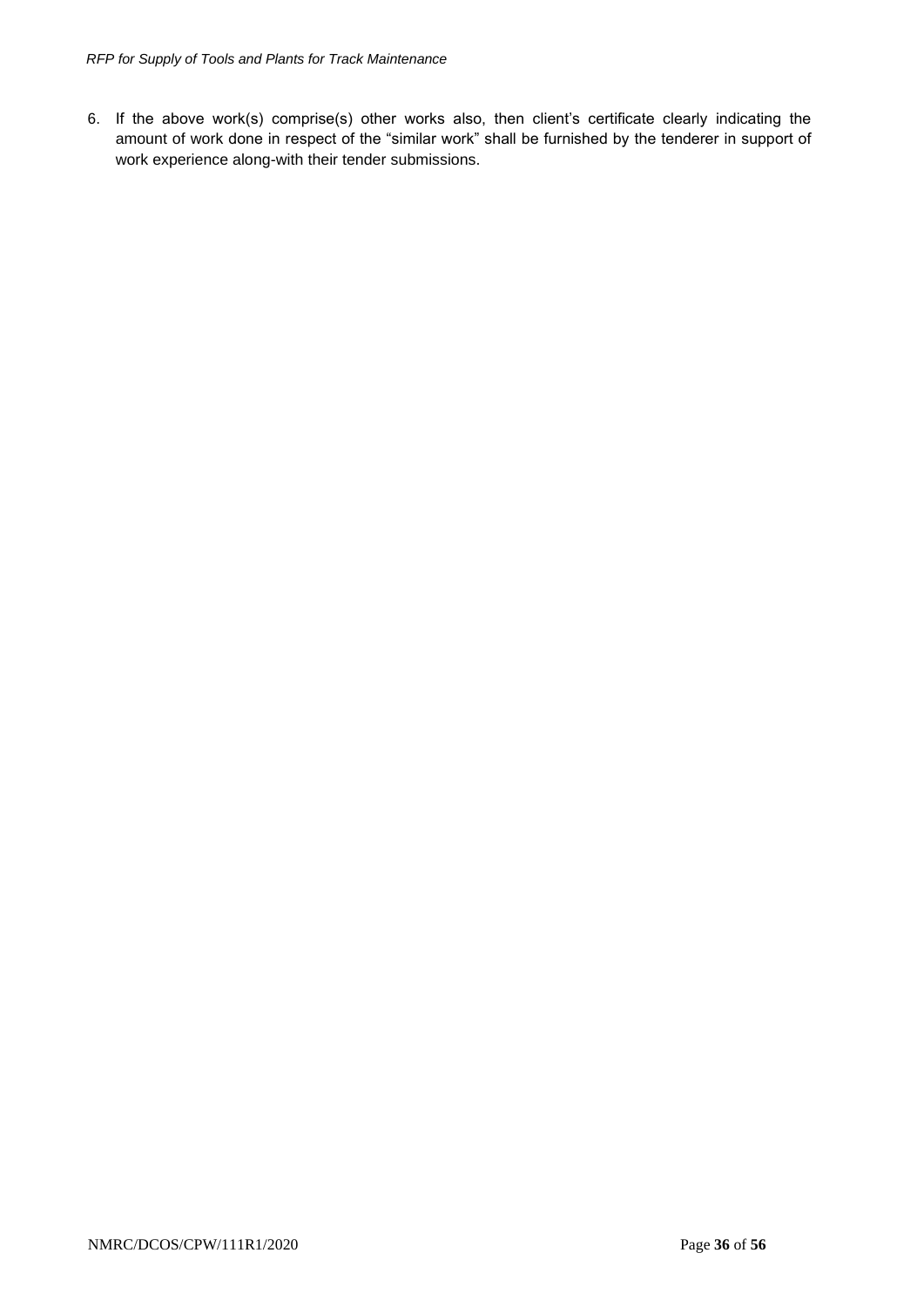6. If the above work(s) comprise(s) other works also, then client's certificate clearly indicating the amount of work done in respect of the "similar work" shall be furnished by the tenderer in support of work experience along-with their tender submissions.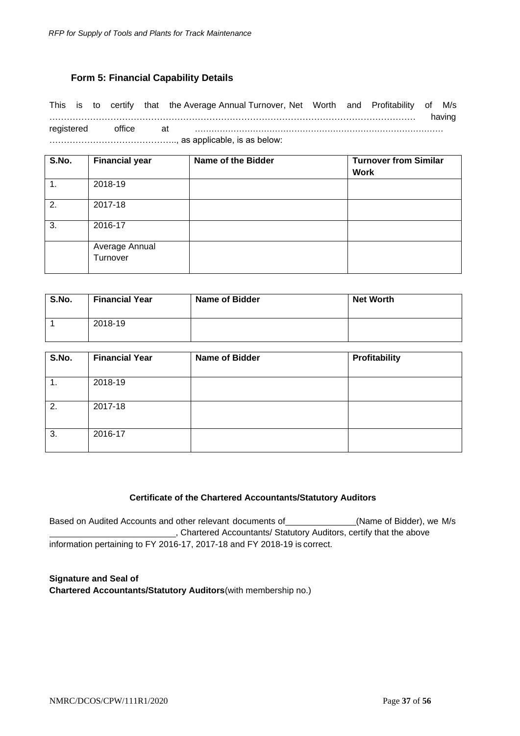## Form 5: Financial Capability Details

This is to certify that the Average Annual Turnover, Net Worth and Profitability of M/s …………………………………………………………………………………………………………… having registered office at ……………………………………………………………………………… …………………………………….., as applicable, is as below:

| S.No. | Financial year | Name of the Bidder | Turnover from Similar Work |
|---|---|---|---|
| 1. | 2018-19 | | |
| 2. | 2017-18 | | |
| 3. | 2016-17 | | |
| | Average Annual Turnover | | |

| S.No. | Financial Year | Name of Bidder | Net Worth |
|---|---|---|---|
| 1 | 2018-19 | | |

| S.No. | Financial Year | Name of Bidder | Profitability |
|---|---|---|---|
| 1. | 2018-19 | | |
| 2. | 2017-18 | | |
| 3. | 2016-17 | | |

**Certificate of the Chartered Accountants/Statutory Auditors**

Based on Audited Accounts and other relevant documents of ______________(Name of Bidder), we M/s __________________________, Chartered Accountants/ Statutory Auditors, certify that the above information pertaining to FY 2016-17, 2017-18 and FY 2018-19 is correct.

**Signature and Seal of**
**Chartered Accountants/Statutory Auditors**(with membership no.)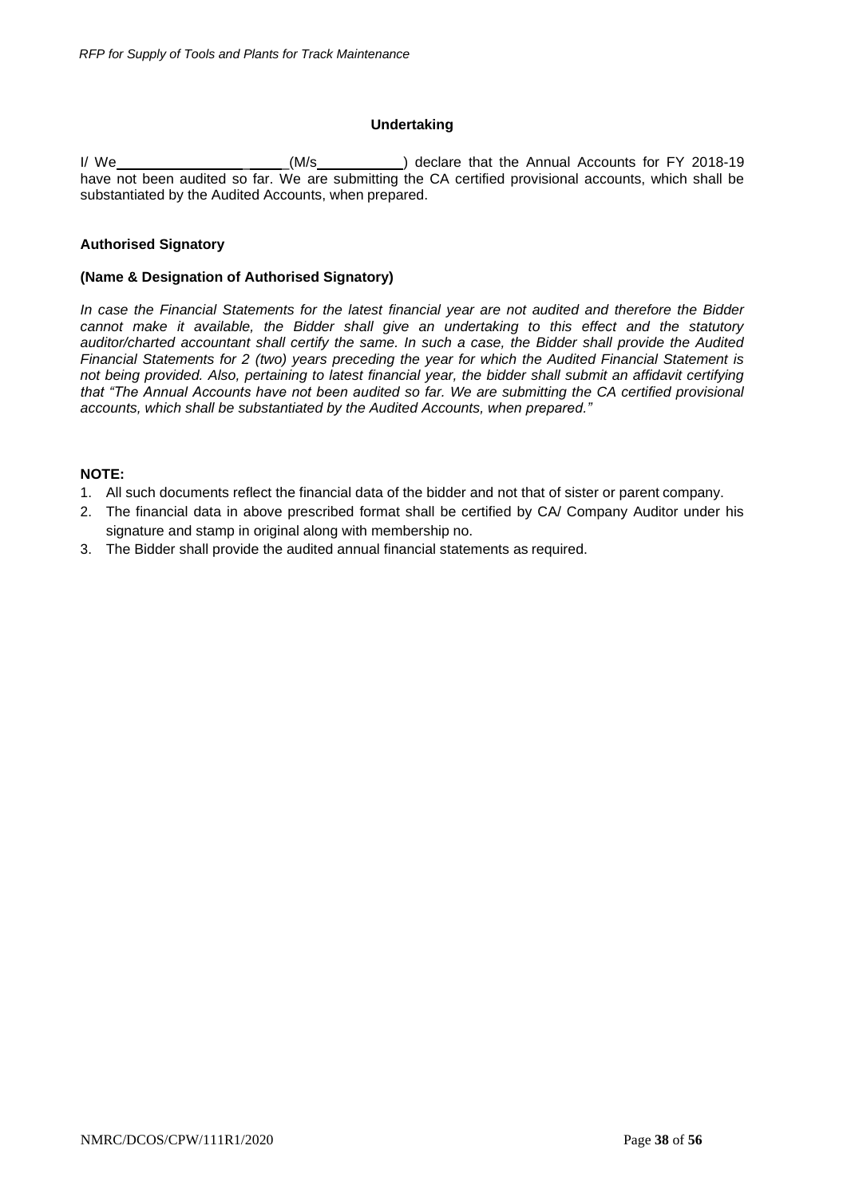## Undertaking

I/ We\_\_\_\_\_\_\_\_\_\_\_\_\_\_\_\_ \_\_\_\_\_(M/s\_\_\_\_\_\_\_\_\_\_\_) declare that the Annual Accounts for FY 2018-19 have not been audited so far. We are submitting the CA certified provisional accounts, which shall be substantiated by the Audited Accounts, when prepared.

**Authorised Signatory**

**(Name & Designation of Authorised Signatory)**

*In case the Financial Statements for the latest financial year are not audited and therefore the Bidder cannot make it available, the Bidder shall give an undertaking to this effect and the statutory auditor/charted accountant shall certify the same. In such a case, the Bidder shall provide the Audited Financial Statements for 2 (two) years preceding the year for which the Audited Financial Statement is not being provided. Also, pertaining to latest financial year, the bidder shall submit an affidavit certifying that "The Annual Accounts have not been audited so far. We are submitting the CA certified provisional accounts, which shall be substantiated by the Audited Accounts, when prepared."*

**NOTE:**

1. All such documents reflect the financial data of the bidder and not that of sister or parent company.
2. The financial data in above prescribed format shall be certified by CA/ Company Auditor under his signature and stamp in original along with membership no.
3. The Bidder shall provide the audited annual financial statements as required.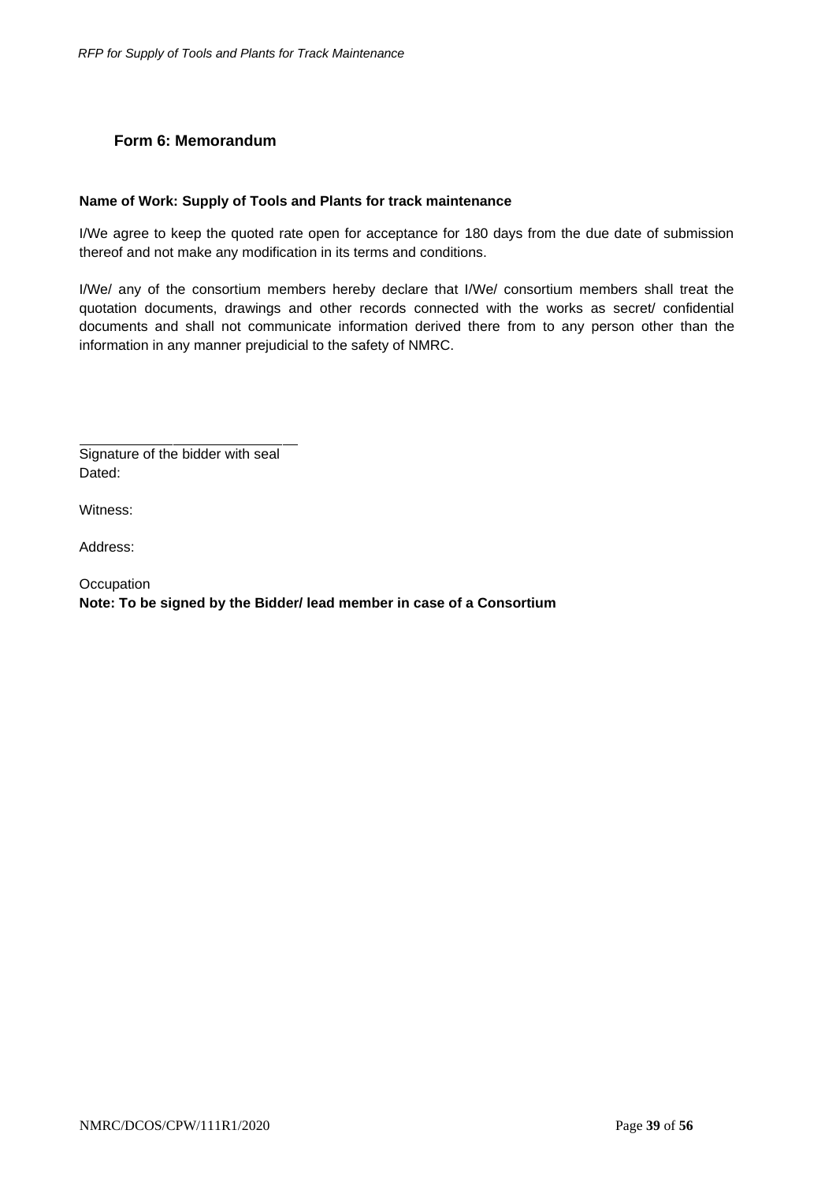## Form 6: Memorandum

**Name of Work: Supply of Tools and Plants for track maintenance**

I/We agree to keep the quoted rate open for acceptance for 180 days from the due date of submission thereof and not make any modification in its terms and conditions.

I/We/ any of the consortium members hereby declare that I/We/ consortium members shall treat the quotation documents, drawings and other records connected with the works as secret/ confidential documents and shall not communicate information derived there from to any person other than the information in any manner prejudicial to the safety of NMRC.

\_\_\_\_\_\_\_\_\_\_\_\_\_\_\_\_\_\_\_\_\_\_\_\_\_\_\_\_\_\_

Signature of the bidder with seal

Dated:

Witness:

Address:

Occupation

**Note: To be signed by the Bidder/ lead member in case of a Consortium**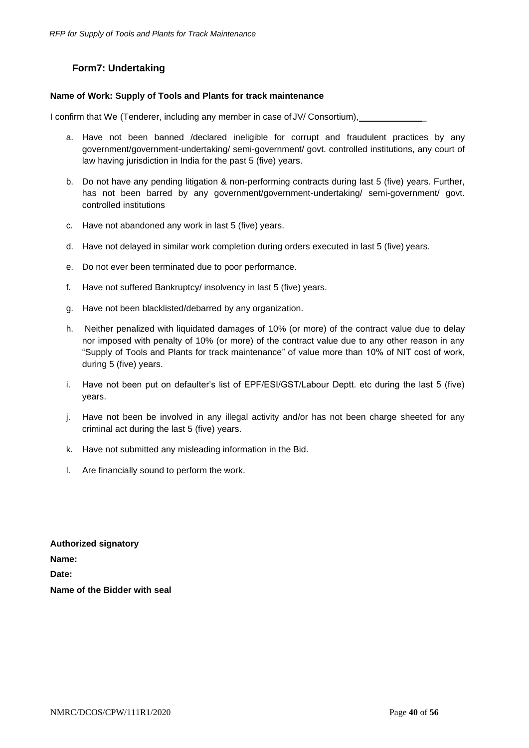## Form7: Undertaking

**Name of Work: Supply of Tools and Plants for track maintenance**

I confirm that We (Tenderer, including any member in case of JV/ Consortium), _____________

a. Have not been banned /declared ineligible for corrupt and fraudulent practices by any government/government-undertaking/ semi-government/ govt. controlled institutions, any court of law having jurisdiction in India for the past 5 (five) years.

b. Do not have any pending litigation & non-performing contracts during last 5 (five) years. Further, has not been barred by any government/government-undertaking/ semi-government/ govt. controlled institutions

c. Have not abandoned any work in last 5 (five) years.

d. Have not delayed in similar work completion during orders executed in last 5 (five) years.

e. Do not ever been terminated due to poor performance.

f. Have not suffered Bankruptcy/ insolvency in last 5 (five) years.

g. Have not been blacklisted/debarred by any organization.

h. Neither penalized with liquidated damages of 10% (or more) of the contract value due to delay nor imposed with penalty of 10% (or more) of the contract value due to any other reason in any "Supply of Tools and Plants for track maintenance" of value more than 10% of NIT cost of work, during 5 (five) years.

i. Have not been put on defaulter's list of EPF/ESI/GST/Labour Deptt. etc during the last 5 (five) years.

j. Have not been be involved in any illegal activity and/or has not been charge sheeted for any criminal act during the last 5 (five) years.

k. Have not submitted any misleading information in the Bid.

l. Are financially sound to perform the work.

**Authorized signatory**

**Name:**

**Date:**

**Name of the Bidder with seal**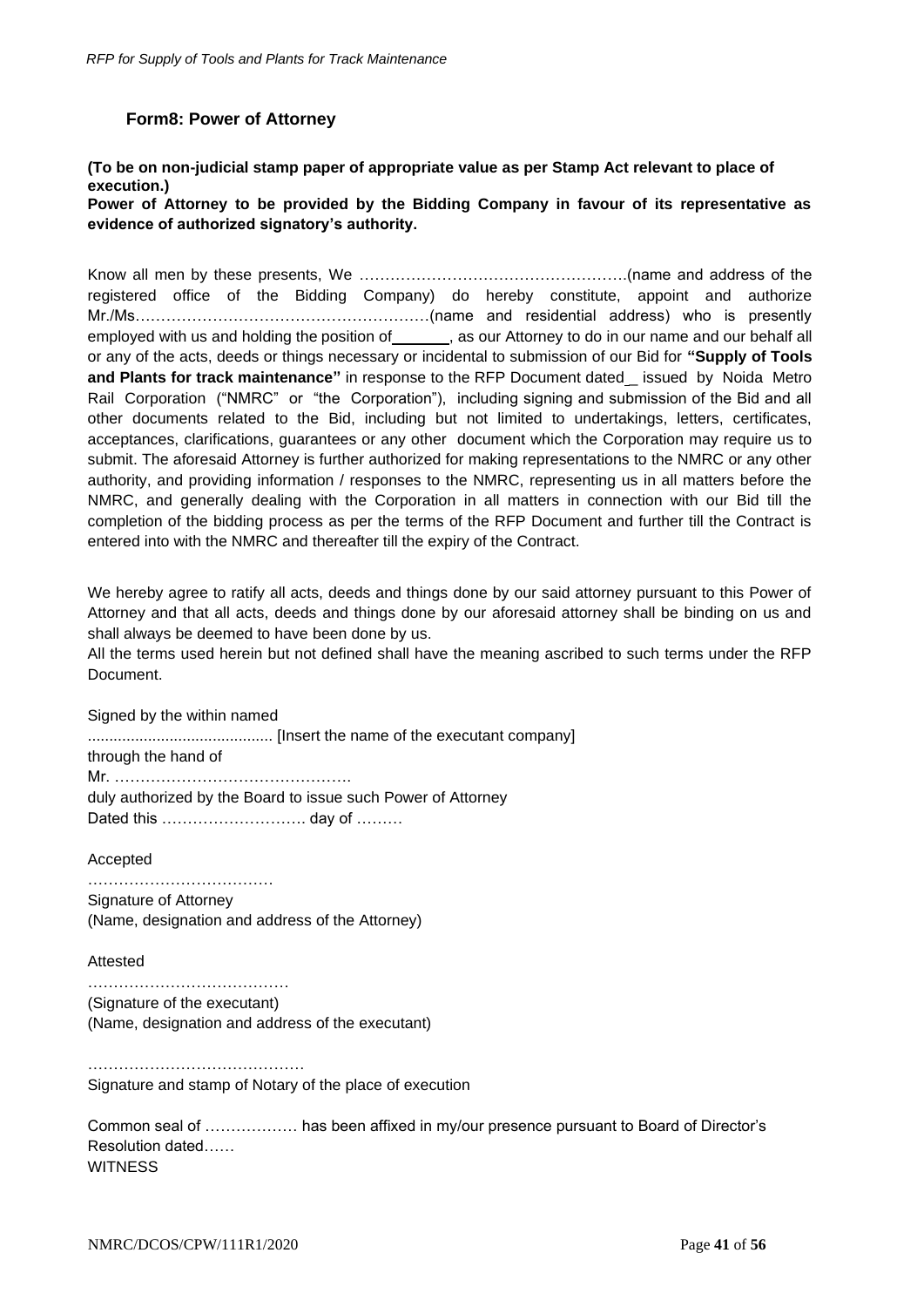### Form8: Power of Attorney

**(To be on non-judicial stamp paper of appropriate value as per Stamp Act relevant to place of execution.)**

**Power of Attorney to be provided by the Bidding Company in favour of its representative as evidence of authorized signatory's authority.**

Know all men by these presents, We …………………………………………….(name and address of the registered office of the Bidding Company) do hereby constitute, appoint and authorize Mr./Ms…………………………………………………(name and residential address) who is presently employed with us and holding the position of_______, as our Attorney to do in our name and our behalf all or any of the acts, deeds or things necessary or incidental to submission of our Bid for **"Supply of Tools and Plants for track maintenance"** in response to the RFP Document dated_ issued by Noida Metro Rail Corporation ("NMRC" or "the Corporation"), including signing and submission of the Bid and all other documents related to the Bid, including but not limited to undertakings, letters, certificates, acceptances, clarifications, guarantees or any other document which the Corporation may require us to submit. The aforesaid Attorney is further authorized for making representations to the NMRC or any other authority, and providing information / responses to the NMRC, representing us in all matters before the NMRC, and generally dealing with the Corporation in all matters in connection with our Bid till the completion of the bidding process as per the terms of the RFP Document and further till the Contract is entered into with the NMRC and thereafter till the expiry of the Contract.

We hereby agree to ratify all acts, deeds and things done by our said attorney pursuant to this Power of Attorney and that all acts, deeds and things done by our aforesaid attorney shall be binding on us and shall always be deemed to have been done by us.

All the terms used herein but not defined shall have the meaning ascribed to such terms under the RFP Document.

Signed by the within named

........................................... [Insert the name of the executant company]

through the hand of

Mr. ……………………………………….

duly authorized by the Board to issue such Power of Attorney

Dated this ………………………. day of ………

Accepted

………………………………

Signature of Attorney

(Name, designation and address of the Attorney)

Attested

…………………………………

(Signature of the executant)

(Name, designation and address of the executant)

……………………………………

Signature and stamp of Notary of the place of execution

Common seal of ……………… has been affixed in my/our presence pursuant to Board of Director's Resolution dated……

WITNESS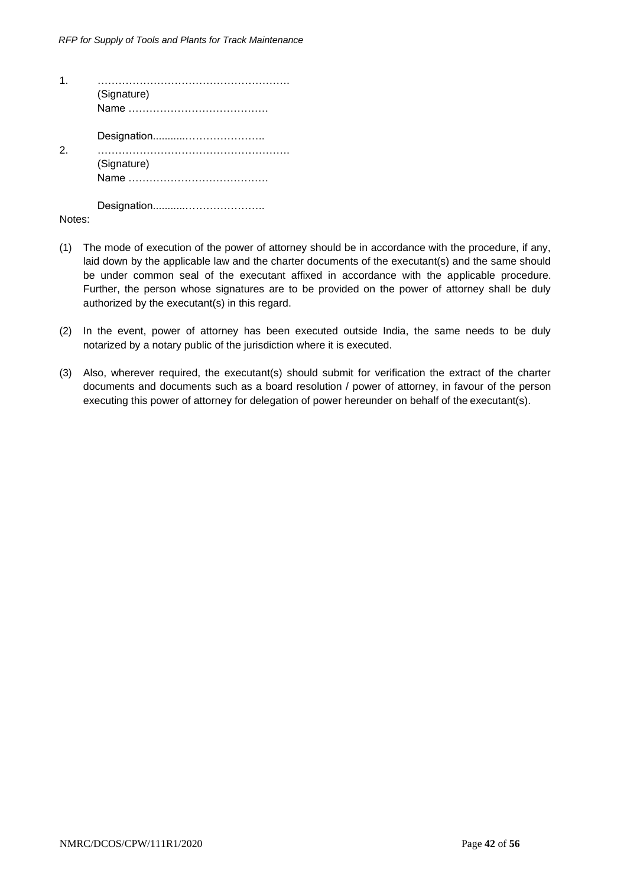1. ………………………………………………
   (Signature)
   Name …………………………………

   Designation...........…………………..

2. ………………………………………………
   (Signature)
   Name …………………………………

   Designation...........…………………..

Notes:

(1) The mode of execution of the power of attorney should be in accordance with the procedure, if any, laid down by the applicable law and the charter documents of the executant(s) and the same should be under common seal of the executant affixed in accordance with the applicable procedure. Further, the person whose signatures are to be provided on the power of attorney shall be duly authorized by the executant(s) in this regard.

(2) In the event, power of attorney has been executed outside India, the same needs to be duly notarized by a notary public of the jurisdiction where it is executed.

(3) Also, wherever required, the executant(s) should submit for verification the extract of the charter documents and documents such as a board resolution / power of attorney, in favour of the person executing this power of attorney for delegation of power hereunder on behalf of the executant(s).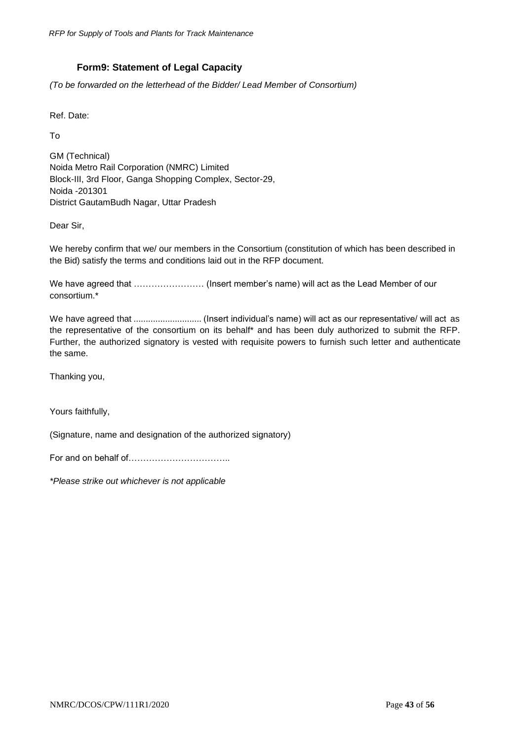## Form9: Statement of Legal Capacity

*(To be forwarded on the letterhead of the Bidder/ Lead Member of Consortium)*

Ref. Date:

To

GM (Technical)
Noida Metro Rail Corporation (NMRC) Limited
Block-III, 3rd Floor, Ganga Shopping Complex, Sector-29,
Noida -201301
District GautamBudh Nagar, Uttar Pradesh

Dear Sir,

We hereby confirm that we/ our members in the Consortium (constitution of which has been described in the Bid) satisfy the terms and conditions laid out in the RFP document.

We have agreed that …………………… (Insert member's name) will act as the Lead Member of our consortium.*

We have agreed that ........................... (Insert individual's name) will act as our representative/ will act as the representative of the consortium on its behalf* and has been duly authorized to submit the RFP. Further, the authorized signatory is vested with requisite powers to furnish such letter and authenticate the same.

Thanking you,

Yours faithfully,

(Signature, name and designation of the authorized signatory)

For and on behalf of……………………………..

*\*Please strike out whichever is not applicable*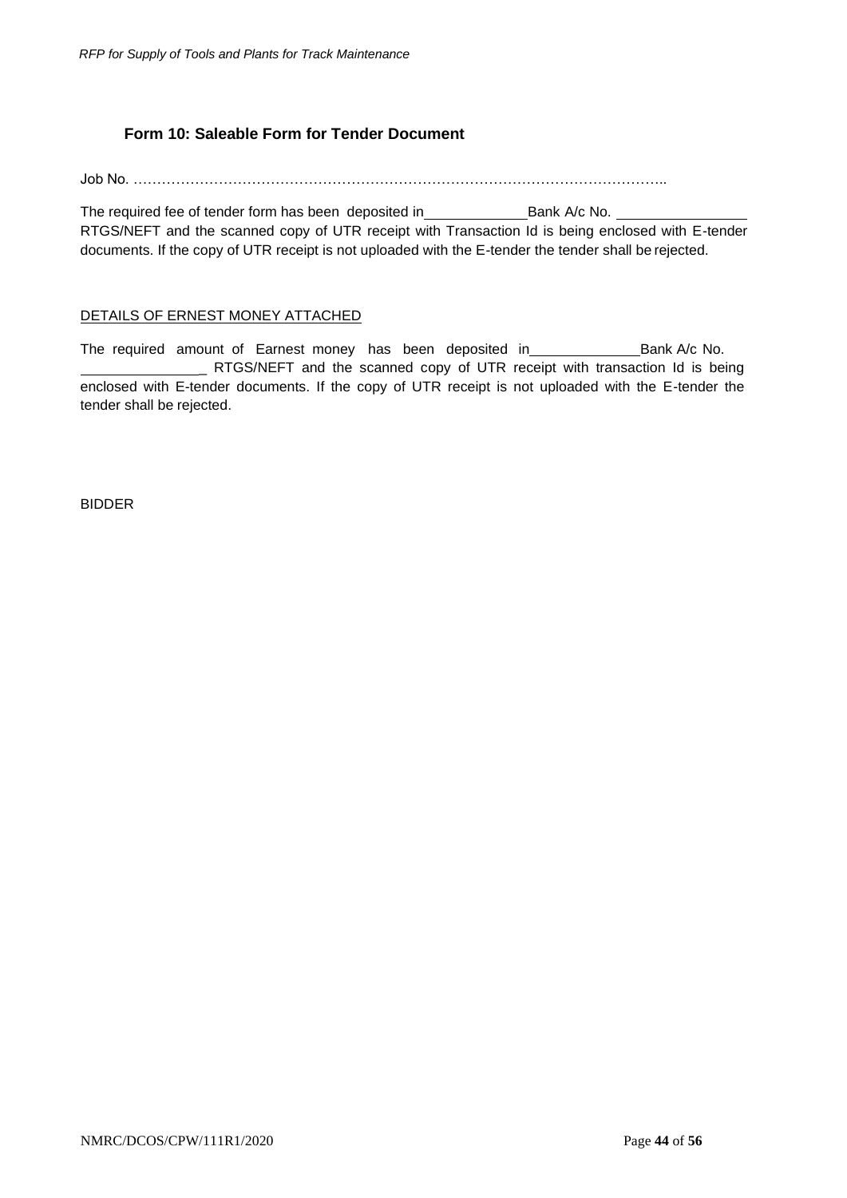## Form 10: Saleable Form for Tender Document

Job No. …………………………………………………………………………………………………..

The required fee of tender form has been deposited in______________Bank A/c No. ________________ RTGS/NEFT and the scanned copy of UTR receipt with Transaction Id is being enclosed with E-tender documents. If the copy of UTR receipt is not uploaded with the E-tender the tender shall be rejected.

<u>DETAILS OF ERNEST MONEY ATTACHED</u>

The required amount of Earnest money has been deposited in______________Bank A/c No. _______________ RTGS/NEFT and the scanned copy of UTR receipt with transaction Id is being enclosed with E-tender documents. If the copy of UTR receipt is not uploaded with the E-tender the tender shall be rejected.

BIDDER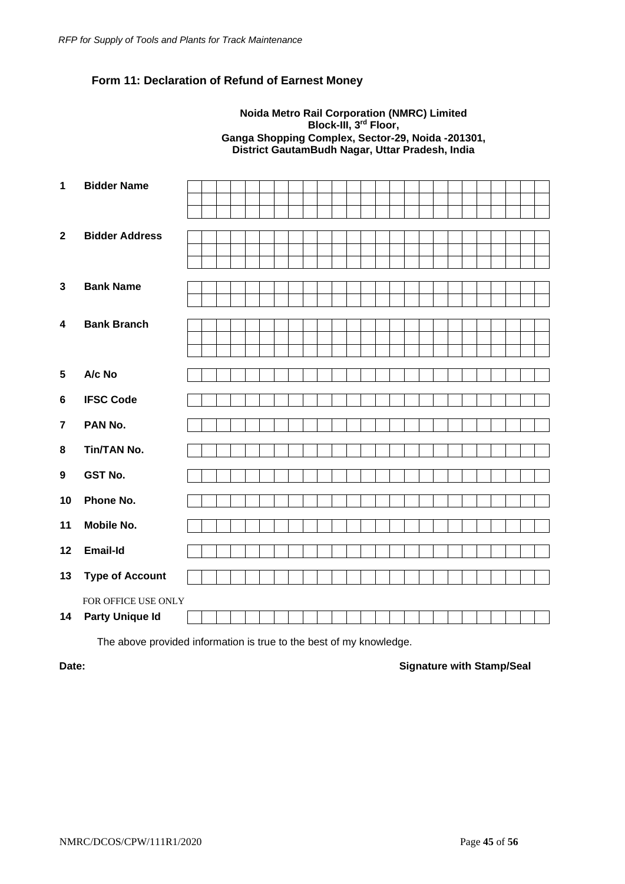## Form 11: Declaration of Refund of Earnest Money

**Noida Metro Rail Corporation (NMRC) Limited**
**Block-III, 3rd Floor,**
**Ganga Shopping Complex, Sector-29, Noida -201301,**
**District GautamBudh Nagar, Uttar Pradesh, India**

| No. | Field | |
|---|---|---|
| 1 | **Bidder Name** | |
| 2 | **Bidder Address** | |
| 3 | **Bank Name** | |
| 4 | **Bank Branch** | |
| 5 | **A/c No** | |
| 6 | **IFSC Code** | |
| 7 | **PAN No.** | |
| 8 | **Tin/TAN No.** | |
| 9 | **GST No.** | |
| 10 | **Phone No.** | |
| 11 | **Mobile No.** | |
| 12 | **Email-Id** | |
| 13 | **Type of Account** | |
| | FOR OFFICE USE ONLY | |
| 14 | **Party Unique Id** | |

The above provided information is true to the best of my knowledge.

**Date:** **Signature with Stamp/Seal**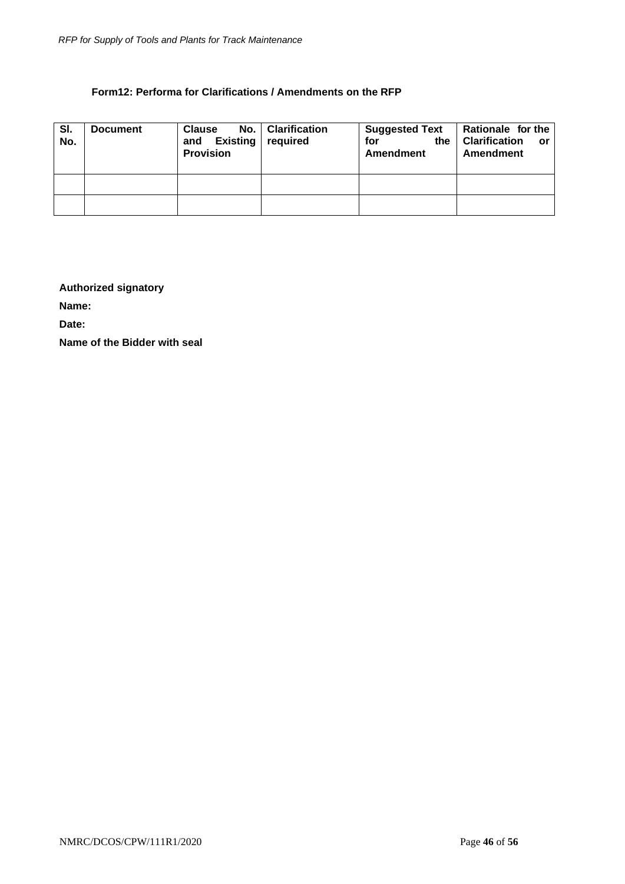**Form12: Performa for Clarifications / Amendments on the RFP**

| Sl. No. | Document | Clause No. and Existing Provision | Clarification required | Suggested Text for the Amendment | Rationale for the Clarification or Amendment |
|---|---|---|---|---|---|
| | | | | | |
| | | | | | |

**Authorized signatory**

**Name:**

**Date:**

**Name of the Bidder with seal**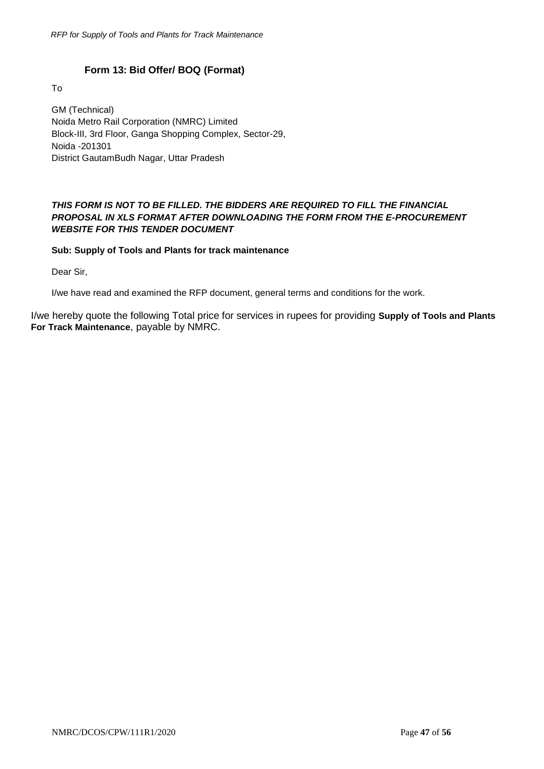## Form 13: Bid Offer/ BOQ (Format)

To

GM (Technical)
Noida Metro Rail Corporation (NMRC) Limited
Block-III, 3rd Floor, Ganga Shopping Complex, Sector-29,
Noida -201301
District GautamBudh Nagar, Uttar Pradesh

***THIS FORM IS NOT TO BE FILLED. THE BIDDERS ARE REQUIRED TO FILL THE FINANCIAL PROPOSAL IN XLS FORMAT AFTER DOWNLOADING THE FORM FROM THE E-PROCUREMENT WEBSITE FOR THIS TENDER DOCUMENT***

**Sub: Supply of Tools and Plants for track maintenance**

Dear Sir,

I/we have read and examined the RFP document, general terms and conditions for the work.

I/we hereby quote the following Total price for services in rupees for providing **Supply of Tools and Plants For Track Maintenance**, payable by NMRC.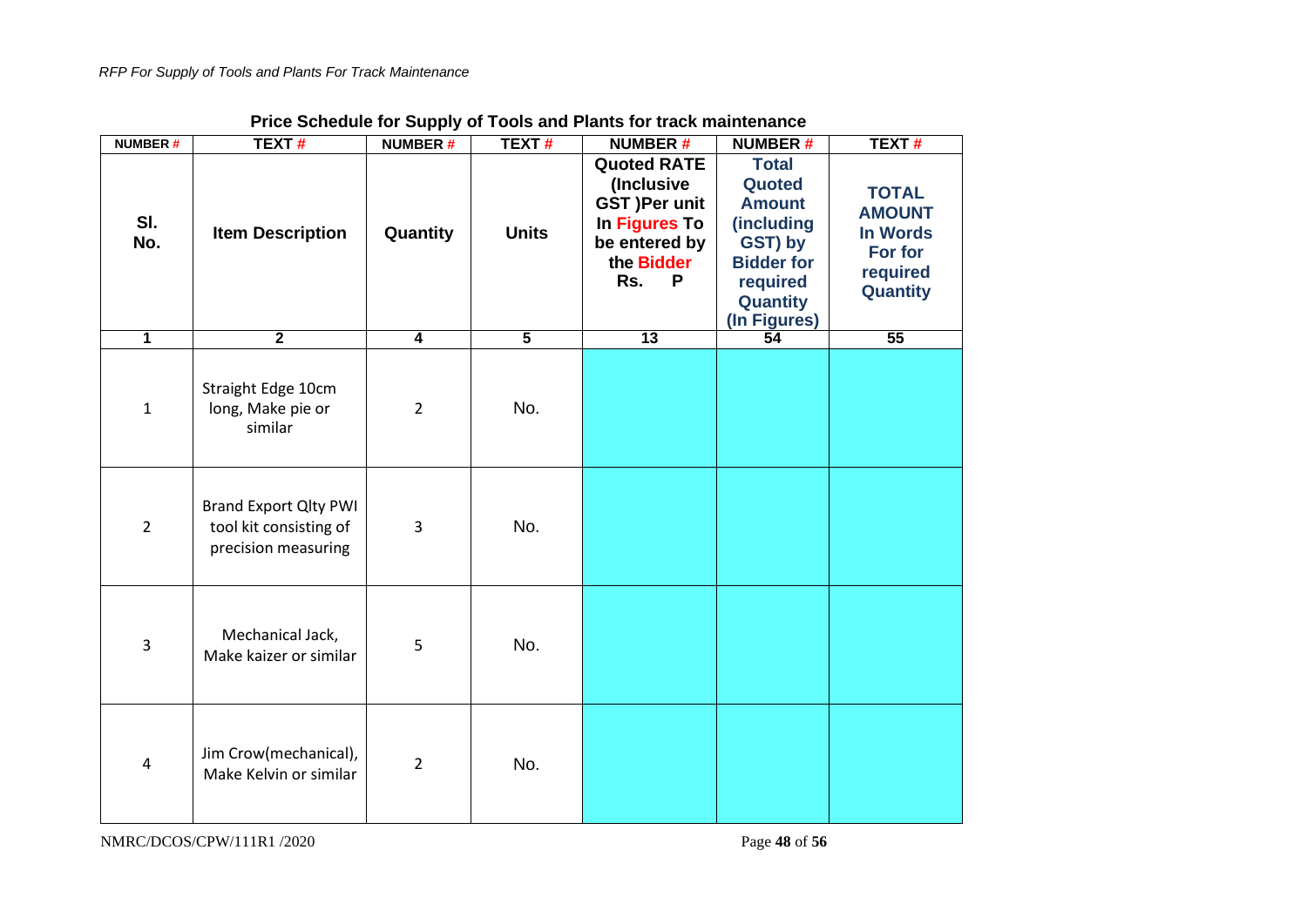## Price Schedule for Supply of Tools and Plants for track maintenance

| NUMBER # | TEXT # | NUMBER # | TEXT # | NUMBER # | NUMBER # | TEXT # |
|---|---|---|---|---|---|---|
| Sl. No. | Item Description | Quantity | Units | Quoted RATE (Inclusive GST )Per unit In Figures To be entered by the Bidder Rs. P | Total Quoted Amount (including GST) by Bidder for required Quantity (In Figures) | TOTAL AMOUNT In Words For for required Quantity |
| 1 | 2 | 4 | 5 | 13 | 54 | 55 |
| 1 | Straight Edge 10cm long, Make pie or similar | 2 | No. | | | |
| 2 | Brand Export Qlty PWI tool kit consisting of precision measuring | 3 | No. | | | |
| 3 | Mechanical Jack, Make kaizer or similar | 5 | No. | | | |
| 4 | Jim Crow(mechanical), Make Kelvin or similar | 2 | No. | | | |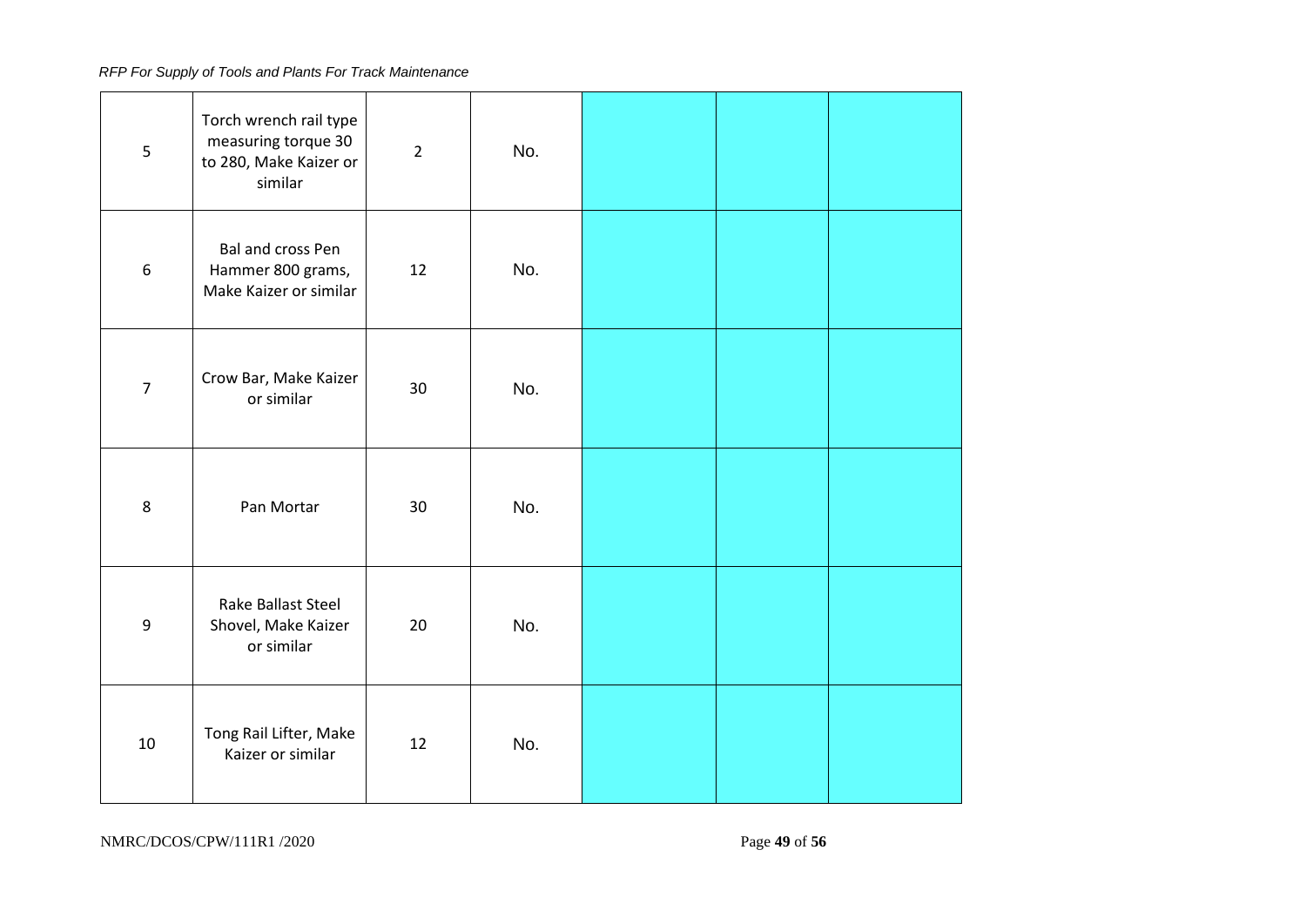| | | | | | | |
|---|---|---|---|---|---|---|
| 5 | Torch wrench rail type measuring torque 30 to 280, Make Kaizer or similar | 2 | No. | | | |
| 6 | Bal and cross Pen Hammer 800 grams, Make Kaizer or similar | 12 | No. | | | |
| 7 | Crow Bar, Make Kaizer or similar | 30 | No. | | | |
| 8 | Pan Mortar | 30 | No. | | | |
| 9 | Rake Ballast Steel Shovel, Make Kaizer or similar | 20 | No. | | | |
| 10 | Tong Rail Lifter, Make Kaizer or similar | 12 | No. | | | |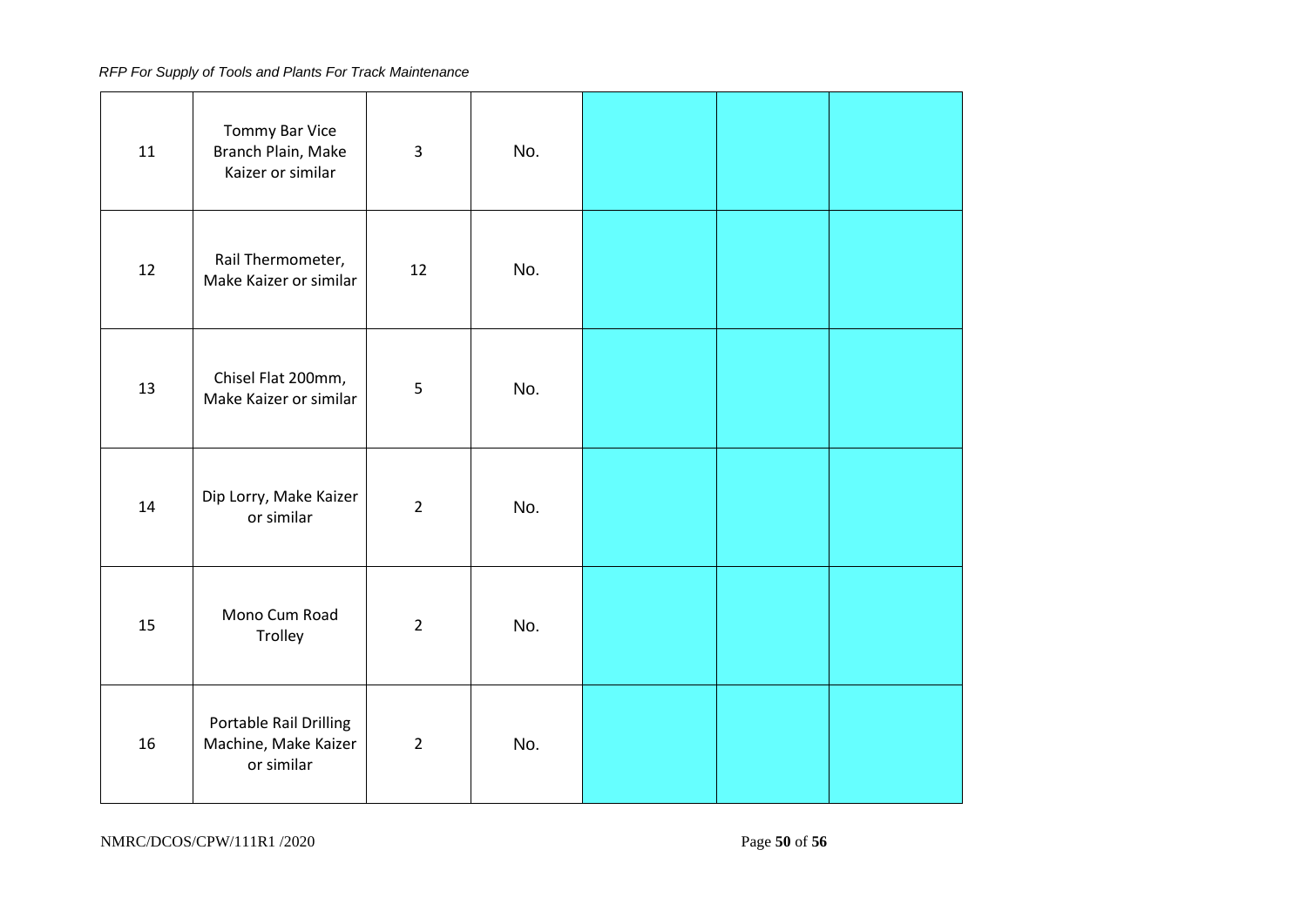| | | | | | | |
|---|---|---|---|---|---|---|
| 11 | Tommy Bar Vice Branch Plain, Make Kaizer or similar | 3 | No. | | | |
| 12 | Rail Thermometer, Make Kaizer or similar | 12 | No. | | | |
| 13 | Chisel Flat 200mm, Make Kaizer or similar | 5 | No. | | | |
| 14 | Dip Lorry, Make Kaizer or similar | 2 | No. | | | |
| 15 | Mono Cum Road Trolley | 2 | No. | | | |
| 16 | Portable Rail Drilling Machine, Make Kaizer or similar | 2 | No. | | | |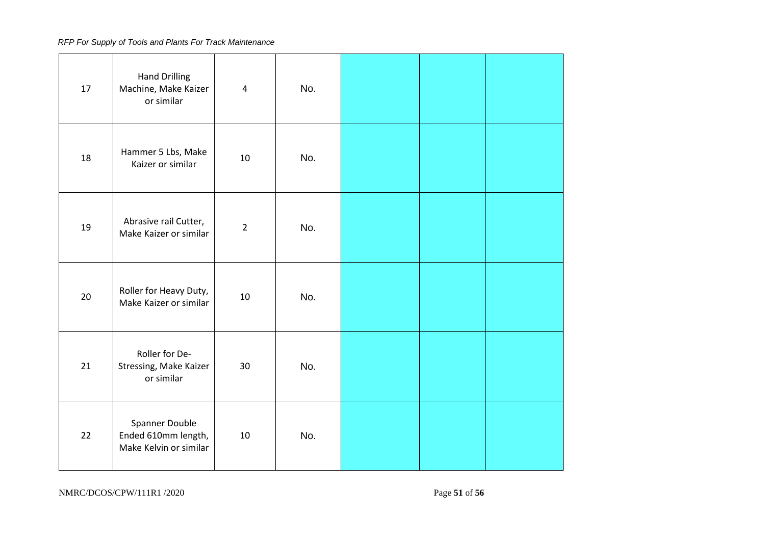| 17 | Hand Drilling Machine, Make Kaizer or similar | 4 | No. | | | |
|---|---|---|---|---|---|---|
| 18 | Hammer 5 Lbs, Make Kaizer or similar | 10 | No. | | | |
| 19 | Abrasive rail Cutter, Make Kaizer or similar | 2 | No. | | | |
| 20 | Roller for Heavy Duty, Make Kaizer or similar | 10 | No. | | | |
| 21 | Roller for De-Stressing, Make Kaizer or similar | 30 | No. | | | |
| 22 | Spanner Double Ended 610mm length, Make Kelvin or similar | 10 | No. | | | |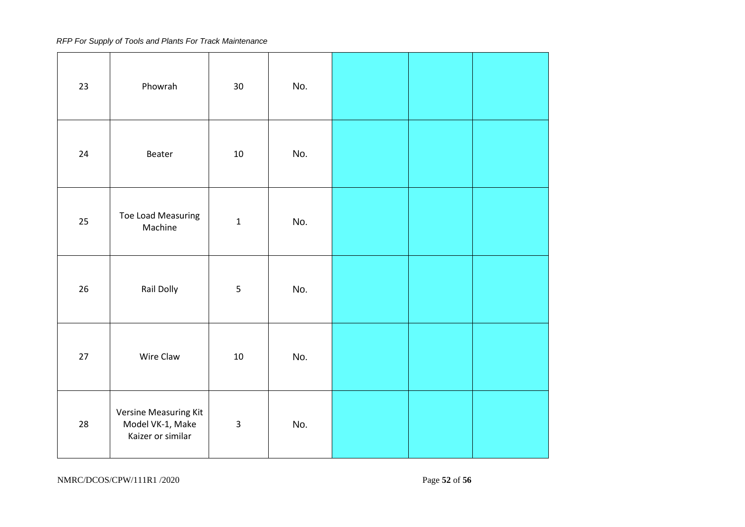| | | | | | | |
|---|---|---|---|---|---|---|
| 23 | Phowrah | 30 | No. | | | |
| 24 | Beater | 10 | No. | | | |
| 25 | Toe Load Measuring Machine | 1 | No. | | | |
| 26 | Rail Dolly | 5 | No. | | | |
| 27 | Wire Claw | 10 | No. | | | |
| 28 | Versine Measuring Kit Model VK-1, Make Kaizer or similar | 3 | No. | | | |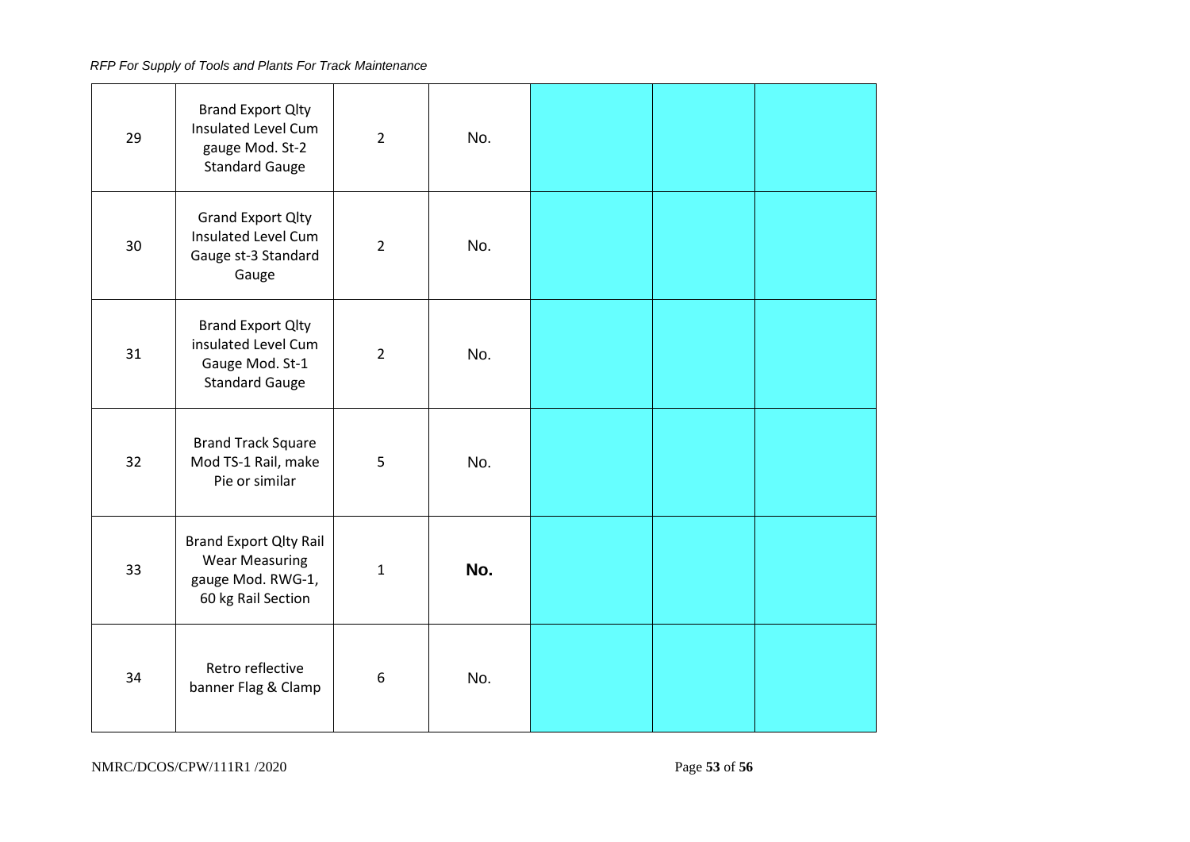| 29 | Brand Export Qlty Insulated Level Cum gauge Mod. St-2 Standard Gauge | 2 | No. | | | |
|---|---|---|---|---|---|---|
| 30 | Grand Export Qlty Insulated Level Cum Gauge st-3 Standard Gauge | 2 | No. | | | |
| 31 | Brand Export Qlty insulated Level Cum Gauge Mod. St-1 Standard Gauge | 2 | No. | | | |
| 32 | Brand Track Square Mod TS-1 Rail, make Pie or similar | 5 | No. | | | |
| 33 | Brand Export Qlty Rail Wear Measuring gauge Mod. RWG-1, 60 kg Rail Section | 1 | **No.** | | | |
| 34 | Retro reflective banner Flag & Clamp | 6 | No. | | | |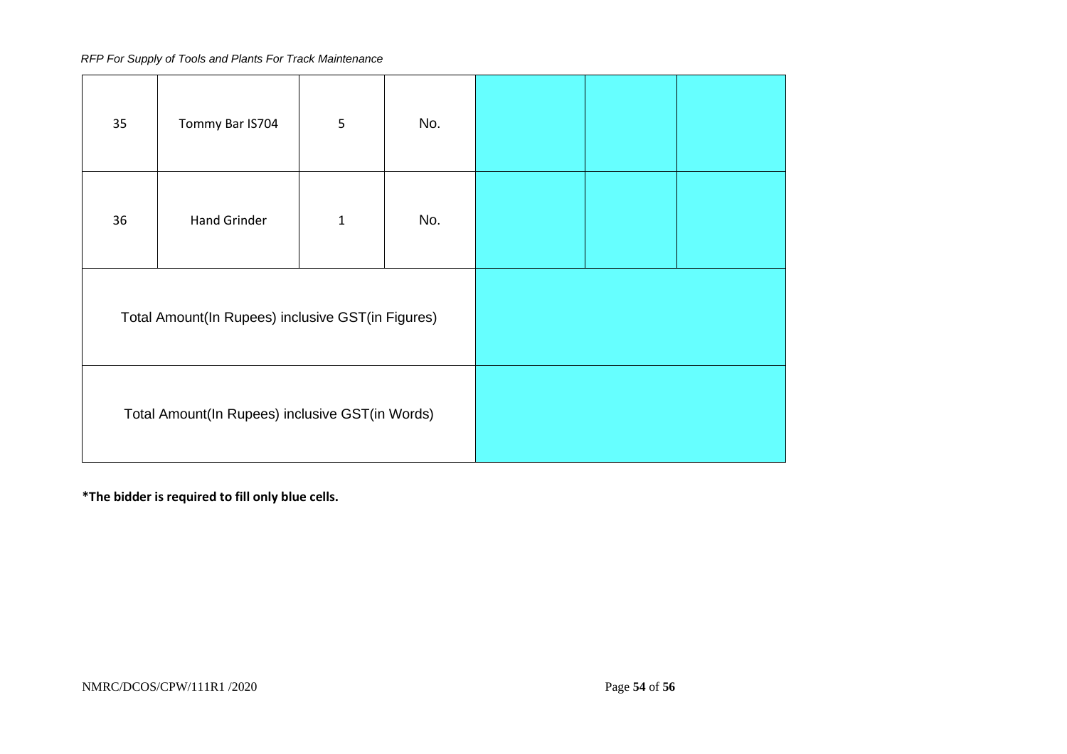| | | | | | | |
|---|---|---|---|---|---|---|
| 35 | Tommy Bar IS704 | 5 | No. | | | |
| 36 | Hand Grinder | 1 | No. | | | |
| Total Amount(In Rupees) inclusive GST(in Figures) | | | | | | |
| Total Amount(In Rupees) inclusive GST(in Words) | | | | | | |

**\*The bidder is required to fill only blue cells.**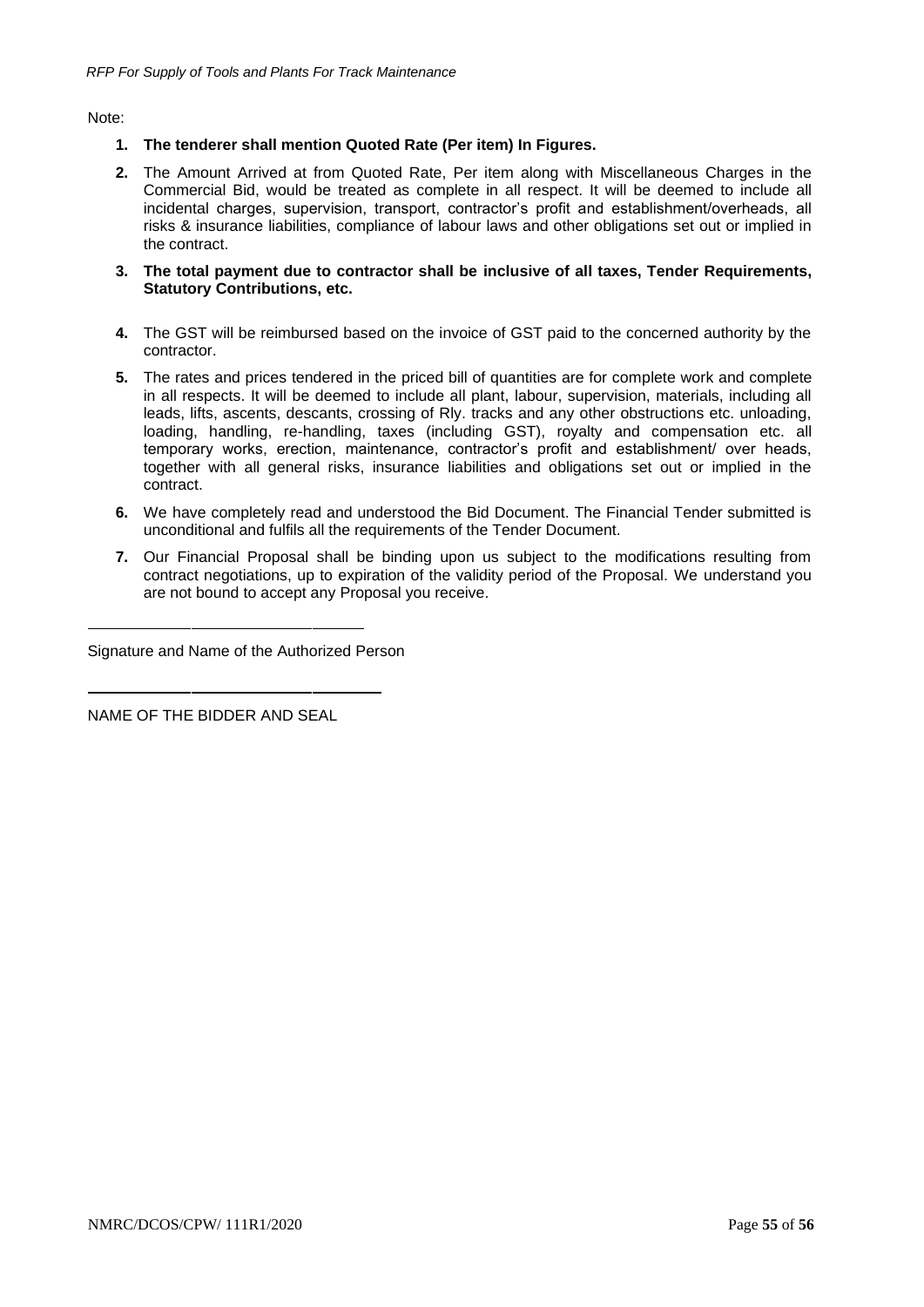Note:

1. **The tenderer shall mention Quoted Rate (Per item) In Figures.**
2. The Amount Arrived at from Quoted Rate, Per item along with Miscellaneous Charges in the Commercial Bid, would be treated as complete in all respect. It will be deemed to include all incidental charges, supervision, transport, contractor's profit and establishment/overheads, all risks & insurance liabilities, compliance of labour laws and other obligations set out or implied in the contract.
3. **The total payment due to contractor shall be inclusive of all taxes, Tender Requirements, Statutory Contributions, etc.**
4. The GST will be reimbursed based on the invoice of GST paid to the concerned authority by the contractor.
5. The rates and prices tendered in the priced bill of quantities are for complete work and complete in all respects. It will be deemed to include all plant, labour, supervision, materials, including all leads, lifts, ascents, descants, crossing of Rly. tracks and any other obstructions etc. unloading, loading, handling, re-handling, taxes (including GST), royalty and compensation etc. all temporary works, erection, maintenance, contractor's profit and establishment/ over heads, together with all general risks, insurance liabilities and obligations set out or implied in the contract.
6. We have completely read and understood the Bid Document. The Financial Tender submitted is unconditional and fulfils all the requirements of the Tender Document.
7. Our Financial Proposal shall be binding upon us subject to the modifications resulting from contract negotiations, up to expiration of the validity period of the Proposal. We understand you are not bound to accept any Proposal you receive.

\_\_\_\_\_\_\_\_\_\_\_\_\_\_\_\_\_\_\_\_\_\_\_\_\_\_\_\_\_\_

Signature and Name of the Authorized Person

\_\_\_\_\_\_\_\_\_\_\_\_\_\_\_\_\_\_\_\_\_\_\_\_\_\_\_\_\_\_

NAME OF THE BIDDER AND SEAL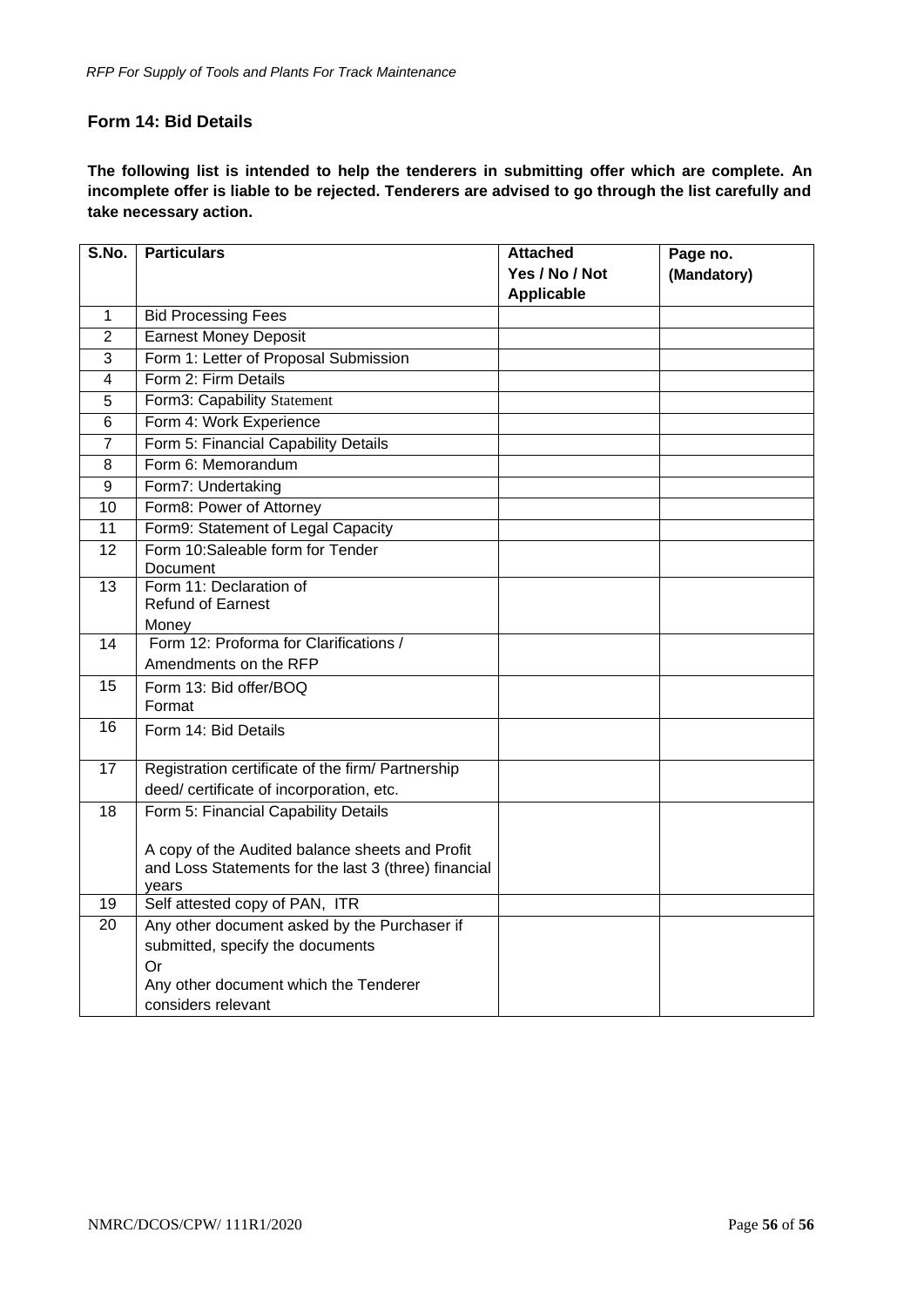## Form 14: Bid Details

**The following list is intended to help the tenderers in submitting offer which are complete. An incomplete offer is liable to be rejected. Tenderers are advised to go through the list carefully and take necessary action.**

| S.No. | Particulars | Attached Yes / No / Not Applicable | Page no. (Mandatory) |
|---|---|---|---|
| 1 | Bid Processing Fees | | |
| 2 | Earnest Money Deposit | | |
| 3 | Form 1: Letter of Proposal Submission | | |
| 4 | Form 2: Firm Details | | |
| 5 | Form3: Capability Statement | | |
| 6 | Form 4: Work Experience | | |
| 7 | Form 5: Financial Capability Details | | |
| 8 | Form 6: Memorandum | | |
| 9 | Form7: Undertaking | | |
| 10 | Form8: Power of Attorney | | |
| 11 | Form9: Statement of Legal Capacity | | |
| 12 | Form 10:Saleable form for Tender Document | | |
| 13 | Form 11: Declaration of Refund of Earnest Money | | |
| 14 | Form 12: Proforma for Clarifications / Amendments on the RFP | | |
| 15 | Form 13: Bid offer/BOQ Format | | |
| 16 | Form 14: Bid Details | | |
| 17 | Registration certificate of the firm/ Partnership deed/ certificate of incorporation, etc. | | |
| 18 | Form 5: Financial Capability Details<br><br>A copy of the Audited balance sheets and Profit and Loss Statements for the last 3 (three) financial years | | |
| 19 | Self attested copy of PAN, ITR | | |
| 20 | Any other document asked by the Purchaser if submitted, specify the documents<br>Or<br>Any other document which the Tenderer considers relevant | | |